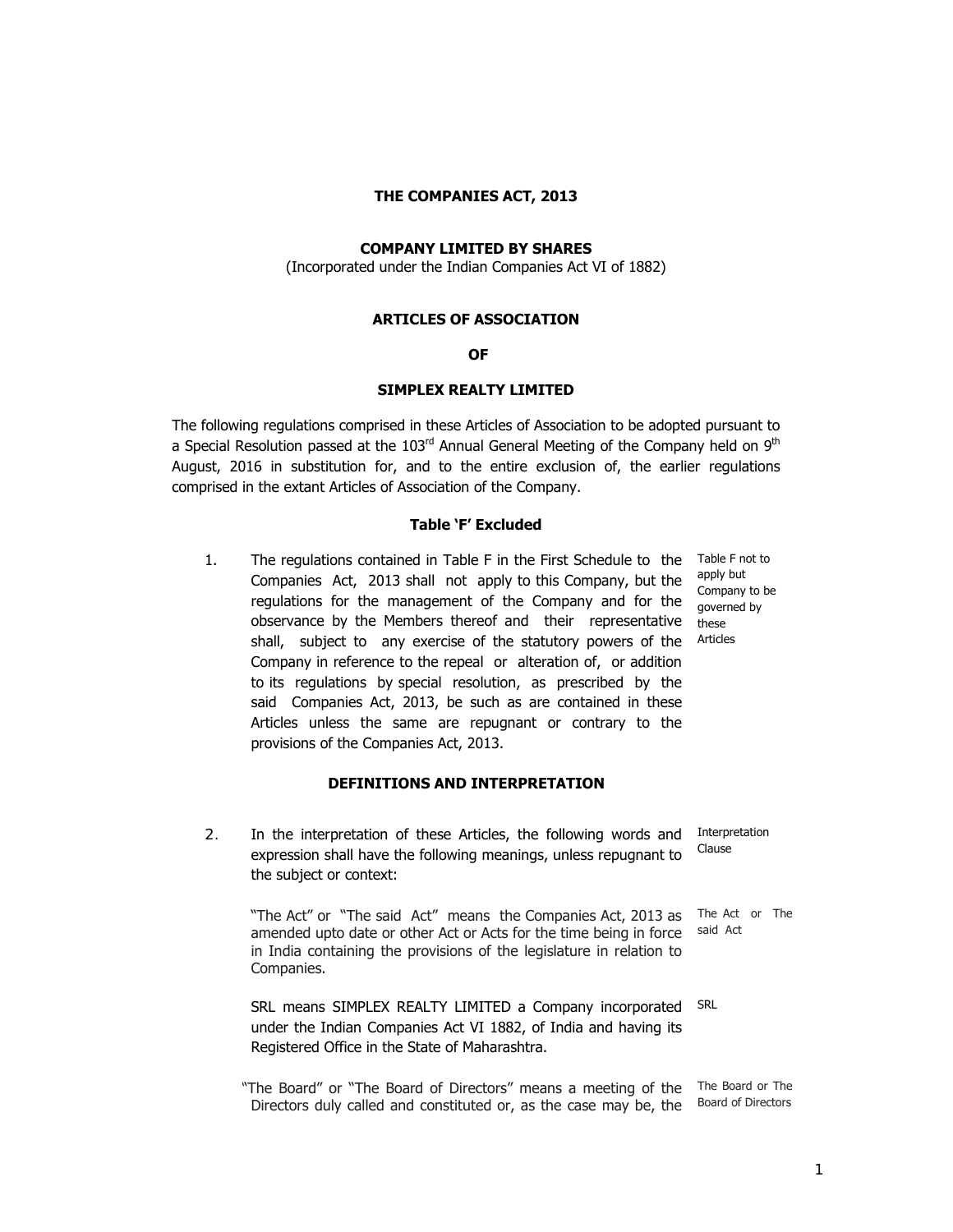**THE COMPANIES ACT, 2013**

**COMPANY LIMITED BY SHARES**

(Incorporated under the Indian Companies Act VI of 1882)

**ARTICLES OF ASSOCIATION**

**OF**

**SIMPLEX REALTY LIMITED**

The following regulations comprised in these Articles of Association to be adopted pursuant to a Special Resolution passed at the 103rd Annual General Meeting of the Company held on 9th August, 2016 in substitution for, and to the entire exclusion of, the earlier regulations comprised in the extant Articles of Association of the Company.

**Table 'F' Excluded**

1. The regulations contained in Table F in the First Schedule to the Companies Act, 2013 shall not apply to this Company, but the regulations for the management of the Company and for the observance by the Members thereof and their representative shall, subject to any exercise of the statutory powers of the Company in reference to the repeal or alteration of, or addition to its regulations by special resolution, as prescribed by the said Companies Act, 2013, be such as are contained in these Articles unless the same are repugnant or contrary to the provisions of the Companies Act, 2013. *(Table F not to apply but Company to be governed by these Articles)*

**DEFINITIONS AND INTERPRETATION**

2. In the interpretation of these Articles, the following words and expression shall have the following meanings, unless repugnant to the subject or context: *(Interpretation Clause)*

   "The Act" or "The said Act" means the Companies Act, 2013 as amended upto date or other Act or Acts for the time being in force in India containing the provisions of the legislature in relation to Companies. *(The Act or The said Act)*

   SRL means SIMPLEX REALTY LIMITED a Company incorporated under the Indian Companies Act VI 1882, of India and having its Registered Office in the State of Maharashtra. *(SRL)*

   "The Board" or "The Board of Directors" means a meeting of the Directors duly called and constituted or, as the case may be, the *(The Board or The Board of Directors)*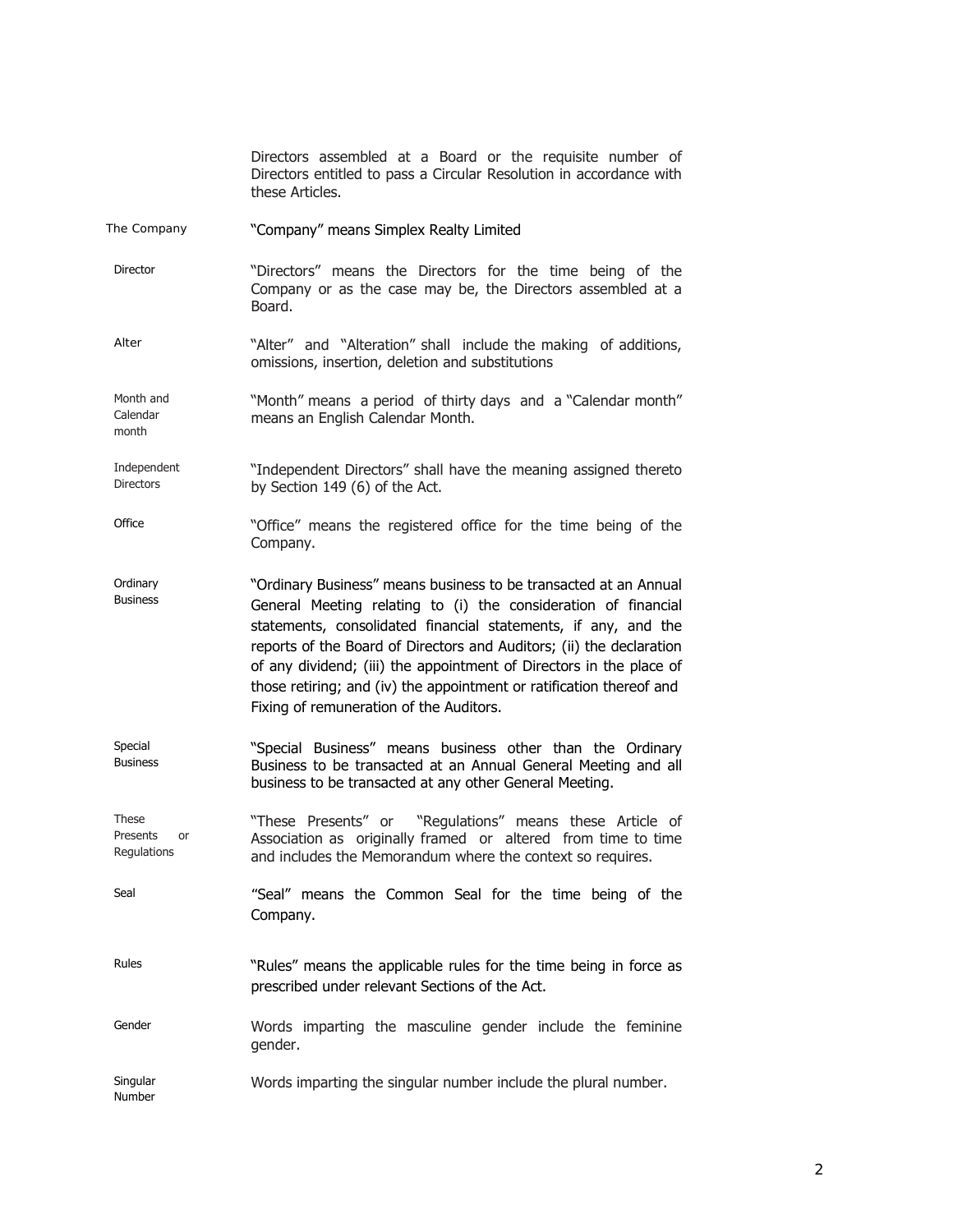Directors assembled at a Board or the requisite number of Directors entitled to pass a Circular Resolution in accordance with these Articles.

| | |
|---|---|
| The Company | "Company" means Simplex Realty Limited |
| Director | "Directors" means the Directors for the time being of the Company or as the case may be, the Directors assembled at a Board. |
| Alter | "Alter" and "Alteration" shall include the making of additions, omissions, insertion, deletion and substitutions |
| Month and Calendar month | "Month" means a period of thirty days and a "Calendar month" means an English Calendar Month. |
| Independent Directors | "Independent Directors" shall have the meaning assigned thereto by Section 149 (6) of the Act. |
| Office | "Office" means the registered office for the time being of the Company. |
| Ordinary Business | "Ordinary Business" means business to be transacted at an Annual General Meeting relating to (i) the consideration of financial statements, consolidated financial statements, if any, and the reports of the Board of Directors and Auditors; (ii) the declaration of any dividend; (iii) the appointment of Directors in the place of those retiring; and (iv) the appointment or ratification thereof and Fixing of remuneration of the Auditors. |
| Special Business | "Special Business" means business other than the Ordinary Business to be transacted at an Annual General Meeting and all business to be transacted at any other General Meeting. |
| These Presents or Regulations | "These Presents" or "Regulations" means these Article of Association as originally framed or altered from time to time and includes the Memorandum where the context so requires. |
| Seal | "Seal" means the Common Seal for the time being of the Company. |
| Rules | "Rules" means the applicable rules for the time being in force as prescribed under relevant Sections of the Act. |
| Gender | Words imparting the masculine gender include the feminine gender. |
| Singular Number | Words imparting the singular number include the plural number. |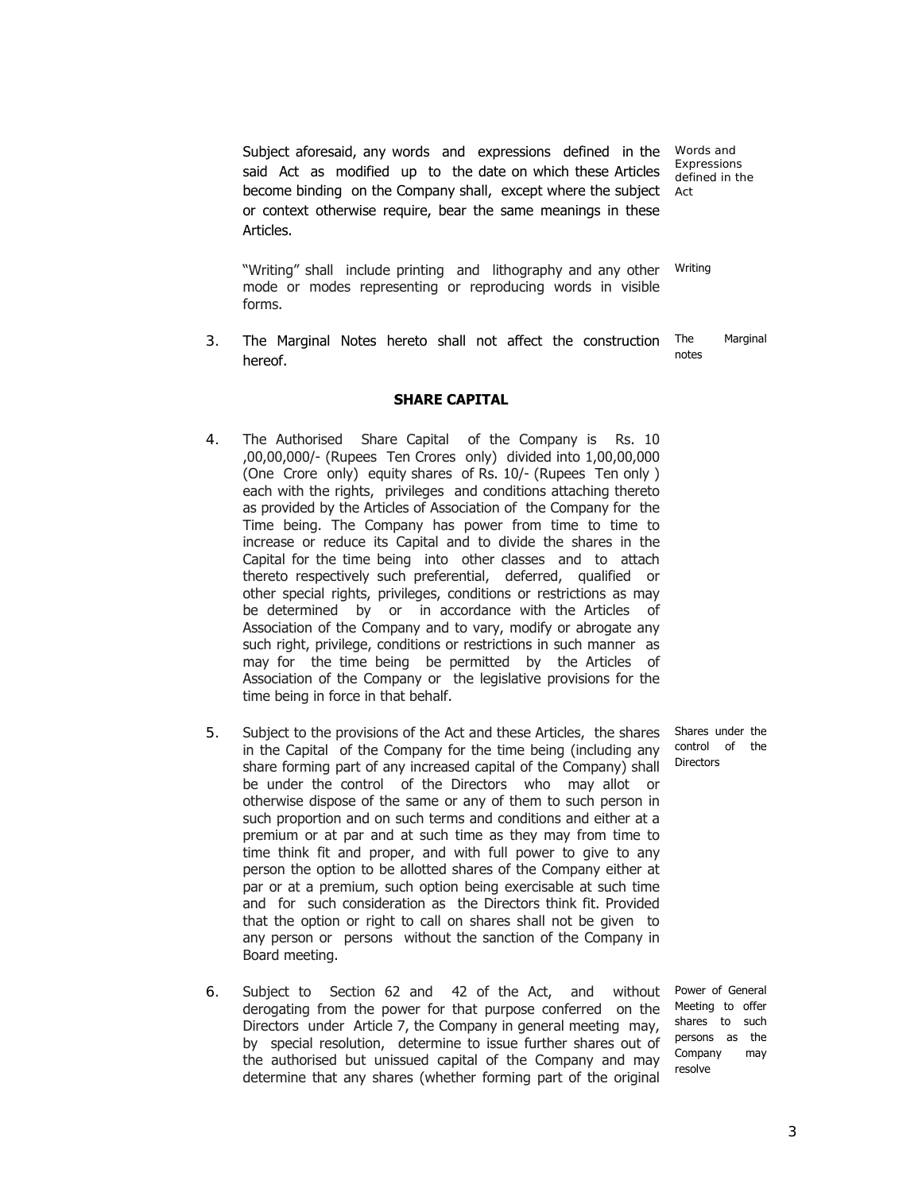Subject aforesaid, any words and expressions defined in the said Act as modified up to the date on which these Articles become binding on the Company shall, except where the subject or context otherwise require, bear the same meanings in these Articles.

*Words and Expressions defined in the Act*

"Writing" shall include printing and lithography and any other mode or modes representing or reproducing words in visible forms.

*Writing*

3. The Marginal Notes hereto shall not affect the construction hereof.

*The Marginal notes*

## SHARE CAPITAL

4. The Authorised Share Capital of the Company is Rs. 10 ,00,00,000/- (Rupees Ten Crores only) divided into 1,00,00,000 (One Crore only) equity shares of Rs. 10/- (Rupees Ten only ) each with the rights, privileges and conditions attaching thereto as provided by the Articles of Association of the Company for the Time being. The Company has power from time to time to increase or reduce its Capital and to divide the shares in the Capital for the time being into other classes and to attach thereto respectively such preferential, deferred, qualified or other special rights, privileges, conditions or restrictions as may be determined by or in accordance with the Articles of Association of the Company and to vary, modify or abrogate any such right, privilege, conditions or restrictions in such manner as may for the time being be permitted by the Articles of Association of the Company or the legislative provisions for the time being in force in that behalf.

5. Subject to the provisions of the Act and these Articles, the shares in the Capital of the Company for the time being (including any share forming part of any increased capital of the Company) shall be under the control of the Directors who may allot or otherwise dispose of the same or any of them to such person in such proportion and on such terms and conditions and either at a premium or at par and at such time as they may from time to time think fit and proper, and with full power to give to any person the option to be allotted shares of the Company either at par or at a premium, such option being exercisable at such time and for such consideration as the Directors think fit. Provided that the option or right to call on shares shall not be given to any person or persons without the sanction of the Company in Board meeting.

*Shares under the control of the Directors*

6. Subject to Section 62 and 42 of the Act, and without derogating from the power for that purpose conferred on the Directors under Article 7, the Company in general meeting may, by special resolution, determine to issue further shares out of the authorised but unissued capital of the Company and may determine that any shares (whether forming part of the original

*Power of General Meeting to offer shares to such persons as the Company may resolve*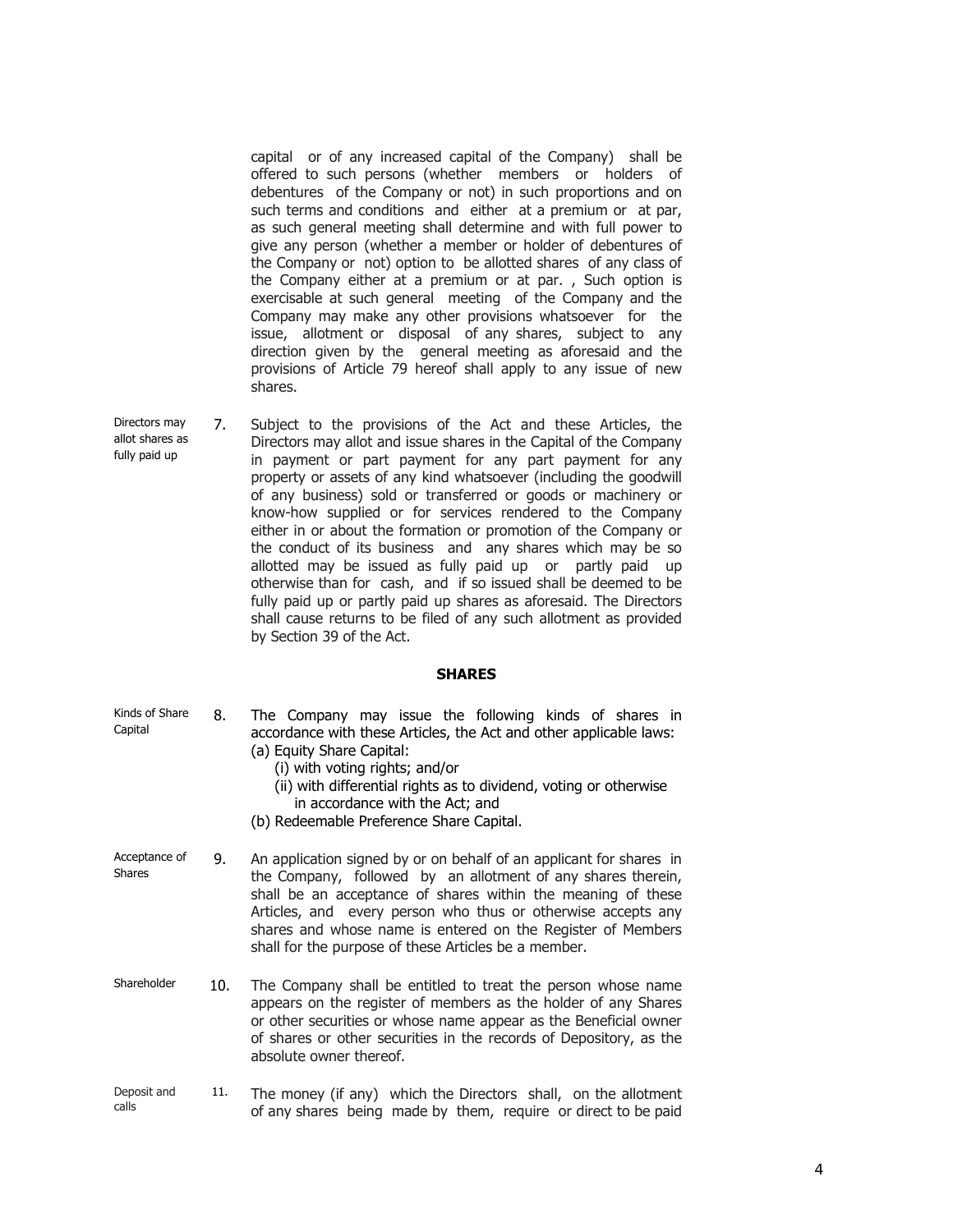capital or of any increased capital of the Company) shall be offered to such persons (whether members or holders of debentures of the Company or not) in such proportions and on such terms and conditions and either at a premium or at par, as such general meeting shall determine and with full power to give any person (whether a member or holder of debentures of the Company or not) option to be allotted shares of any class of the Company either at a premium or at par. , Such option is exercisable at such general meeting of the Company and the Company may make any other provisions whatsoever for the issue, allotment or disposal of any shares, subject to any direction given by the general meeting as aforesaid and the provisions of Article 79 hereof shall apply to any issue of new shares.

Directors may allot shares as fully paid up

7. Subject to the provisions of the Act and these Articles, the Directors may allot and issue shares in the Capital of the Company in payment or part payment for any part payment for any property or assets of any kind whatsoever (including the goodwill of any business) sold or transferred or goods or machinery or know-how supplied or for services rendered to the Company either in or about the formation or promotion of the Company or the conduct of its business and any shares which may be so allotted may be issued as fully paid up or partly paid up otherwise than for cash, and if so issued shall be deemed to be fully paid up or partly paid up shares as aforesaid. The Directors shall cause returns to be filed of any such allotment as provided by Section 39 of the Act.

## SHARES

Kinds of Share Capital

8. The Company may issue the following kinds of shares in accordance with these Articles, the Act and other applicable laws:
   (a) Equity Share Capital:
      (i) with voting rights; and/or
      (ii) with differential rights as to dividend, voting or otherwise in accordance with the Act; and
   (b) Redeemable Preference Share Capital.

Acceptance of Shares

9. An application signed by or on behalf of an applicant for shares in the Company, followed by an allotment of any shares therein, shall be an acceptance of shares within the meaning of these Articles, and every person who thus or otherwise accepts any shares and whose name is entered on the Register of Members shall for the purpose of these Articles be a member.

Shareholder

10. The Company shall be entitled to treat the person whose name appears on the register of members as the holder of any Shares or other securities or whose name appear as the Beneficial owner of shares or other securities in the records of Depository, as the absolute owner thereof.

Deposit and calls

11. The money (if any) which the Directors shall, on the allotment of any shares being made by them, require or direct to be paid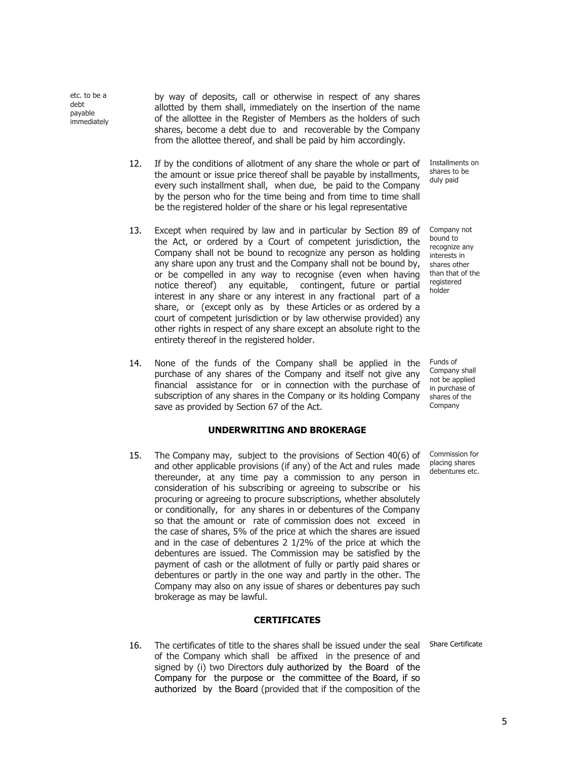etc. to be a debt payable immediately

by way of deposits, call or otherwise in respect of any shares allotted by them shall, immediately on the insertion of the name of the allottee in the Register of Members as the holders of such shares, become a debt due to and recoverable by the Company from the allottee thereof, and shall be paid by him accordingly.

12. If by the conditions of allotment of any share the whole or part of the amount or issue price thereof shall be payable by installments, every such installment shall, when due, be paid to the Company by the person who for the time being and from time to time shall be the registered holder of the share or his legal representative

Installments on shares to be duly paid

13. Except when required by law and in particular by Section 89 of the Act, or ordered by a Court of competent jurisdiction, the Company shall not be bound to recognize any person as holding any share upon any trust and the Company shall not be bound by, or be compelled in any way to recognise (even when having notice thereof) any equitable, contingent, future or partial interest in any share or any interest in any fractional part of a share, or (except only as by these Articles or as ordered by a court of competent jurisdiction or by law otherwise provided) any other rights in respect of any share except an absolute right to the entirety thereof in the registered holder.

Company not bound to recognize any interests in shares other than that of the registered holder

14. None of the funds of the Company shall be applied in the purchase of any shares of the Company and itself not give any financial assistance for or in connection with the purchase of subscription of any shares in the Company or its holding Company save as provided by Section 67 of the Act.

Funds of Company shall not be applied in purchase of shares of the Company

**UNDERWRITING AND BROKERAGE**

15. The Company may, subject to the provisions of Section 40(6) of and other applicable provisions (if any) of the Act and rules made thereunder, at any time pay a commission to any person in consideration of his subscribing or agreeing to subscribe or his procuring or agreeing to procure subscriptions, whether absolutely or conditionally, for any shares in or debentures of the Company so that the amount or rate of commission does not exceed in the case of shares, 5% of the price at which the shares are issued and in the case of debentures 2 1/2% of the price at which the debentures are issued. The Commission may be satisfied by the payment of cash or the allotment of fully or partly paid shares or debentures or partly in the one way and partly in the other. The Company may also on any issue of shares or debentures pay such brokerage as may be lawful.

Commission for placing shares debentures etc.

**CERTIFICATES**

16. The certificates of title to the shares shall be issued under the seal of the Company which shall be affixed in the presence of and signed by (i) two Directors duly authorized by the Board of the Company for the purpose or the committee of the Board, if so authorized by the Board (provided that if the composition of the

Share Certificate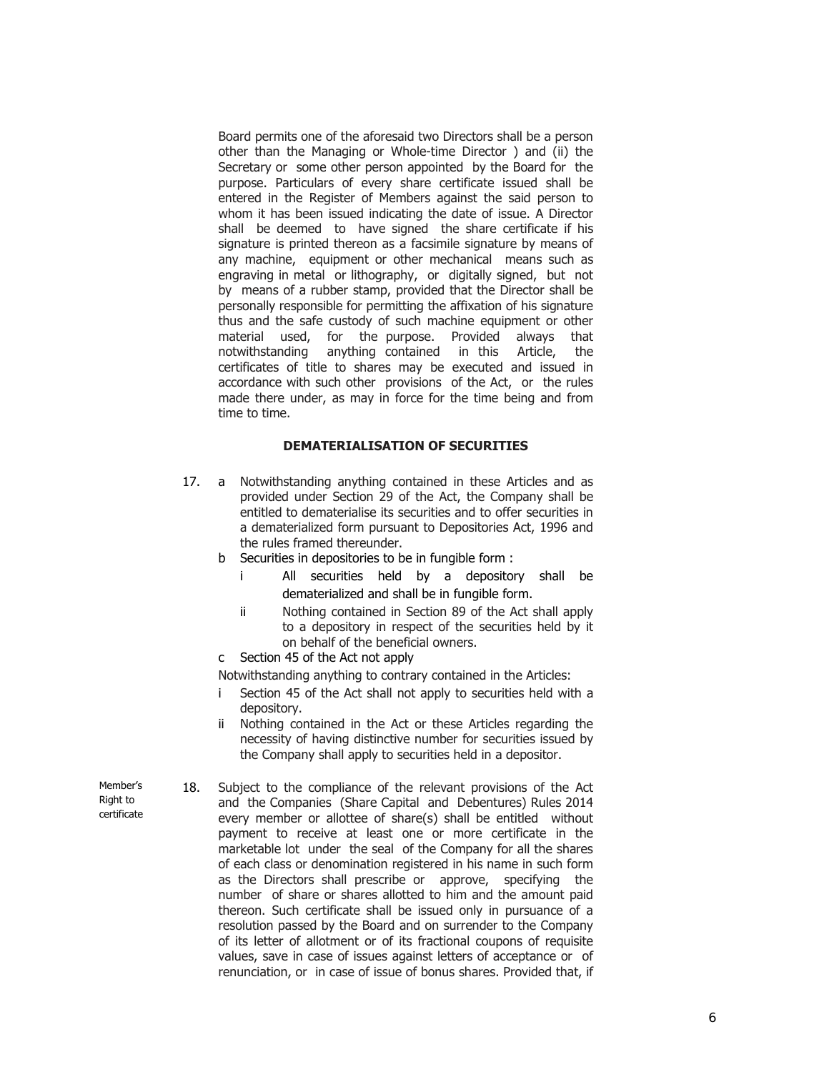Board permits one of the aforesaid two Directors shall be a person other than the Managing or Whole-time Director ) and (ii) the Secretary or some other person appointed by the Board for the purpose. Particulars of every share certificate issued shall be entered in the Register of Members against the said person to whom it has been issued indicating the date of issue. A Director shall be deemed to have signed the share certificate if his signature is printed thereon as a facsimile signature by means of any machine, equipment or other mechanical means such as engraving in metal or lithography, or digitally signed, but not by means of a rubber stamp, provided that the Director shall be personally responsible for permitting the affixation of his signature thus and the safe custody of such machine equipment or other material used, for the purpose. Provided always that notwithstanding anything contained in this Article, the certificates of title to shares may be executed and issued in accordance with such other provisions of the Act, or the rules made there under, as may in force for the time being and from time to time.

### DEMATERIALISATION OF SECURITIES

17. a Notwithstanding anything contained in these Articles and as provided under Section 29 of the Act, the Company shall be entitled to dematerialise its securities and to offer securities in a dematerialized form pursuant to Depositories Act, 1996 and the rules framed thereunder.

    b Securities in depositories to be in fungible form :

    i All securities held by a depository shall be dematerialized and shall be in fungible form.

    ii Nothing contained in Section 89 of the Act shall apply to a depository in respect of the securities held by it on behalf of the beneficial owners.

    c Section 45 of the Act not apply

    Notwithstanding anything to contrary contained in the Articles:

    i Section 45 of the Act shall not apply to securities held with a depository.

    ii Nothing contained in the Act or these Articles regarding the necessity of having distinctive number for securities issued by the Company shall apply to securities held in a depositor.

*Member's Right to certificate*

18. Subject to the compliance of the relevant provisions of the Act and the Companies (Share Capital and Debentures) Rules 2014 every member or allottee of share(s) shall be entitled without payment to receive at least one or more certificate in the marketable lot under the seal of the Company for all the shares of each class or denomination registered in his name in such form as the Directors shall prescribe or approve, specifying the number of share or shares allotted to him and the amount paid thereon. Such certificate shall be issued only in pursuance of a resolution passed by the Board and on surrender to the Company of its letter of allotment or of its fractional coupons of requisite values, save in case of issues against letters of acceptance or of renunciation, or in case of issue of bonus shares. Provided that, if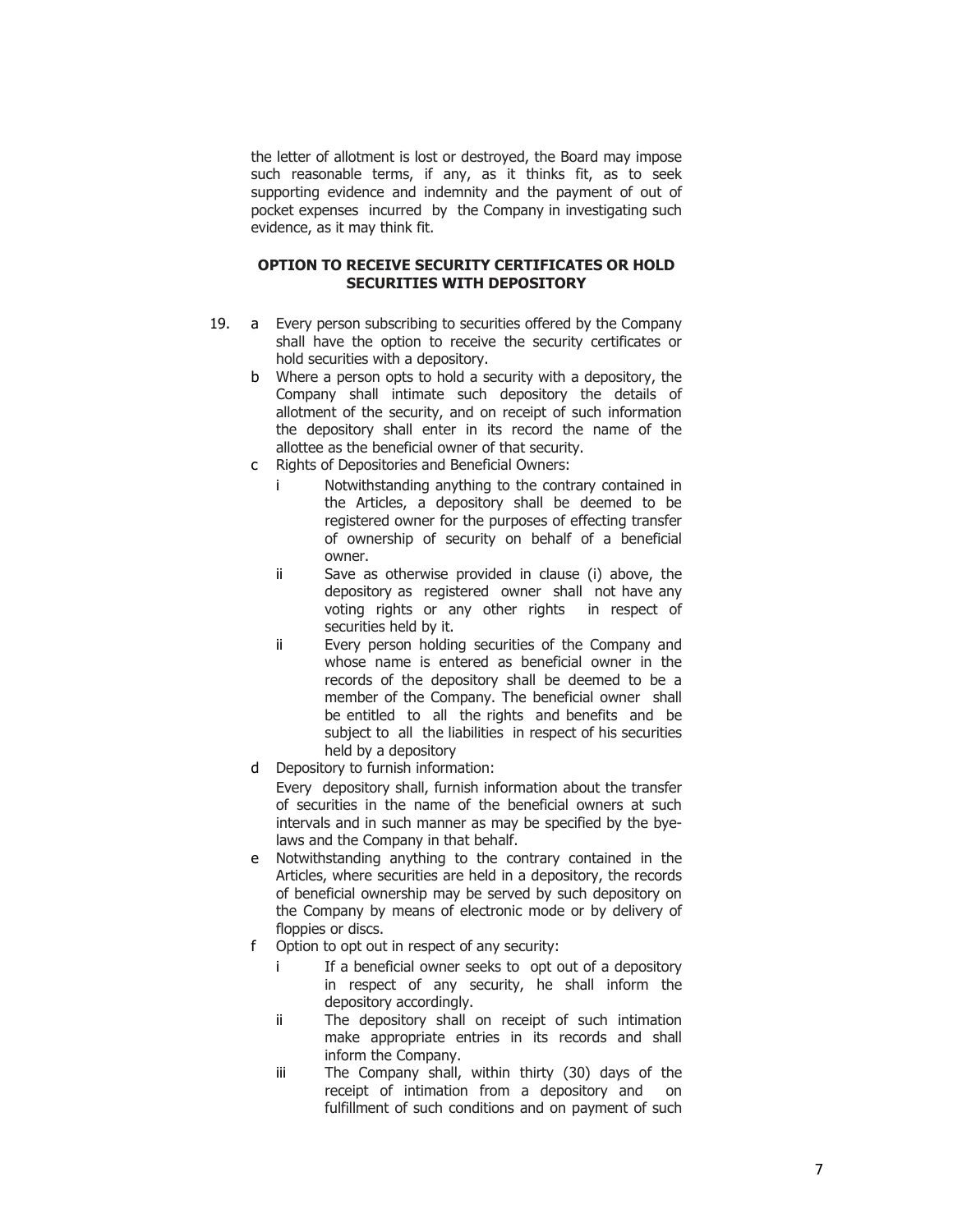the letter of allotment is lost or destroyed, the Board may impose such reasonable terms, if any, as it thinks fit, as to seek supporting evidence and indemnity and the payment of out of pocket expenses incurred by the Company in investigating such evidence, as it may think fit.

## OPTION TO RECEIVE SECURITY CERTIFICATES OR HOLD SECURITIES WITH DEPOSITORY

19. a Every person subscribing to securities offered by the Company shall have the option to receive the security certificates or hold securities with a depository.

    b Where a person opts to hold a security with a depository, the Company shall intimate such depository the details of allotment of the security, and on receipt of such information the depository shall enter in its record the name of the allottee as the beneficial owner of that security.

    c Rights of Depositories and Beneficial Owners:

    i Notwithstanding anything to the contrary contained in the Articles, a depository shall be deemed to be registered owner for the purposes of effecting transfer of ownership of security on behalf of a beneficial owner.

    ii Save as otherwise provided in clause (i) above, the depository as registered owner shall not have any voting rights or any other rights in respect of securities held by it.

    ii Every person holding securities of the Company and whose name is entered as beneficial owner in the records of the depository shall be deemed to be a member of the Company. The beneficial owner shall be entitled to all the rights and benefits and be subject to all the liabilities in respect of his securities held by a depository

    d Depository to furnish information:

    Every depository shall, furnish information about the transfer of securities in the name of the beneficial owners at such intervals and in such manner as may be specified by the bye-laws and the Company in that behalf.

    e Notwithstanding anything to the contrary contained in the Articles, where securities are held in a depository, the records of beneficial ownership may be served by such depository on the Company by means of electronic mode or by delivery of floppies or discs.

    f Option to opt out in respect of any security:

    i If a beneficial owner seeks to opt out of a depository in respect of any security, he shall inform the depository accordingly.

    ii The depository shall on receipt of such intimation make appropriate entries in its records and shall inform the Company.

    iii The Company shall, within thirty (30) days of the receipt of intimation from a depository and on fulfillment of such conditions and on payment of such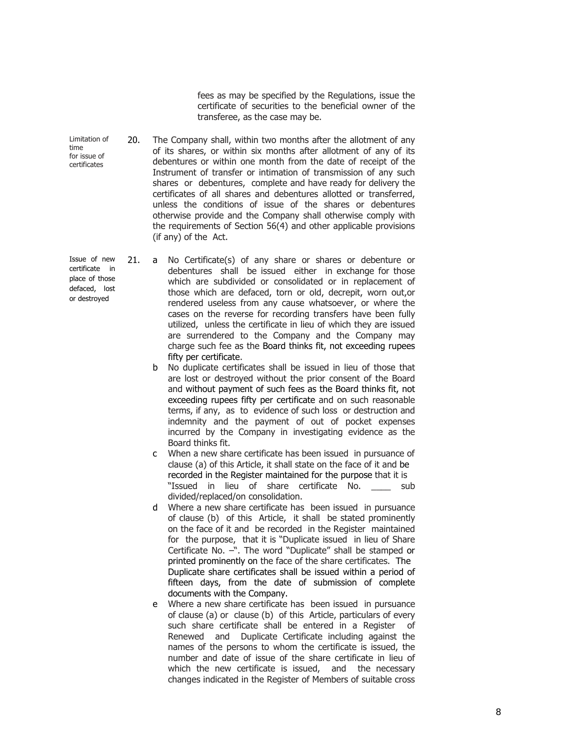fees as may be specified by the Regulations, issue the certificate of securities to the beneficial owner of the transferee, as the case may be.

*Limitation of time for issue of certificates*

20. The Company shall, within two months after the allotment of any of its shares, or within six months after allotment of any of its debentures or within one month from the date of receipt of the Instrument of transfer or intimation of transmission of any such shares or debentures, complete and have ready for delivery the certificates of all shares and debentures allotted or transferred, unless the conditions of issue of the shares or debentures otherwise provide and the Company shall otherwise comply with the requirements of Section 56(4) and other applicable provisions (if any) of the Act.

*Issue of new certificate in place of those defaced, lost or destroyed*

21. a No Certificate(s) of any share or shares or debenture or debentures shall be issued either in exchange for those which are subdivided or consolidated or in replacement of those which are defaced, torn or old, decrepit, worn out,or rendered useless from any cause whatsoever, or where the cases on the reverse for recording transfers have been fully utilized, unless the certificate in lieu of which they are issued are surrendered to the Company and the Company may charge such fee as the Board thinks fit, not exceeding rupees fifty per certificate.

    b No duplicate certificates shall be issued in lieu of those that are lost or destroyed without the prior consent of the Board and without payment of such fees as the Board thinks fit, not exceeding rupees fifty per certificate and on such reasonable terms, if any, as to evidence of such loss or destruction and indemnity and the payment of out of pocket expenses incurred by the Company in investigating evidence as the Board thinks fit.

    c When a new share certificate has been issued in pursuance of clause (a) of this Article, it shall state on the face of it and be recorded in the Register maintained for the purpose that it is "Issued in lieu of share certificate No. ____ sub divided/replaced/on consolidation.

    d Where a new share certificate has been issued in pursuance of clause (b) of this Article, it shall be stated prominently on the face of it and be recorded in the Register maintained for the purpose, that it is "Duplicate issued in lieu of Share Certificate No. –". The word "Duplicate" shall be stamped or printed prominently on the face of the share certificates. The Duplicate share certificates shall be issued within a period of fifteen days, from the date of submission of complete documents with the Company.

    e Where a new share certificate has been issued in pursuance of clause (a) or clause (b) of this Article, particulars of every such share certificate shall be entered in a Register of Renewed and Duplicate Certificate including against the names of the persons to whom the certificate is issued, the number and date of issue of the share certificate in lieu of which the new certificate is issued, and the necessary changes indicated in the Register of Members of suitable cross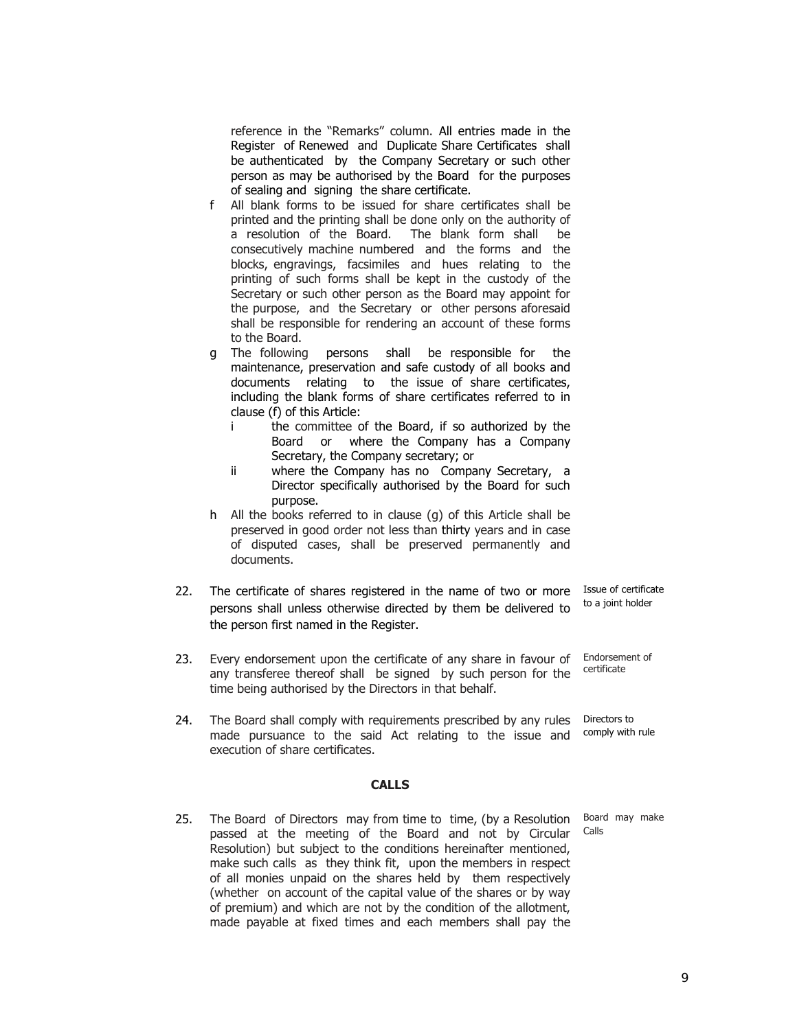reference in the "Remarks" column. All entries made in the Register of Renewed and Duplicate Share Certificates shall be authenticated by the Company Secretary or such other person as may be authorised by the Board for the purposes of sealing and signing the share certificate.

f All blank forms to be issued for share certificates shall be printed and the printing shall be done only on the authority of a resolution of the Board. The blank form shall be consecutively machine numbered and the forms and the blocks, engravings, facsimiles and hues relating to the printing of such forms shall be kept in the custody of the Secretary or such other person as the Board may appoint for the purpose, and the Secretary or other persons aforesaid shall be responsible for rendering an account of these forms to the Board.

g The following persons shall be responsible for the maintenance, preservation and safe custody of all books and documents relating to the issue of share certificates, including the blank forms of share certificates referred to in clause (f) of this Article:

   i the committee of the Board, if so authorized by the Board or where the Company has a Company Secretary, the Company secretary; or

   ii where the Company has no Company Secretary, a Director specifically authorised by the Board for such purpose.

h All the books referred to in clause (g) of this Article shall be preserved in good order not less than thirty years and in case of disputed cases, shall be preserved permanently and documents.

22. The certificate of shares registered in the name of two or more persons shall unless otherwise directed by them be delivered to the person first named in the Register. *(Issue of certificate to a joint holder)*

23. Every endorsement upon the certificate of any share in favour of any transferee thereof shall be signed by such person for the time being authorised by the Directors in that behalf. *(Endorsement of certificate)*

24. The Board shall comply with requirements prescribed by any rules made pursuance to the said Act relating to the issue and execution of share certificates. *(Directors to comply with rule)*

## CALLS

25. The Board of Directors may from time to time, (by a Resolution passed at the meeting of the Board and not by Circular Resolution) but subject to the conditions hereinafter mentioned, make such calls as they think fit, upon the members in respect of all monies unpaid on the shares held by them respectively (whether on account of the capital value of the shares or by way of premium) and which are not by the condition of the allotment, made payable at fixed times and each members shall pay the *(Board may make Calls)*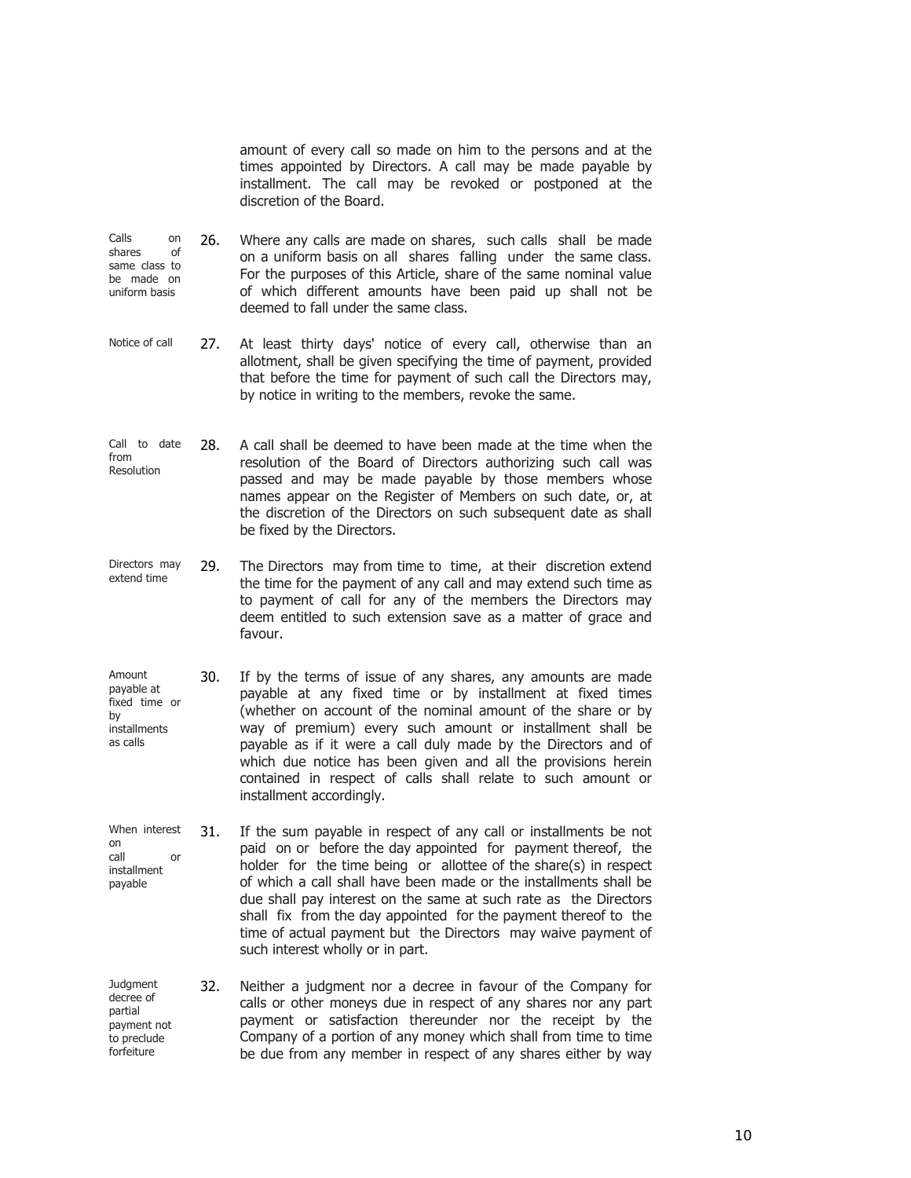amount of every call so made on him to the persons and at the times appointed by Directors. A call may be made payable by installment. The call may be revoked or postponed at the discretion of the Board.

**Calls on shares of same class to be made on uniform basis**

26. Where any calls are made on shares, such calls shall be made on a uniform basis on all shares falling under the same class. For the purposes of this Article, share of the same nominal value of which different amounts have been paid up shall not be deemed to fall under the same class.

**Notice of call**

27. At least thirty days' notice of every call, otherwise than an allotment, shall be given specifying the time of payment, provided that before the time for payment of such call the Directors may, by notice in writing to the members, revoke the same.

**Call to date from Resolution**

28. A call shall be deemed to have been made at the time when the resolution of the Board of Directors authorizing such call was passed and may be made payable by those members whose names appear on the Register of Members on such date, or, at the discretion of the Directors on such subsequent date as shall be fixed by the Directors.

**Directors may extend time**

29. The Directors may from time to time, at their discretion extend the time for the payment of any call and may extend such time as to payment of call for any of the members the Directors may deem entitled to such extension save as a matter of grace and favour.

**Amount payable at fixed time or by installments as calls**

30. If by the terms of issue of any shares, any amounts are made payable at any fixed time or by installment at fixed times (whether on account of the nominal amount of the share or by way of premium) every such amount or installment shall be payable as if it were a call duly made by the Directors and of which due notice has been given and all the provisions herein contained in respect of calls shall relate to such amount or installment accordingly.

**When interest on call or installment payable**

31. If the sum payable in respect of any call or installments be not paid on or before the day appointed for payment thereof, the holder for the time being or allottee of the share(s) in respect of which a call shall have been made or the installments shall be due shall pay interest on the same at such rate as the Directors shall fix from the day appointed for the payment thereof to the time of actual payment but the Directors may waive payment of such interest wholly or in part.

**Judgment decree of partial payment not to preclude forfeiture**

32. Neither a judgment nor a decree in favour of the Company for calls or other moneys due in respect of any shares nor any part payment or satisfaction thereunder nor the receipt by the Company of a portion of any money which shall from time to time be due from any member in respect of any shares either by way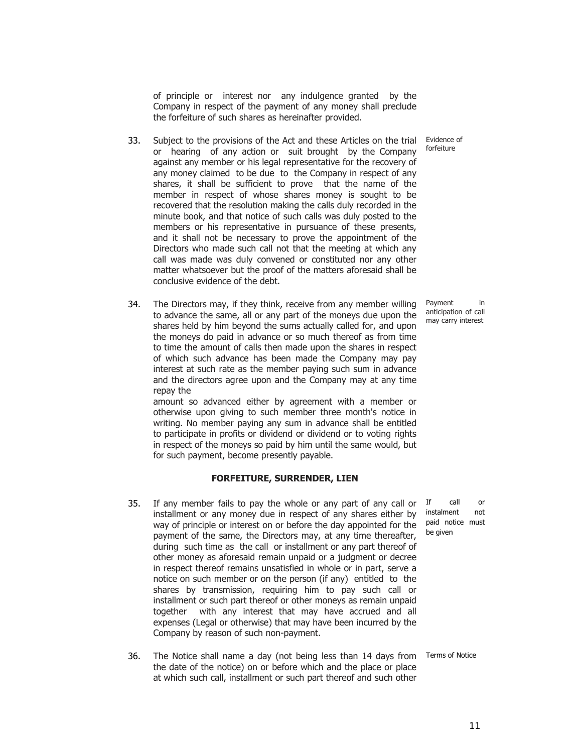of principle or interest nor any indulgence granted by the Company in respect of the payment of any money shall preclude the forfeiture of such shares as hereinafter provided.

33. Subject to the provisions of the Act and these Articles on the trial or hearing of any action or suit brought by the Company against any member or his legal representative for the recovery of any money claimed to be due to the Company in respect of any shares, it shall be sufficient to prove that the name of the member in respect of whose shares money is sought to be recovered that the resolution making the calls duly recorded in the minute book, and that notice of such calls was duly posted to the members or his representative in pursuance of these presents, and it shall not be necessary to prove the appointment of the Directors who made such call not that the meeting at which any call was made was duly convened or constituted nor any other matter whatsoever but the proof of the matters aforesaid shall be conclusive evidence of the debt.

*Evidence of forfeiture*

34. The Directors may, if they think, receive from any member willing to advance the same, all or any part of the moneys due upon the shares held by him beyond the sums actually called for, and upon the moneys do paid in advance or so much thereof as from time to time the amount of calls then made upon the shares in respect of which such advance has been made the Company may pay interest at such rate as the member paying such sum in advance and the directors agree upon and the Company may at any time repay the amount so advanced either by agreement with a member or otherwise upon giving to such member three month's notice in writing. No member paying any sum in advance shall be entitled to participate in profits or dividend or dividend or to voting rights in respect of the moneys so paid by him until the same would, but for such payment, become presently payable.

*Payment in anticipation of call may carry interest*

## FORFEITURE, SURRENDER, LIEN

35. If any member fails to pay the whole or any part of any call or installment or any money due in respect of any shares either by way of principle or interest on or before the day appointed for the payment of the same, the Directors may, at any time thereafter, during such time as the call or installment or any part thereof of other money as aforesaid remain unpaid or a judgment or decree in respect thereof remains unsatisfied in whole or in part, serve a notice on such member or on the person (if any) entitled to the shares by transmission, requiring him to pay such call or installment or such part thereof or other moneys as remain unpaid together with any interest that may have accrued and all expenses (Legal or otherwise) that may have been incurred by the Company by reason of such non-payment.

*If call or instalment not paid notice must be given*

36. The Notice shall name a day (not being less than 14 days from the date of the notice) on or before which and the place or place at which such call, installment or such part thereof and such other

*Terms of Notice*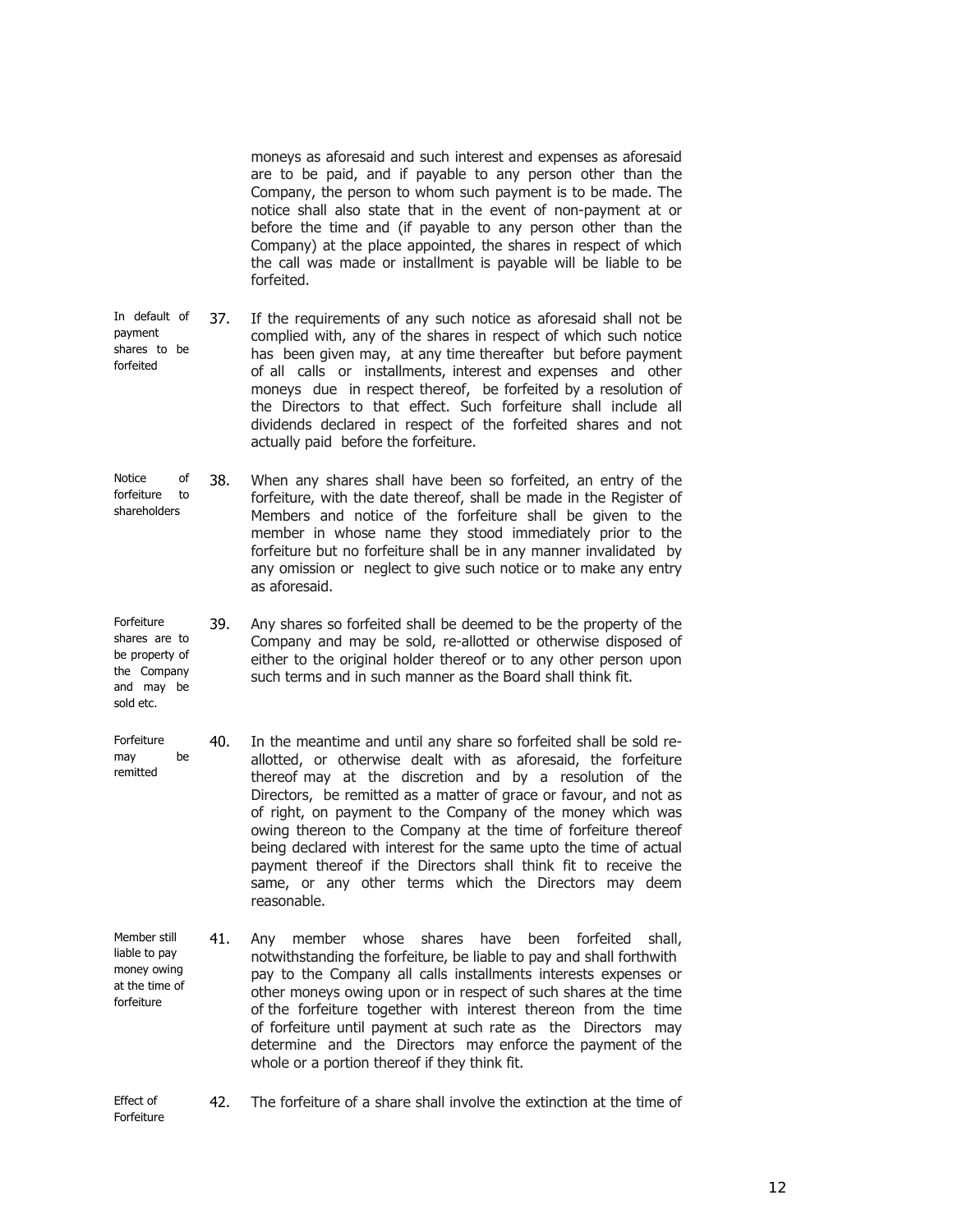moneys as aforesaid and such interest and expenses as aforesaid are to be paid, and if payable to any person other than the Company, the person to whom such payment is to be made. The notice shall also state that in the event of non-payment at or before the time and (if payable to any person other than the Company) at the place appointed, the shares in respect of which the call was made or installment is payable will be liable to be forfeited.

*In default of payment shares to be forfeited*

37. If the requirements of any such notice as aforesaid shall not be complied with, any of the shares in respect of which such notice has been given may, at any time thereafter but before payment of all calls or installments, interest and expenses and other moneys due in respect thereof, be forfeited by a resolution of the Directors to that effect. Such forfeiture shall include all dividends declared in respect of the forfeited shares and not actually paid before the forfeiture.

*Notice of forfeiture to shareholders*

38. When any shares shall have been so forfeited, an entry of the forfeiture, with the date thereof, shall be made in the Register of Members and notice of the forfeiture shall be given to the member in whose name they stood immediately prior to the forfeiture but no forfeiture shall be in any manner invalidated by any omission or neglect to give such notice or to make any entry as aforesaid.

*Forfeiture shares are to be property of the Company and may be sold etc.*

39. Any shares so forfeited shall be deemed to be the property of the Company and may be sold, re-allotted or otherwise disposed of either to the original holder thereof or to any other person upon such terms and in such manner as the Board shall think fit.

*Forfeiture may be remitted*

40. In the meantime and until any share so forfeited shall be sold re-allotted, or otherwise dealt with as aforesaid, the forfeiture thereof may at the discretion and by a resolution of the Directors, be remitted as a matter of grace or favour, and not as of right, on payment to the Company of the money which was owing thereon to the Company at the time of forfeiture thereof being declared with interest for the same upto the time of actual payment thereof if the Directors shall think fit to receive the same, or any other terms which the Directors may deem reasonable.

*Member still liable to pay money owing at the time of forfeiture*

41. Any member whose shares have been forfeited shall, notwithstanding the forfeiture, be liable to pay and shall forthwith pay to the Company all calls installments interests expenses or other moneys owing upon or in respect of such shares at the time of the forfeiture together with interest thereon from the time of forfeiture until payment at such rate as the Directors may determine and the Directors may enforce the payment of the whole or a portion thereof if they think fit.

*Effect of Forfeiture*

42. The forfeiture of a share shall involve the extinction at the time of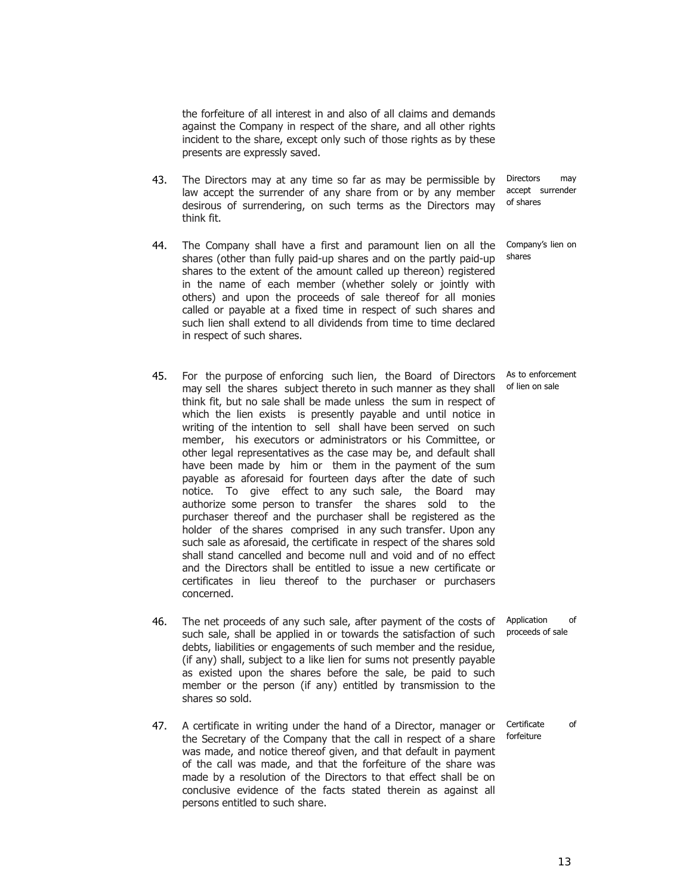the forfeiture of all interest in and also of all claims and demands against the Company in respect of the share, and all other rights incident to the share, except only such of those rights as by these presents are expressly saved.

43. The Directors may at any time so far as may be permissible by law accept the surrender of any share from or by any member desirous of surrendering, on such terms as the Directors may think fit. *Directors may accept surrender of shares*

44. The Company shall have a first and paramount lien on all the shares (other than fully paid-up shares and on the partly paid-up shares to the extent of the amount called up thereon) registered in the name of each member (whether solely or jointly with others) and upon the proceeds of sale thereof for all monies called or payable at a fixed time in respect of such shares and such lien shall extend to all dividends from time to time declared in respect of such shares. *Company's lien on shares*

45. For the purpose of enforcing such lien, the Board of Directors may sell the shares subject thereto in such manner as they shall think fit, but no sale shall be made unless the sum in respect of which the lien exists is presently payable and until notice in writing of the intention to sell shall have been served on such member, his executors or administrators or his Committee, or other legal representatives as the case may be, and default shall have been made by him or them in the payment of the sum payable as aforesaid for fourteen days after the date of such notice. To give effect to any such sale, the Board may authorize some person to transfer the shares sold to the purchaser thereof and the purchaser shall be registered as the holder of the shares comprised in any such transfer. Upon any such sale as aforesaid, the certificate in respect of the shares sold shall stand cancelled and become null and void and of no effect and the Directors shall be entitled to issue a new certificate or certificates in lieu thereof to the purchaser or purchasers concerned. *As to enforcement of lien on sale*

46. The net proceeds of any such sale, after payment of the costs of such sale, shall be applied in or towards the satisfaction of such debts, liabilities or engagements of such member and the residue, (if any) shall, subject to a like lien for sums not presently payable as existed upon the shares before the sale, be paid to such member or the person (if any) entitled by transmission to the shares so sold. *Application of proceeds of sale*

47. A certificate in writing under the hand of a Director, manager or the Secretary of the Company that the call in respect of a share was made, and notice thereof given, and that default in payment of the call was made, and that the forfeiture of the share was made by a resolution of the Directors to that effect shall be on conclusive evidence of the facts stated therein as against all persons entitled to such share. *Certificate of forfeiture*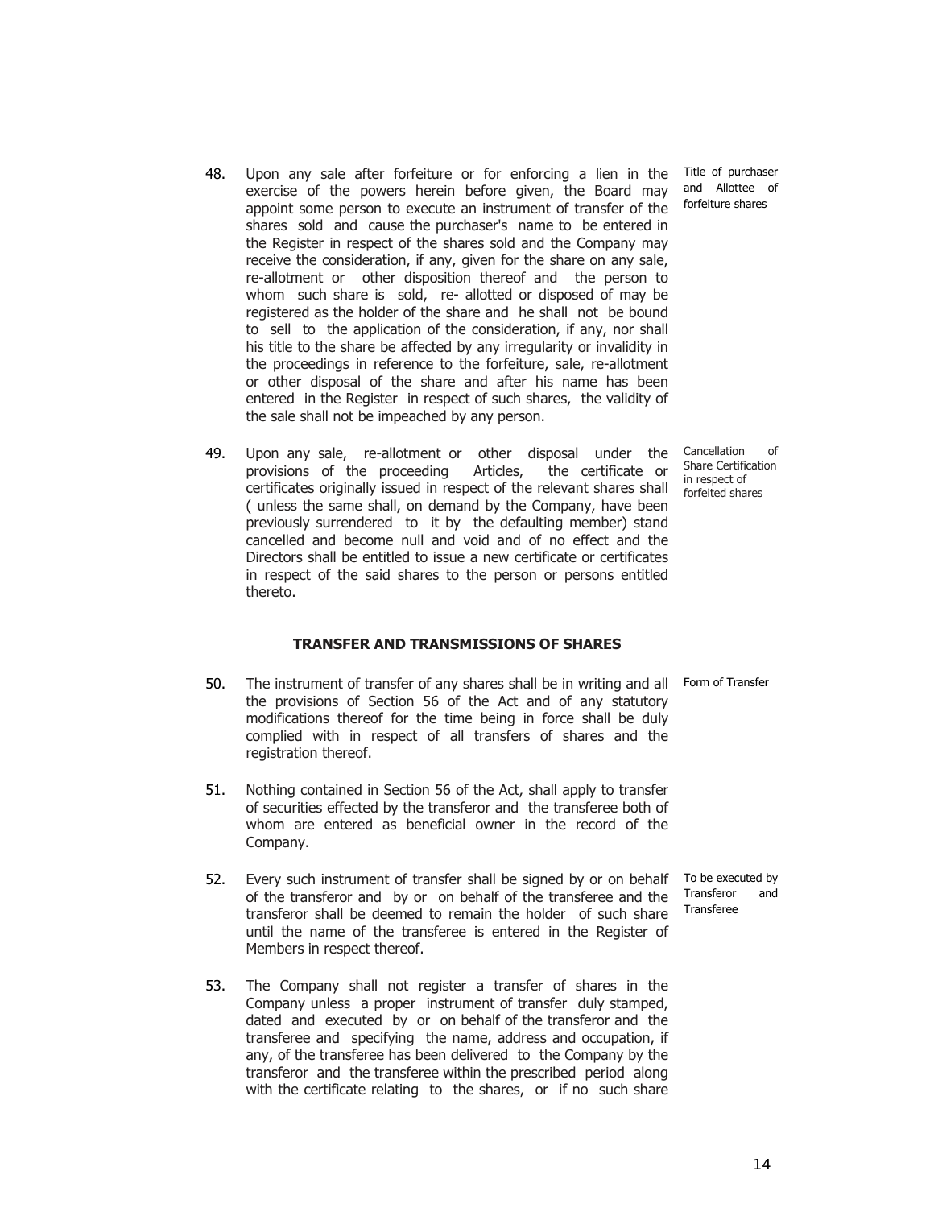48. Upon any sale after forfeiture or for enforcing a lien in the exercise of the powers herein before given, the Board may appoint some person to execute an instrument of transfer of the shares sold and cause the purchaser's name to be entered in the Register in respect of the shares sold and the Company may receive the consideration, if any, given for the share on any sale, re-allotment or other disposition thereof and the person to whom such share is sold, re- allotted or disposed of may be registered as the holder of the share and he shall not be bound to sell to the application of the consideration, if any, nor shall his title to the share be affected by any irregularity or invalidity in the proceedings in reference to the forfeiture, sale, re-allotment or other disposal of the share and after his name has been entered in the Register in respect of such shares, the validity of the sale shall not be impeached by any person.

*Title of purchaser and Allottee of forfeiture shares*

49. Upon any sale, re-allotment or other disposal under the provisions of the proceeding Articles, the certificate or certificates originally issued in respect of the relevant shares shall ( unless the same shall, on demand by the Company, have been previously surrendered to it by the defaulting member) stand cancelled and become null and void and of no effect and the Directors shall be entitled to issue a new certificate or certificates in respect of the said shares to the person or persons entitled thereto.

*Cancellation of Share Certification in respect of forfeited shares*

## TRANSFER AND TRANSMISSIONS OF SHARES

50. The instrument of transfer of any shares shall be in writing and all the provisions of Section 56 of the Act and of any statutory modifications thereof for the time being in force shall be duly complied with in respect of all transfers of shares and the registration thereof.

*Form of Transfer*

51. Nothing contained in Section 56 of the Act, shall apply to transfer of securities effected by the transferor and the transferee both of whom are entered as beneficial owner in the record of the Company.

52. Every such instrument of transfer shall be signed by or on behalf of the transferor and by or on behalf of the transferee and the transferor shall be deemed to remain the holder of such share until the name of the transferee is entered in the Register of Members in respect thereof.

*To be executed by Transferor and Transferee*

53. The Company shall not register a transfer of shares in the Company unless a proper instrument of transfer duly stamped, dated and executed by or on behalf of the transferor and the transferee and specifying the name, address and occupation, if any, of the transferee has been delivered to the Company by the transferor and the transferee within the prescribed period along with the certificate relating to the shares, or if no such share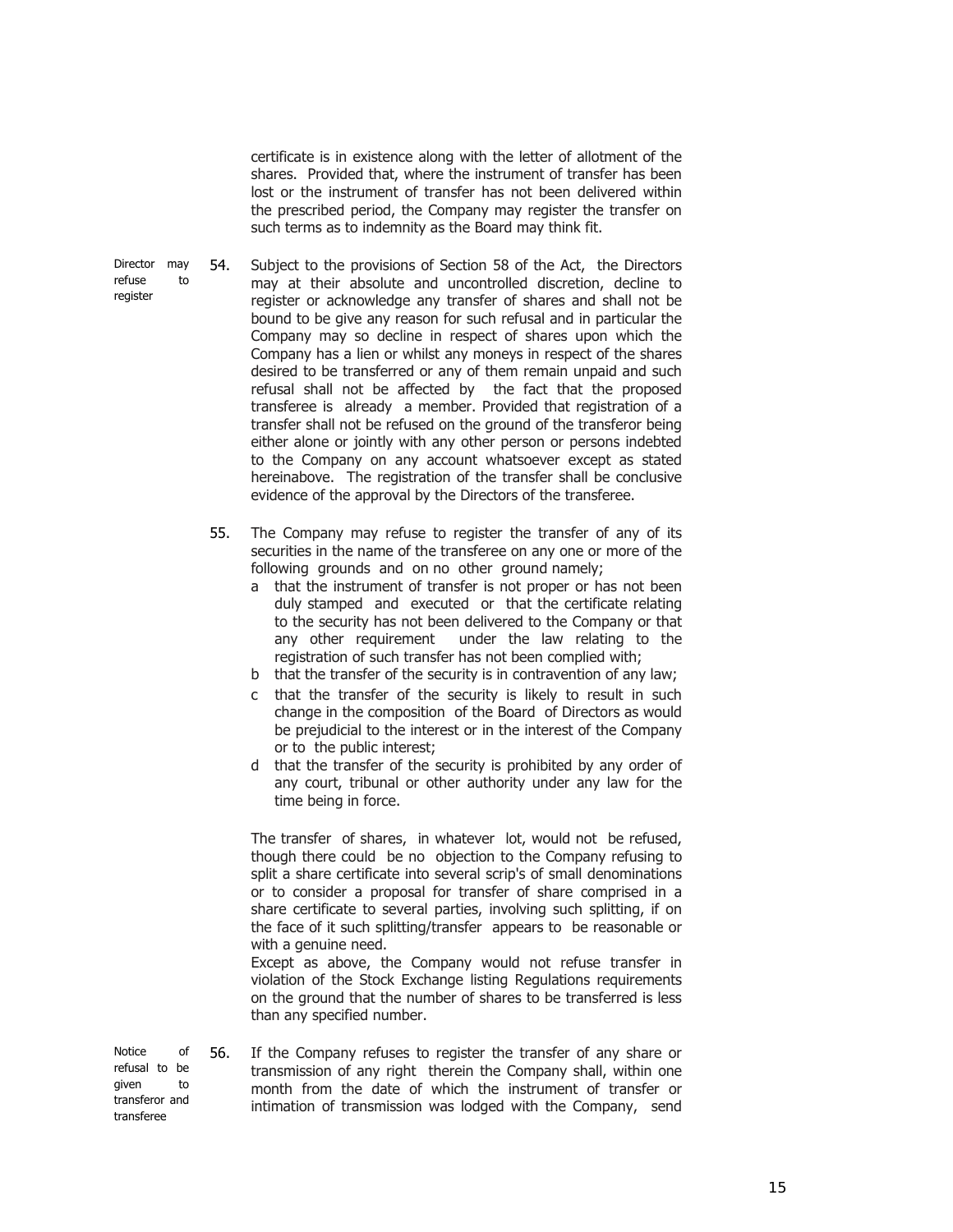certificate is in existence along with the letter of allotment of the shares. Provided that, where the instrument of transfer has been lost or the instrument of transfer has not been delivered within the prescribed period, the Company may register the transfer on such terms as to indemnity as the Board may think fit.

**Director may refuse to register**

54. Subject to the provisions of Section 58 of the Act, the Directors may at their absolute and uncontrolled discretion, decline to register or acknowledge any transfer of shares and shall not be bound to be give any reason for such refusal and in particular the Company may so decline in respect of shares upon which the Company has a lien or whilst any moneys in respect of the shares desired to be transferred or any of them remain unpaid and such refusal shall not be affected by the fact that the proposed transferee is already a member. Provided that registration of a transfer shall not be refused on the ground of the transferor being either alone or jointly with any other person or persons indebted to the Company on any account whatsoever except as stated hereinabove. The registration of the transfer shall be conclusive evidence of the approval by the Directors of the transferee.

55. The Company may refuse to register the transfer of any of its securities in the name of the transferee on any one or more of the following grounds and on no other ground namely;

   a that the instrument of transfer is not proper or has not been duly stamped and executed or that the certificate relating to the security has not been delivered to the Company or that any other requirement under the law relating to the registration of such transfer has not been complied with;

   b that the transfer of the security is in contravention of any law;

   c that the transfer of the security is likely to result in such change in the composition of the Board of Directors as would be prejudicial to the interest or in the interest of the Company or to the public interest;

   d that the transfer of the security is prohibited by any order of any court, tribunal or other authority under any law for the time being in force.

   The transfer of shares, in whatever lot, would not be refused, though there could be no objection to the Company refusing to split a share certificate into several scrip's of small denominations or to consider a proposal for transfer of share comprised in a share certificate to several parties, involving such splitting, if on the face of it such splitting/transfer appears to be reasonable or with a genuine need.

   Except as above, the Company would not refuse transfer in violation of the Stock Exchange listing Regulations requirements on the ground that the number of shares to be transferred is less than any specified number.

**Notice of refusal to be given to transferor and transferee**

56. If the Company refuses to register the transfer of any share or transmission of any right therein the Company shall, within one month from the date of which the instrument of transfer or intimation of transmission was lodged with the Company, send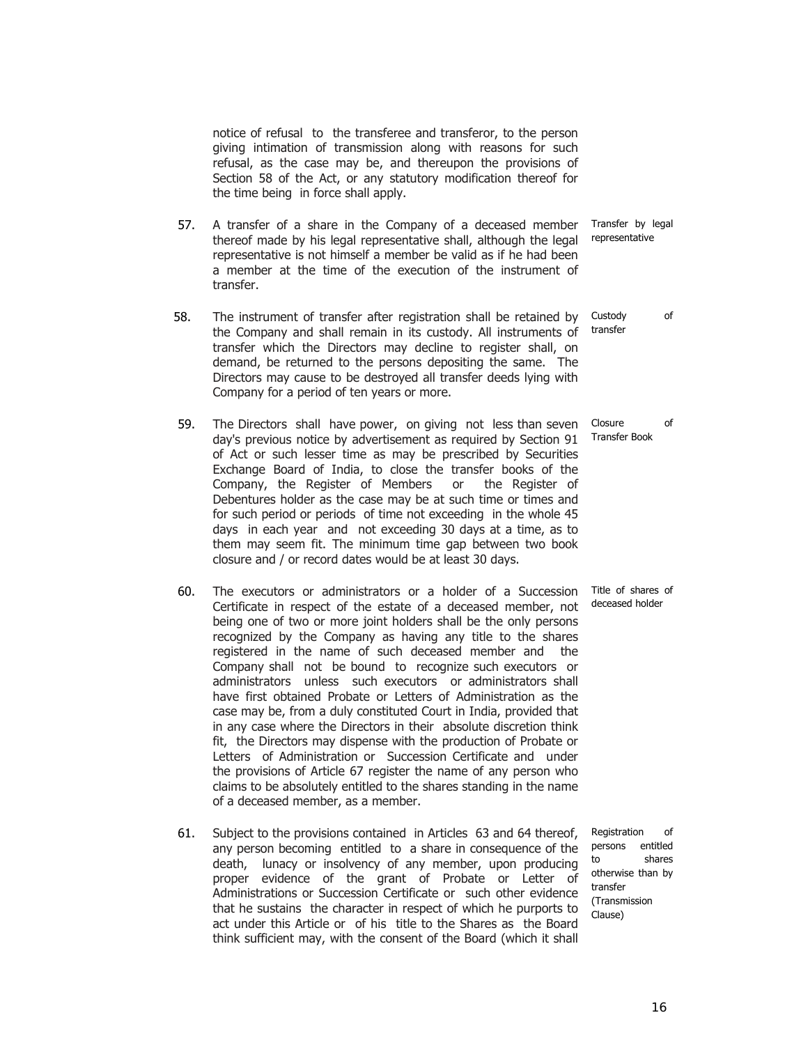notice of refusal to the transferee and transferor, to the person giving intimation of transmission along with reasons for such refusal, as the case may be, and thereupon the provisions of Section 58 of the Act, or any statutory modification thereof for the time being in force shall apply.

57. A transfer of a share in the Company of a deceased member thereof made by his legal representative shall, although the legal representative is not himself a member be valid as if he had been a member at the time of the execution of the instrument of transfer.

*Transfer by legal representative*

58. The instrument of transfer after registration shall be retained by the Company and shall remain in its custody. All instruments of transfer which the Directors may decline to register shall, on demand, be returned to the persons depositing the same. The Directors may cause to be destroyed all transfer deeds lying with Company for a period of ten years or more.

*Custody of transfer*

59. The Directors shall have power, on giving not less than seven day's previous notice by advertisement as required by Section 91 of Act or such lesser time as may be prescribed by Securities Exchange Board of India, to close the transfer books of the Company, the Register of Members or the Register of Debentures holder as the case may be at such time or times and for such period or periods of time not exceeding in the whole 45 days in each year and not exceeding 30 days at a time, as to them may seem fit. The minimum time gap between two book closure and / or record dates would be at least 30 days.

*Closure of Transfer Book*

60. The executors or administrators or a holder of a Succession Certificate in respect of the estate of a deceased member, not being one of two or more joint holders shall be the only persons recognized by the Company as having any title to the shares registered in the name of such deceased member and the Company shall not be bound to recognize such executors or administrators unless such executors or administrators shall have first obtained Probate or Letters of Administration as the case may be, from a duly constituted Court in India, provided that in any case where the Directors in their absolute discretion think fit, the Directors may dispense with the production of Probate or Letters of Administration or Succession Certificate and under the provisions of Article 67 register the name of any person who claims to be absolutely entitled to the shares standing in the name of a deceased member, as a member.

*Title of shares of deceased holder*

61. Subject to the provisions contained in Articles 63 and 64 thereof, any person becoming entitled to a share in consequence of the death, lunacy or insolvency of any member, upon producing proper evidence of the grant of Probate or Letter of Administrations or Succession Certificate or such other evidence that he sustains the character in respect of which he purports to act under this Article or of his title to the Shares as the Board think sufficient may, with the consent of the Board (which it shall

*Registration of persons entitled to shares otherwise than by transfer (Transmission Clause)*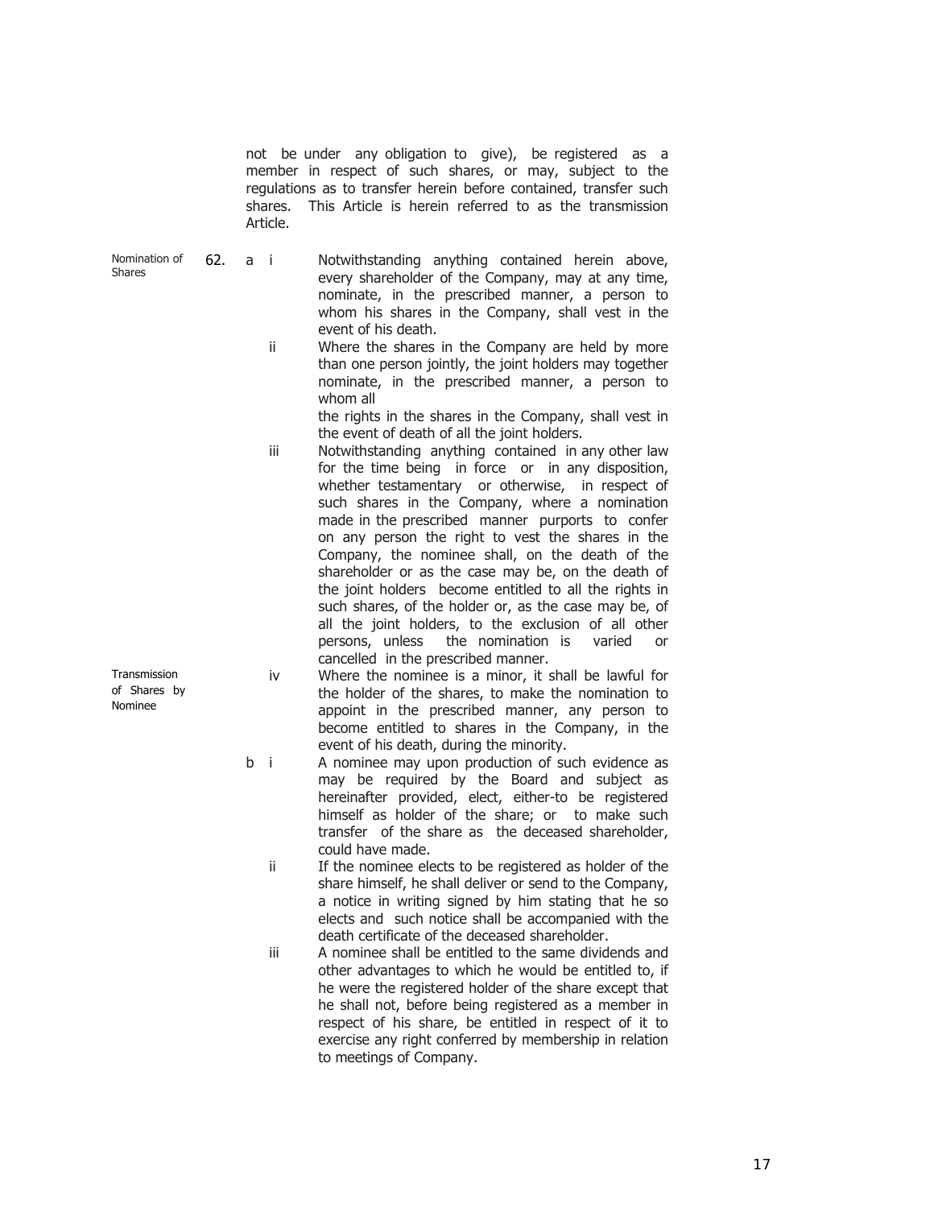not be under any obligation to give), be registered as a member in respect of such shares, or may, subject to the regulations as to transfer herein before contained, transfer such shares. This Article is herein referred to as the transmission Article.

**Nomination of Shares**

62. a i Notwithstanding anything contained herein above, every shareholder of the Company, may at any time, nominate, in the prescribed manner, a person to whom his shares in the Company, shall vest in the event of his death.

ii Where the shares in the Company are held by more than one person jointly, the joint holders may together nominate, in the prescribed manner, a person to whom all the rights in the shares in the Company, shall vest in the event of death of all the joint holders.

iii Notwithstanding anything contained in any other law for the time being in force or in any disposition, whether testamentary or otherwise, in respect of such shares in the Company, where a nomination made in the prescribed manner purports to confer on any person the right to vest the shares in the Company, the nominee shall, on the death of the shareholder or as the case may be, on the death of the joint holders become entitled to all the rights in such shares, of the holder or, as the case may be, of all the joint holders, to the exclusion of all other persons, unless the nomination is varied or cancelled in the prescribed manner.

iv Where the nominee is a minor, it shall be lawful for the holder of the shares, to make the nomination to appoint in the prescribed manner, any person to become entitled to shares in the Company, in the event of his death, during the minority.

**Transmission of Shares by Nominee**

b i A nominee may upon production of such evidence as may be required by the Board and subject as hereinafter provided, elect, either-to be registered himself as holder of the share; or to make such transfer of the share as the deceased shareholder, could have made.

ii If the nominee elects to be registered as holder of the share himself, he shall deliver or send to the Company, a notice in writing signed by him stating that he so elects and such notice shall be accompanied with the death certificate of the deceased shareholder.

iii A nominee shall be entitled to the same dividends and other advantages to which he would be entitled to, if he were the registered holder of the share except that he shall not, before being registered as a member in respect of his share, be entitled in respect of it to exercise any right conferred by membership in relation to meetings of Company.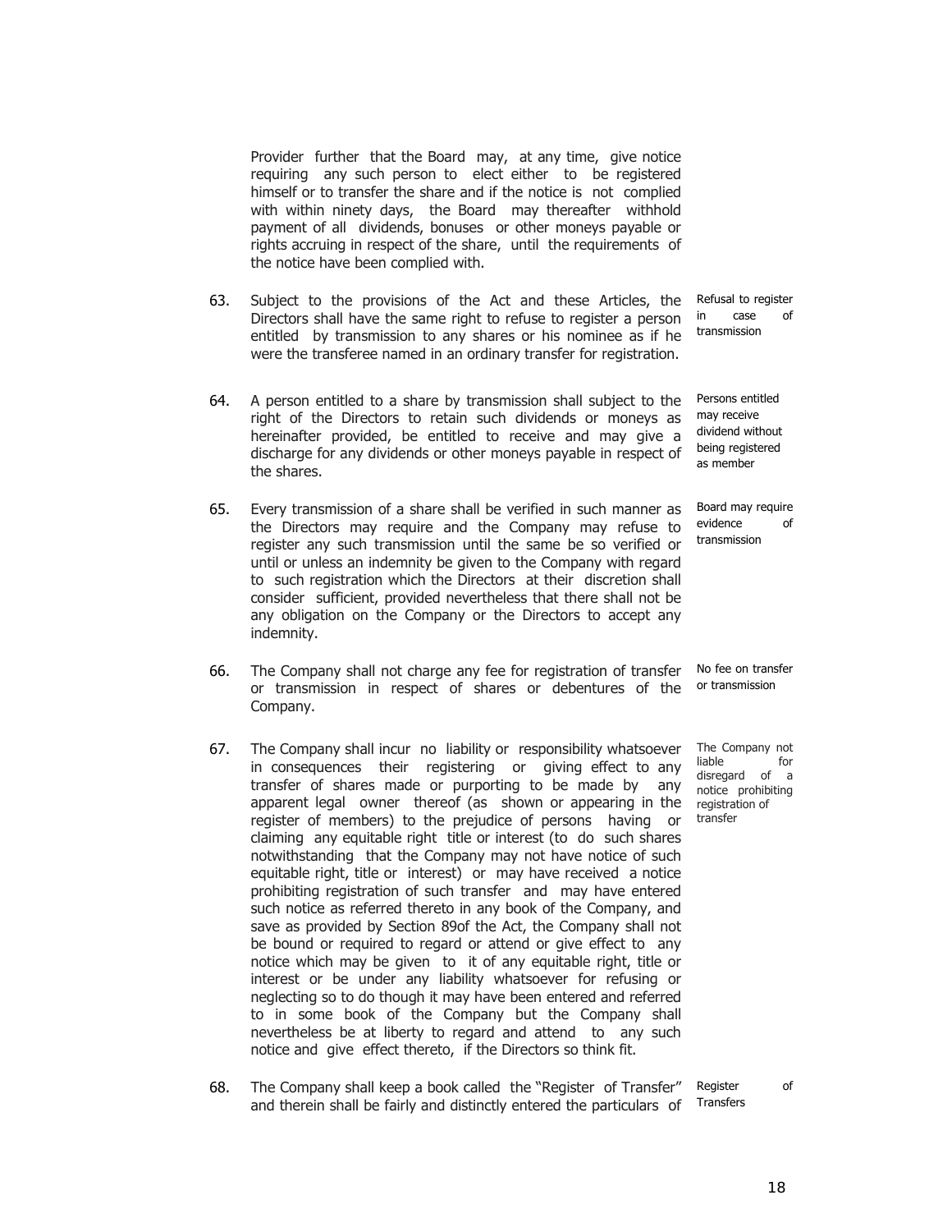Provider further that the Board may, at any time, give notice requiring any such person to elect either to be registered himself or to transfer the share and if the notice is not complied with within ninety days, the Board may thereafter withhold payment of all dividends, bonuses or other moneys payable or rights accruing in respect of the share, until the requirements of the notice have been complied with.

63. Subject to the provisions of the Act and these Articles, the Directors shall have the same right to refuse to register a person entitled by transmission to any shares or his nominee as if he were the transferee named in an ordinary transfer for registration.

*Refusal to register in case of transmission*

64. A person entitled to a share by transmission shall subject to the right of the Directors to retain such dividends or moneys as hereinafter provided, be entitled to receive and may give a discharge for any dividends or other moneys payable in respect of the shares.

*Persons entitled may receive dividend without being registered as member*

65. Every transmission of a share shall be verified in such manner as the Directors may require and the Company may refuse to register any such transmission until the same be so verified or until or unless an indemnity be given to the Company with regard to such registration which the Directors at their discretion shall consider sufficient, provided nevertheless that there shall not be any obligation on the Company or the Directors to accept any indemnity.

*Board may require evidence of transmission*

66. The Company shall not charge any fee for registration of transfer or transmission in respect of shares or debentures of the Company.

*No fee on transfer or transmission*

67. The Company shall incur no liability or responsibility whatsoever in consequences their registering or giving effect to any transfer of shares made or purporting to be made by any apparent legal owner thereof (as shown or appearing in the register of members) to the prejudice of persons having or claiming any equitable right title or interest (to do such shares notwithstanding that the Company may not have notice of such equitable right, title or interest) or may have received a notice prohibiting registration of such transfer and may have entered such notice as referred thereto in any book of the Company, and save as provided by Section 89of the Act, the Company shall not be bound or required to regard or attend or give effect to any notice which may be given to it of any equitable right, title or interest or be under any liability whatsoever for refusing or neglecting so to do though it may have been entered and referred to in some book of the Company but the Company shall nevertheless be at liberty to regard and attend to any such notice and give effect thereto, if the Directors so think fit.

*The Company not liable for disregard of a notice prohibiting registration of transfer*

68. The Company shall keep a book called the "Register of Transfer" and therein shall be fairly and distinctly entered the particulars of

*Register of Transfers*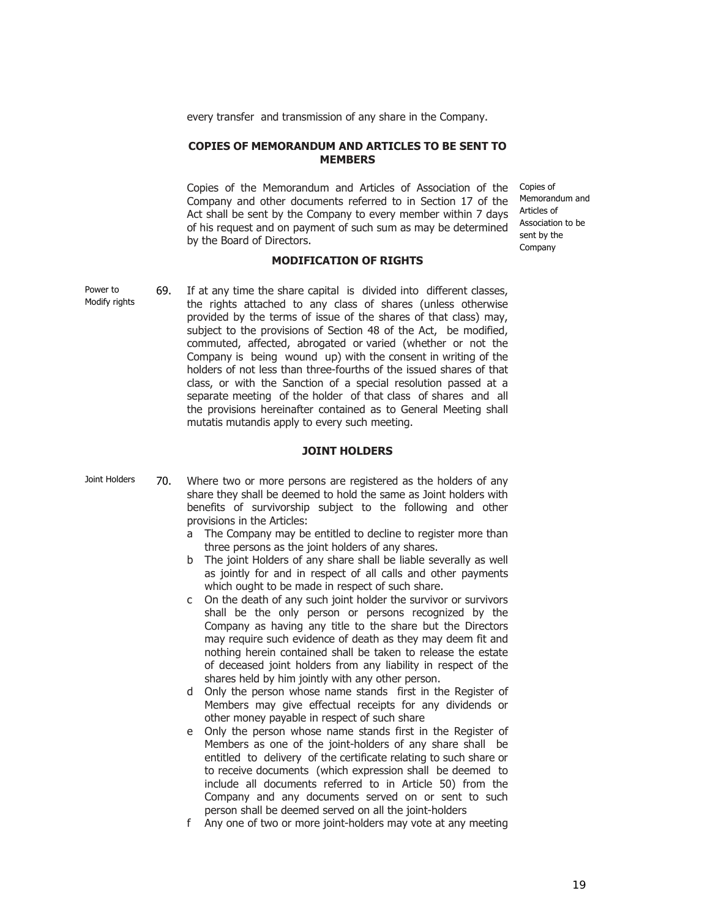every transfer and transmission of any share in the Company.

### COPIES OF MEMORANDUM AND ARTICLES TO BE SENT TO MEMBERS

Copies of Memorandum and Articles of Association to be sent by the Company

Copies of the Memorandum and Articles of Association of the Company and other documents referred to in Section 17 of the Act shall be sent by the Company to every member within 7 days of his request and on payment of such sum as may be determined by the Board of Directors.

### MODIFICATION OF RIGHTS

Power to Modify rights

69. If at any time the share capital is divided into different classes, the rights attached to any class of shares (unless otherwise provided by the terms of issue of the shares of that class) may, subject to the provisions of Section 48 of the Act, be modified, commuted, affected, abrogated or varied (whether or not the Company is being wound up) with the consent in writing of the holders of not less than three-fourths of the issued shares of that class, or with the Sanction of a special resolution passed at a separate meeting of the holder of that class of shares and all the provisions hereinafter contained as to General Meeting shall mutatis mutandis apply to every such meeting.

### JOINT HOLDERS

Joint Holders

70. Where two or more persons are registered as the holders of any share they shall be deemed to hold the same as Joint holders with benefits of survivorship subject to the following and other provisions in the Articles:
    - a The Company may be entitled to decline to register more than three persons as the joint holders of any shares.
    - b The joint Holders of any share shall be liable severally as well as jointly for and in respect of all calls and other payments which ought to be made in respect of such share.
    - c On the death of any such joint holder the survivor or survivors shall be the only person or persons recognized by the Company as having any title to the share but the Directors may require such evidence of death as they may deem fit and nothing herein contained shall be taken to release the estate of deceased joint holders from any liability in respect of the shares held by him jointly with any other person.
    - d Only the person whose name stands first in the Register of Members may give effectual receipts for any dividends or other money payable in respect of such share
    - e Only the person whose name stands first in the Register of Members as one of the joint-holders of any share shall be entitled to delivery of the certificate relating to such share or to receive documents (which expression shall be deemed to include all documents referred to in Article 50) from the Company and any documents served on or sent to such person shall be deemed served on all the joint-holders
    - f Any one of two or more joint-holders may vote at any meeting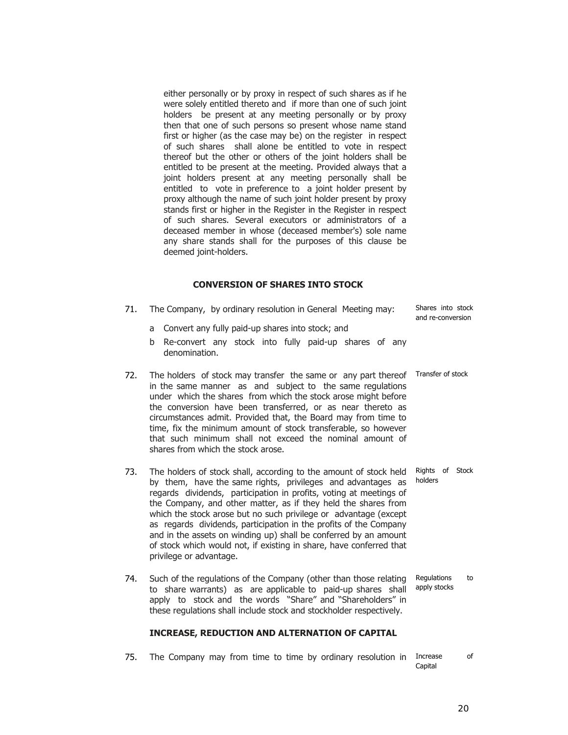either personally or by proxy in respect of such shares as if he were solely entitled thereto and if more than one of such joint holders be present at any meeting personally or by proxy then that one of such persons so present whose name stand first or higher (as the case may be) on the register in respect of such shares shall alone be entitled to vote in respect thereof but the other or others of the joint holders shall be entitled to be present at the meeting. Provided always that a joint holders present at any meeting personally shall be entitled to vote in preference to a joint holder present by proxy although the name of such joint holder present by proxy stands first or higher in the Register in the Register in respect of such shares. Several executors or administrators of a deceased member in whose (deceased member's) sole name any share stands shall for the purposes of this clause be deemed joint-holders.

### CONVERSION OF SHARES INTO STOCK

71. The Company, by ordinary resolution in General Meeting may: *Shares into stock and re-conversion*

    a Convert any fully paid-up shares into stock; and

    b Re-convert any stock into fully paid-up shares of any denomination.

72. The holders of stock may transfer the same or any part thereof in the same manner as and subject to the same regulations under which the shares from which the stock arose might before the conversion have been transferred, or as near thereto as circumstances admit. Provided that, the Board may from time to time, fix the minimum amount of stock transferable, so however that such minimum shall not exceed the nominal amount of shares from which the stock arose. *Transfer of stock*

73. The holders of stock shall, according to the amount of stock held by them, have the same rights, privileges and advantages as regards dividends, participation in profits, voting at meetings of the Company, and other matter, as if they held the shares from which the stock arose but no such privilege or advantage (except as regards dividends, participation in the profits of the Company and in the assets on winding up) shall be conferred by an amount of stock which would not, if existing in share, have conferred that privilege or advantage. *Rights of Stock holders*

74. Such of the regulations of the Company (other than those relating to share warrants) as are applicable to paid-up shares shall apply to stock and the words "Share" and "Shareholders" in these regulations shall include stock and stockholder respectively. *Regulations to apply stocks*

### INCREASE, REDUCTION AND ALTERNATION OF CAPITAL

75. The Company may from time to time by ordinary resolution in *Increase of Capital*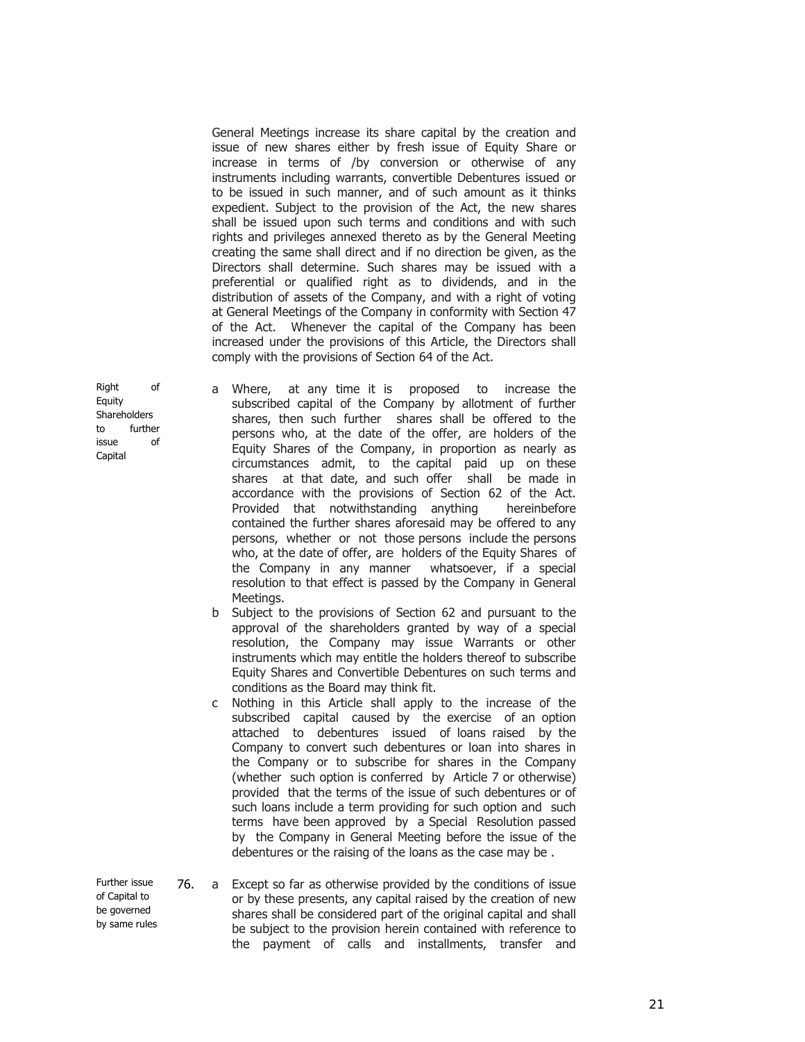General Meetings increase its share capital by the creation and issue of new shares either by fresh issue of Equity Share or increase in terms of /by conversion or otherwise of any instruments including warrants, convertible Debentures issued or to be issued in such manner, and of such amount as it thinks expedient. Subject to the provision of the Act, the new shares shall be issued upon such terms and conditions and with such rights and privileges annexed thereto as by the General Meeting creating the same shall direct and if no direction be given, as the Directors shall determine. Such shares may be issued with a preferential or qualified right as to dividends, and in the distribution of assets of the Company, and with a right of voting at General Meetings of the Company in conformity with Section 47 of the Act. Whenever the capital of the Company has been increased under the provisions of this Article, the Directors shall comply with the provisions of Section 64 of the Act.

*Right of Equity Shareholders to further issue of Capital*

a. Where, at any time it is proposed to increase the subscribed capital of the Company by allotment of further shares, then such further shares shall be offered to the persons who, at the date of the offer, are holders of the Equity Shares of the Company, in proportion as nearly as circumstances admit, to the capital paid up on these shares at that date, and such offer shall be made in accordance with the provisions of Section 62 of the Act. Provided that notwithstanding anything hereinbefore contained the further shares aforesaid may be offered to any persons, whether or not those persons include the persons who, at the date of offer, are holders of the Equity Shares of the Company in any manner whatsoever, if a special resolution to that effect is passed by the Company in General Meetings.
b. Subject to the provisions of Section 62 and pursuant to the approval of the shareholders granted by way of a special resolution, the Company may issue Warrants or other instruments which may entitle the holders thereof to subscribe Equity Shares and Convertible Debentures on such terms and conditions as the Board may think fit.
c. Nothing in this Article shall apply to the increase of the subscribed capital caused by the exercise of an option attached to debentures issued of loans raised by the Company to convert such debentures or loan into shares in the Company or to subscribe for shares in the Company (whether such option is conferred by Article 7 or otherwise) provided that the terms of the issue of such debentures or of such loans include a term providing for such option and such terms have been approved by a Special Resolution passed by the Company in General Meeting before the issue of the debentures or the raising of the loans as the case may be .

*Further issue of Capital to be governed by same rules*

76. a. Except so far as otherwise provided by the conditions of issue or by these presents, any capital raised by the creation of new shares shall be considered part of the original capital and shall be subject to the provision herein contained with reference to the payment of calls and installments, transfer and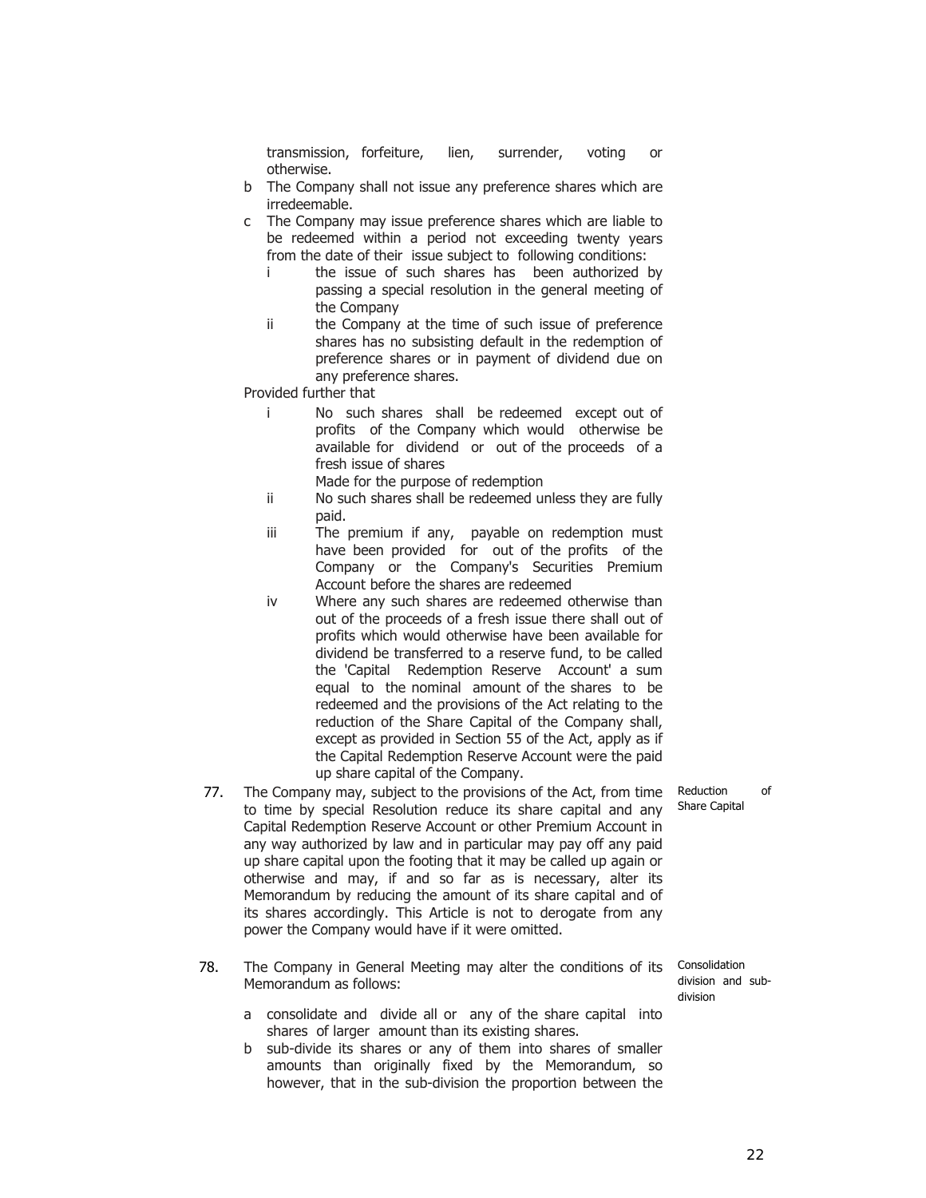transmission, forfeiture, lien, surrender, voting or otherwise.

b The Company shall not issue any preference shares which are irredeemable.

c The Company may issue preference shares which are liable to be redeemed within a period not exceeding twenty years from the date of their issue subject to following conditions:

   i the issue of such shares has been authorized by passing a special resolution in the general meeting of the Company

   ii the Company at the time of such issue of preference shares has no subsisting default in the redemption of preference shares or in payment of dividend due on any preference shares.

Provided further that

   i No such shares shall be redeemed except out of profits of the Company which would otherwise be available for dividend or out of the proceeds of a fresh issue of shares
   Made for the purpose of redemption

   ii No such shares shall be redeemed unless they are fully paid.

   iii The premium if any, payable on redemption must have been provided for out of the profits of the Company or the Company's Securities Premium Account before the shares are redeemed

   iv Where any such shares are redeemed otherwise than out of the proceeds of a fresh issue there shall out of profits which would otherwise have been available for dividend be transferred to a reserve fund, to be called the 'Capital Redemption Reserve Account' a sum equal to the nominal amount of the shares to be redeemed and the provisions of the Act relating to the reduction of the Share Capital of the Company shall, except as provided in Section 55 of the Act, apply as if the Capital Redemption Reserve Account were the paid up share capital of the Company.

77. *Reduction of Share Capital* — The Company may, subject to the provisions of the Act, from time to time by special Resolution reduce its share capital and any Capital Redemption Reserve Account or other Premium Account in any way authorized by law and in particular may pay off any paid up share capital upon the footing that it may be called up again or otherwise and may, if and so far as is necessary, alter its Memorandum by reducing the amount of its share capital and of its shares accordingly. This Article is not to derogate from any power the Company would have if it were omitted.

78. *Consolidation division and sub-division* — The Company in General Meeting may alter the conditions of its Memorandum as follows:

   a consolidate and divide all or any of the share capital into shares of larger amount than its existing shares.

   b sub-divide its shares or any of them into shares of smaller amounts than originally fixed by the Memorandum, so however, that in the sub-division the proportion between the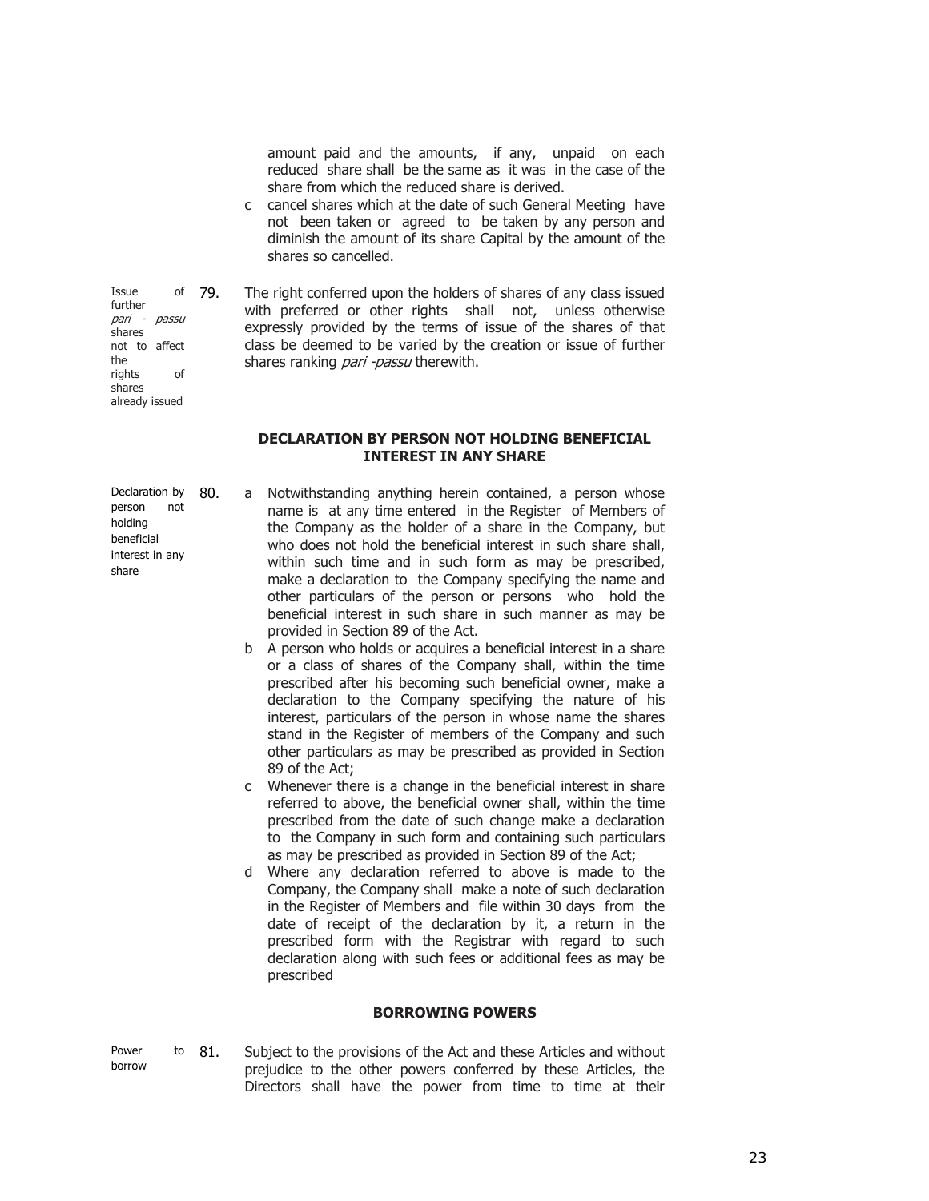amount paid and the amounts, if any, unpaid on each reduced share shall be the same as it was in the case of the share from which the reduced share is derived.

c cancel shares which at the date of such General Meeting have not been taken or agreed to be taken by any person and diminish the amount of its share Capital by the amount of the shares so cancelled.

Issue of further *pari - passu* shares not to affect the rights of shares already issued

79. The right conferred upon the holders of shares of any class issued with preferred or other rights shall not, unless otherwise expressly provided by the terms of issue of the shares of that class be deemed to be varied by the creation or issue of further shares ranking *pari -passu* therewith.

**DECLARATION BY PERSON NOT HOLDING BENEFICIAL INTEREST IN ANY SHARE**

Declaration by person not holding beneficial interest in any share

80. a Notwithstanding anything herein contained, a person whose name is at any time entered in the Register of Members of the Company as the holder of a share in the Company, but who does not hold the beneficial interest in such share shall, within such time and in such form as may be prescribed, make a declaration to the Company specifying the name and other particulars of the person or persons who hold the beneficial interest in such share in such manner as may be provided in Section 89 of the Act.

b A person who holds or acquires a beneficial interest in a share or a class of shares of the Company shall, within the time prescribed after his becoming such beneficial owner, make a declaration to the Company specifying the nature of his interest, particulars of the person in whose name the shares stand in the Register of members of the Company and such other particulars as may be prescribed as provided in Section 89 of the Act;

c Whenever there is a change in the beneficial interest in share referred to above, the beneficial owner shall, within the time prescribed from the date of such change make a declaration to the Company in such form and containing such particulars as may be prescribed as provided in Section 89 of the Act;

d Where any declaration referred to above is made to the Company, the Company shall make a note of such declaration in the Register of Members and file within 30 days from the date of receipt of the declaration by it, a return in the prescribed form with the Registrar with regard to such declaration along with such fees or additional fees as may be prescribed

**BORROWING POWERS**

Power to borrow

81. Subject to the provisions of the Act and these Articles and without prejudice to the other powers conferred by these Articles, the Directors shall have the power from time to time at their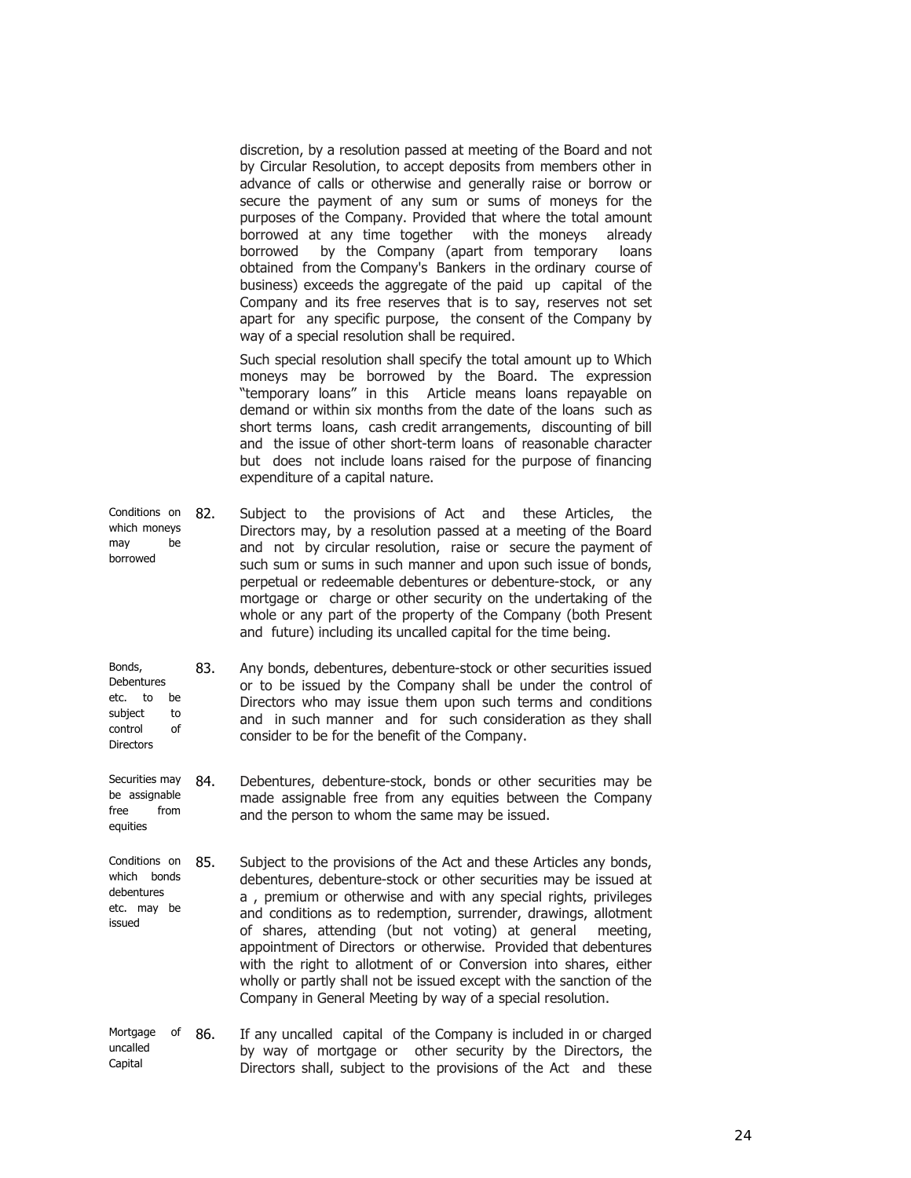discretion, by a resolution passed at meeting of the Board and not by Circular Resolution, to accept deposits from members other in advance of calls or otherwise and generally raise or borrow or secure the payment of any sum or sums of moneys for the purposes of the Company. Provided that where the total amount borrowed at any time together with the moneys already borrowed by the Company (apart from temporary loans obtained from the Company's Bankers in the ordinary course of business) exceeds the aggregate of the paid up capital of the Company and its free reserves that is to say, reserves not set apart for any specific purpose, the consent of the Company by way of a special resolution shall be required.

Such special resolution shall specify the total amount up to Which moneys may be borrowed by the Board. The expression "temporary loans" in this Article means loans repayable on demand or within six months from the date of the loans such as short terms loans, cash credit arrangements, discounting of bill and the issue of other short-term loans of reasonable character but does not include loans raised for the purpose of financing expenditure of a capital nature.

*Conditions on which moneys may be borrowed*

82. Subject to the provisions of Act and these Articles, the Directors may, by a resolution passed at a meeting of the Board and not by circular resolution, raise or secure the payment of such sum or sums in such manner and upon such issue of bonds, perpetual or redeemable debentures or debenture-stock, or any mortgage or charge or other security on the undertaking of the whole or any part of the property of the Company (both Present and future) including its uncalled capital for the time being.

*Bonds, Debentures etc. to be subject to control of Directors*

83. Any bonds, debentures, debenture-stock or other securities issued or to be issued by the Company shall be under the control of Directors who may issue them upon such terms and conditions and in such manner and for such consideration as they shall consider to be for the benefit of the Company.

*Securities may be assignable free from equities*

84. Debentures, debenture-stock, bonds or other securities may be made assignable free from any equities between the Company and the person to whom the same may be issued.

*Conditions on which bonds debentures etc. may be issued*

85. Subject to the provisions of the Act and these Articles any bonds, debentures, debenture-stock or other securities may be issued at a , premium or otherwise and with any special rights, privileges and conditions as to redemption, surrender, drawings, allotment of shares, attending (but not voting) at general meeting, appointment of Directors or otherwise. Provided that debentures with the right to allotment of or Conversion into shares, either wholly or partly shall not be issued except with the sanction of the Company in General Meeting by way of a special resolution.

*Mortgage of uncalled Capital*

86. If any uncalled capital of the Company is included in or charged by way of mortgage or other security by the Directors, the Directors shall, subject to the provisions of the Act and these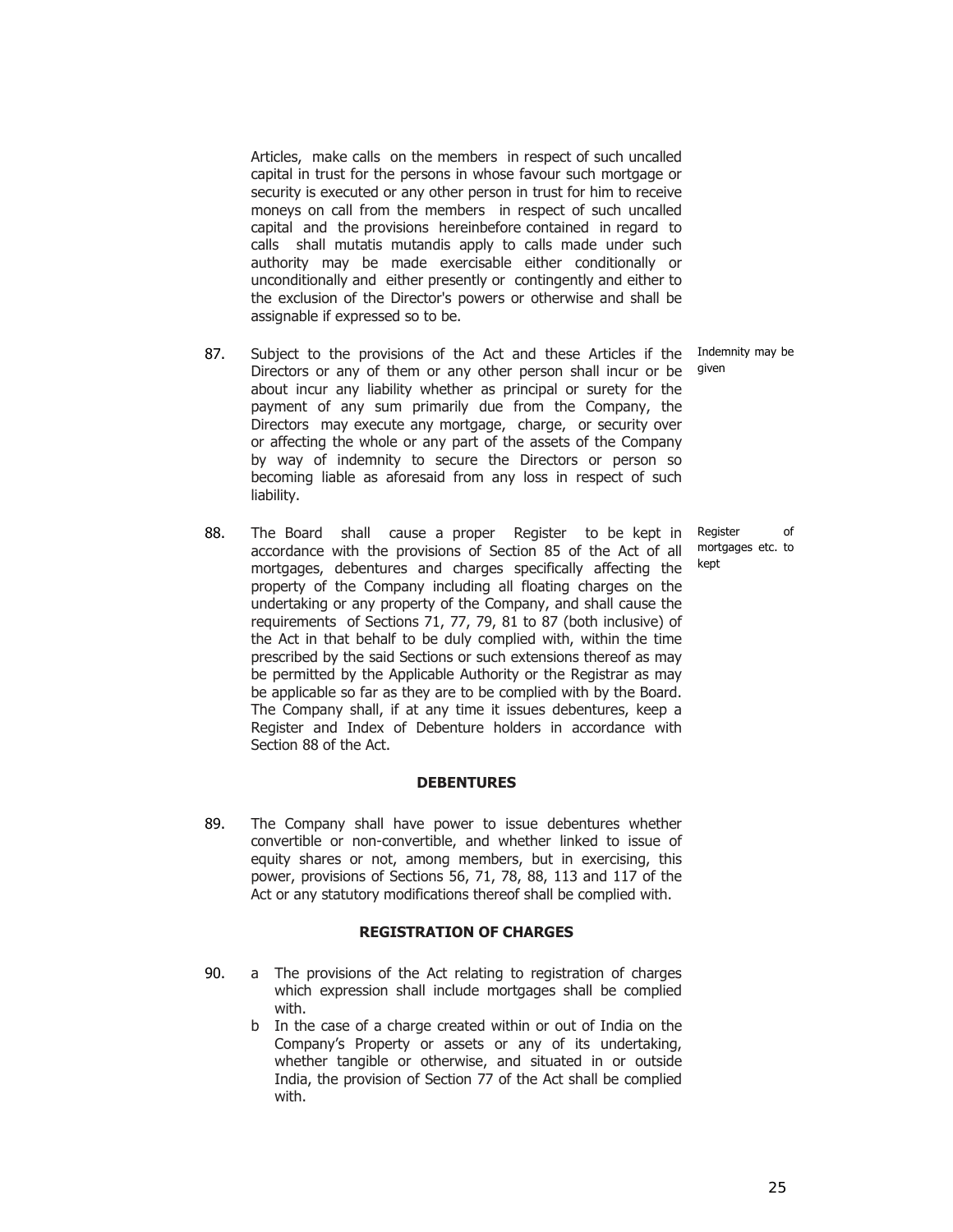Articles, make calls on the members in respect of such uncalled capital in trust for the persons in whose favour such mortgage or security is executed or any other person in trust for him to receive moneys on call from the members in respect of such uncalled capital and the provisions hereinbefore contained in regard to calls shall mutatis mutandis apply to calls made under such authority may be made exercisable either conditionally or unconditionally and either presently or contingently and either to the exclusion of the Director's powers or otherwise and shall be assignable if expressed so to be.

87. Subject to the provisions of the Act and these Articles if the Directors or any of them or any other person shall incur or be about incur any liability whether as principal or surety for the payment of any sum primarily due from the Company, the Directors may execute any mortgage, charge, or security over or affecting the whole or any part of the assets of the Company by way of indemnity to secure the Directors or person so becoming liable as aforesaid from any loss in respect of such liability.

*Indemnity may be given*

88. The Board shall cause a proper Register to be kept in accordance with the provisions of Section 85 of the Act of all mortgages, debentures and charges specifically affecting the property of the Company including all floating charges on the undertaking or any property of the Company, and shall cause the requirements of Sections 71, 77, 79, 81 to 87 (both inclusive) of the Act in that behalf to be duly complied with, within the time prescribed by the said Sections or such extensions thereof as may be permitted by the Applicable Authority or the Registrar as may be applicable so far as they are to be complied with by the Board. The Company shall, if at any time it issues debentures, keep a Register and Index of Debenture holders in accordance with Section 88 of the Act.

*Register of mortgages etc. to kept*

## DEBENTURES

89. The Company shall have power to issue debentures whether convertible or non-convertible, and whether linked to issue of equity shares or not, among members, but in exercising, this power, provisions of Sections 56, 71, 78, 88, 113 and 117 of the Act or any statutory modifications thereof shall be complied with.

## REGISTRATION OF CHARGES

90. a The provisions of the Act relating to registration of charges which expression shall include mortgages shall be complied with.

    b In the case of a charge created within or out of India on the Company's Property or assets or any of its undertaking, whether tangible or otherwise, and situated in or outside India, the provision of Section 77 of the Act shall be complied with.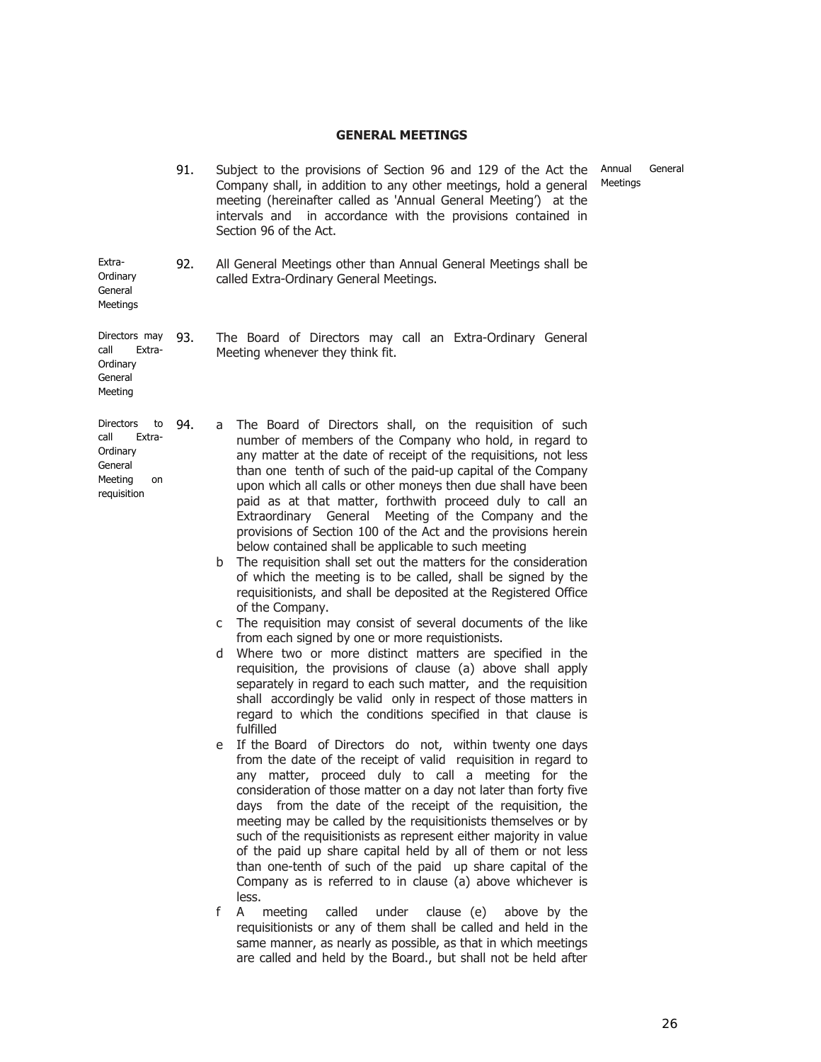## GENERAL MEETINGS

Annual General Meetings

91. Subject to the provisions of Section 96 and 129 of the Act the Company shall, in addition to any other meetings, hold a general meeting (hereinafter called as 'Annual General Meeting') at the intervals and in accordance with the provisions contained in Section 96 of the Act.

Extra-Ordinary General Meetings

92. All General Meetings other than Annual General Meetings shall be called Extra-Ordinary General Meetings.

Directors may call Extra-Ordinary General Meeting

93. The Board of Directors may call an Extra-Ordinary General Meeting whenever they think fit.

Directors to call Extra-Ordinary General Meeting on requisition

94.

a The Board of Directors shall, on the requisition of such number of members of the Company who hold, in regard to any matter at the date of receipt of the requisitions, not less than one tenth of such of the paid-up capital of the Company upon which all calls or other moneys then due shall have been paid as at that matter, forthwith proceed duly to call an Extraordinary General Meeting of the Company and the provisions of Section 100 of the Act and the provisions herein below contained shall be applicable to such meeting

b The requisition shall set out the matters for the consideration of which the meeting is to be called, shall be signed by the requisitionists, and shall be deposited at the Registered Office of the Company.

c The requisition may consist of several documents of the like from each signed by one or more requistionists.

d Where two or more distinct matters are specified in the requisition, the provisions of clause (a) above shall apply separately in regard to each such matter, and the requisition shall accordingly be valid only in respect of those matters in regard to which the conditions specified in that clause is fulfilled

e If the Board of Directors do not, within twenty one days from the date of the receipt of valid requisition in regard to any matter, proceed duly to call a meeting for the consideration of those matter on a day not later than forty five days from the date of the receipt of the requisition, the meeting may be called by the requisitionists themselves or by such of the requisitionists as represent either majority in value of the paid up share capital held by all of them or not less than one-tenth of such of the paid up share capital of the Company as is referred to in clause (a) above whichever is less.

f A meeting called under clause (e) above by the requisitionists or any of them shall be called and held in the same manner, as nearly as possible, as that in which meetings are called and held by the Board., but shall not be held after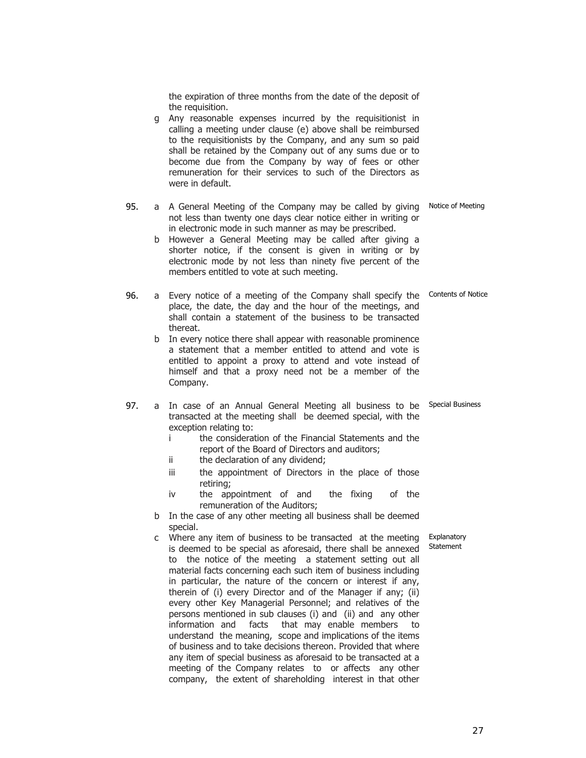the expiration of three months from the date of the deposit of the requisition.

g Any reasonable expenses incurred by the requisitionist in calling a meeting under clause (e) above shall be reimbursed to the requisitionists by the Company, and any sum so paid shall be retained by the Company out of any sums due or to become due from the Company by way of fees or other remuneration for their services to such of the Directors as were in default.

**95. Notice of Meeting**

a A General Meeting of the Company may be called by giving not less than twenty one days clear notice either in writing or in electronic mode in such manner as may be prescribed.

b However a General Meeting may be called after giving a shorter notice, if the consent is given in writing or by electronic mode by not less than ninety five percent of the members entitled to vote at such meeting.

**96. Contents of Notice**

a Every notice of a meeting of the Company shall specify the place, the date, the day and the hour of the meetings, and shall contain a statement of the business to be transacted thereat.

b In every notice there shall appear with reasonable prominence a statement that a member entitled to attend and vote is entitled to appoint a proxy to attend and vote instead of himself and that a proxy need not be a member of the Company.

**97. Special Business**

a In case of an Annual General Meeting all business to be transacted at the meeting shall be deemed special, with the exception relating to:

   i the consideration of the Financial Statements and the report of the Board of Directors and auditors;

   ii the declaration of any dividend;

   iii the appointment of Directors in the place of those retiring;

   iv the appointment of and the fixing of the remuneration of the Auditors;

b In the case of any other meeting all business shall be deemed special.

**Explanatory Statement**

c Where any item of business to be transacted at the meeting is deemed to be special as aforesaid, there shall be annexed to the notice of the meeting a statement setting out all material facts concerning each such item of business including in particular, the nature of the concern or interest if any, therein of (i) every Director and of the Manager if any; (ii) every other Key Managerial Personnel; and relatives of the persons mentioned in sub clauses (i) and (ii) and any other information and facts that may enable members to understand the meaning, scope and implications of the items of business and to take decisions thereon. Provided that where any item of special business as aforesaid to be transacted at a meeting of the Company relates to or affects any other company, the extent of shareholding interest in that other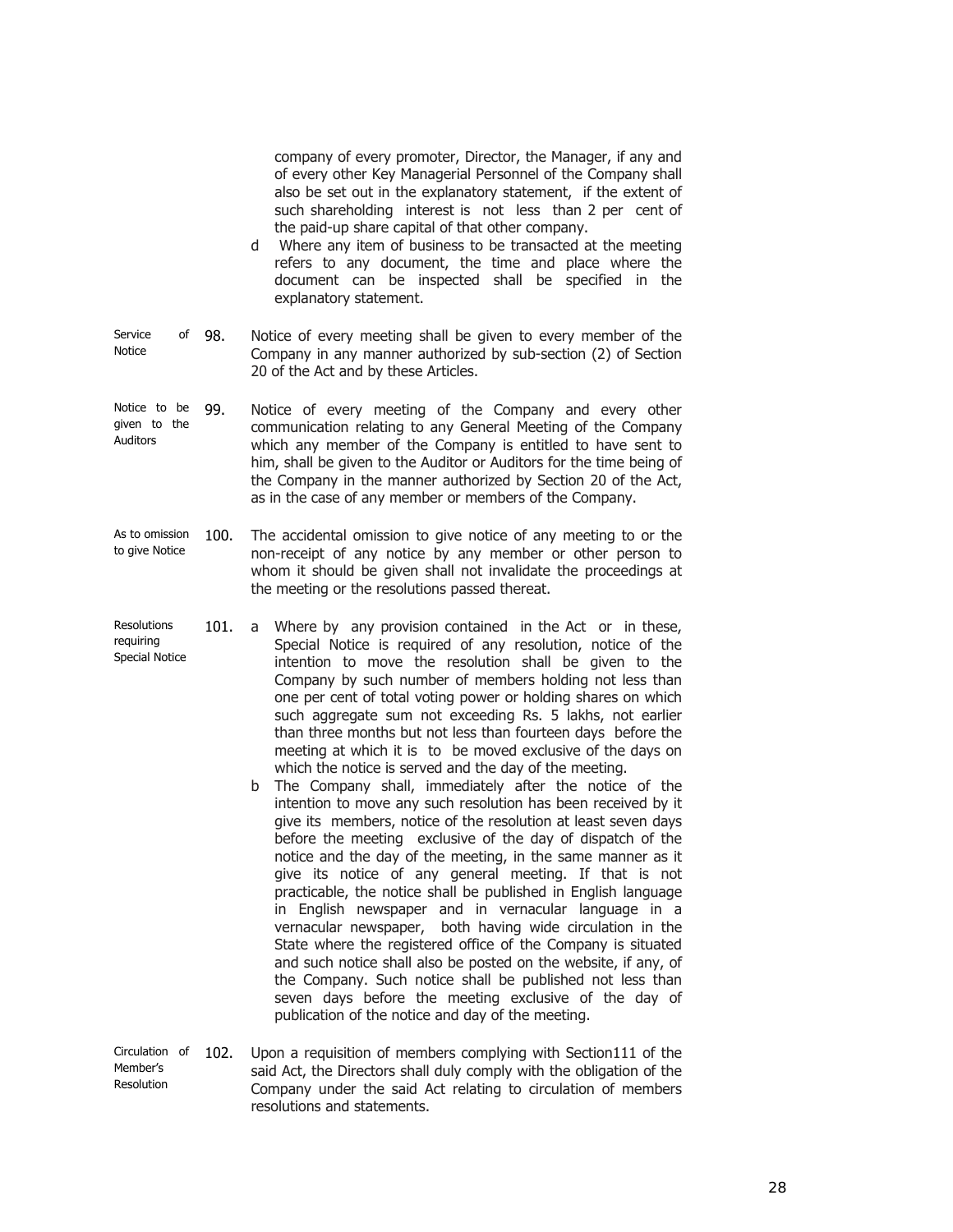company of every promoter, Director, the Manager, if any and of every other Key Managerial Personnel of the Company shall also be set out in the explanatory statement, if the extent of such shareholding interest is not less than 2 per cent of the paid-up share capital of that other company.

d Where any item of business to be transacted at the meeting refers to any document, the time and place where the document can be inspected shall be specified in the explanatory statement.

**Service of Notice**

98. Notice of every meeting shall be given to every member of the Company in any manner authorized by sub-section (2) of Section 20 of the Act and by these Articles.

**Notice to be given to the Auditors**

99. Notice of every meeting of the Company and every other communication relating to any General Meeting of the Company which any member of the Company is entitled to have sent to him, shall be given to the Auditor or Auditors for the time being of the Company in the manner authorized by Section 20 of the Act, as in the case of any member or members of the Company.

**As to omission to give Notice**

100. The accidental omission to give notice of any meeting to or the non-receipt of any notice by any member or other person to whom it should be given shall not invalidate the proceedings at the meeting or the resolutions passed thereat.

**Resolutions requiring Special Notice**

101. a Where by any provision contained in the Act or in these, Special Notice is required of any resolution, notice of the intention to move the resolution shall be given to the Company by such number of members holding not less than one per cent of total voting power or holding shares on which such aggregate sum not exceeding Rs. 5 lakhs, not earlier than three months but not less than fourteen days before the meeting at which it is to be moved exclusive of the days on which the notice is served and the day of the meeting.

b The Company shall, immediately after the notice of the intention to move any such resolution has been received by it give its members, notice of the resolution at least seven days before the meeting exclusive of the day of dispatch of the notice and the day of the meeting, in the same manner as it give its notice of any general meeting. If that is not practicable, the notice shall be published in English language in English newspaper and in vernacular language in a vernacular newspaper, both having wide circulation in the State where the registered office of the Company is situated and such notice shall also be posted on the website, if any, of the Company. Such notice shall be published not less than seven days before the meeting exclusive of the day of publication of the notice and day of the meeting.

**Circulation of Member's Resolution**

102. Upon a requisition of members complying with Section111 of the said Act, the Directors shall duly comply with the obligation of the Company under the said Act relating to circulation of members resolutions and statements.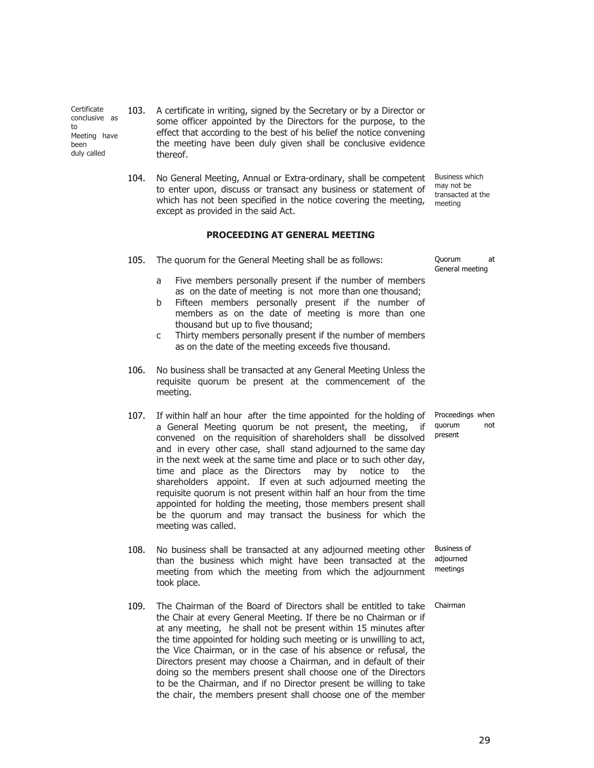**103.** A certificate in writing, signed by the Secretary or by a Director or some officer appointed by the Directors for the purpose, to the effect that according to the best of his belief the notice convening the meeting have been duly given shall be conclusive evidence thereof.

*Certificate conclusive as to Meeting have been duly called*

**104.** No General Meeting, Annual or Extra-ordinary, shall be competent to enter upon, discuss or transact any business or statement of which has not been specified in the notice covering the meeting, except as provided in the said Act.

*Business which may not be transacted at the meeting*

## PROCEEDING AT GENERAL MEETING

**105.** The quorum for the General Meeting shall be as follows:

*Quorum at General meeting*

- a Five members personally present if the number of members as on the date of meeting is not more than one thousand;
- b Fifteen members personally present if the number of members as on the date of meeting is more than one thousand but up to five thousand;
- c Thirty members personally present if the number of members as on the date of the meeting exceeds five thousand.

**106.** No business shall be transacted at any General Meeting Unless the requisite quorum be present at the commencement of the meeting.

**107.** If within half an hour after the time appointed for the holding of a General Meeting quorum be not present, the meeting, if convened on the requisition of shareholders shall be dissolved and in every other case, shall stand adjourned to the same day in the next week at the same time and place or to such other day, time and place as the Directors may by notice to the shareholders appoint. If even at such adjourned meeting the requisite quorum is not present within half an hour from the time appointed for holding the meeting, those members present shall be the quorum and may transact the business for which the meeting was called.

*Proceedings when quorum not present*

**108.** No business shall be transacted at any adjourned meeting other than the business which might have been transacted at the meeting from which the meeting from which the adjournment took place.

*Business of adjourned meetings*

**109.** The Chairman of the Board of Directors shall be entitled to take the Chair at every General Meeting. If there be no Chairman or if at any meeting, he shall not be present within 15 minutes after the time appointed for holding such meeting or is unwilling to act, the Vice Chairman, or in the case of his absence or refusal, the Directors present may choose a Chairman, and in default of their doing so the members present shall choose one of the Directors to be the Chairman, and if no Director present be willing to take the chair, the members present shall choose one of the member

*Chairman*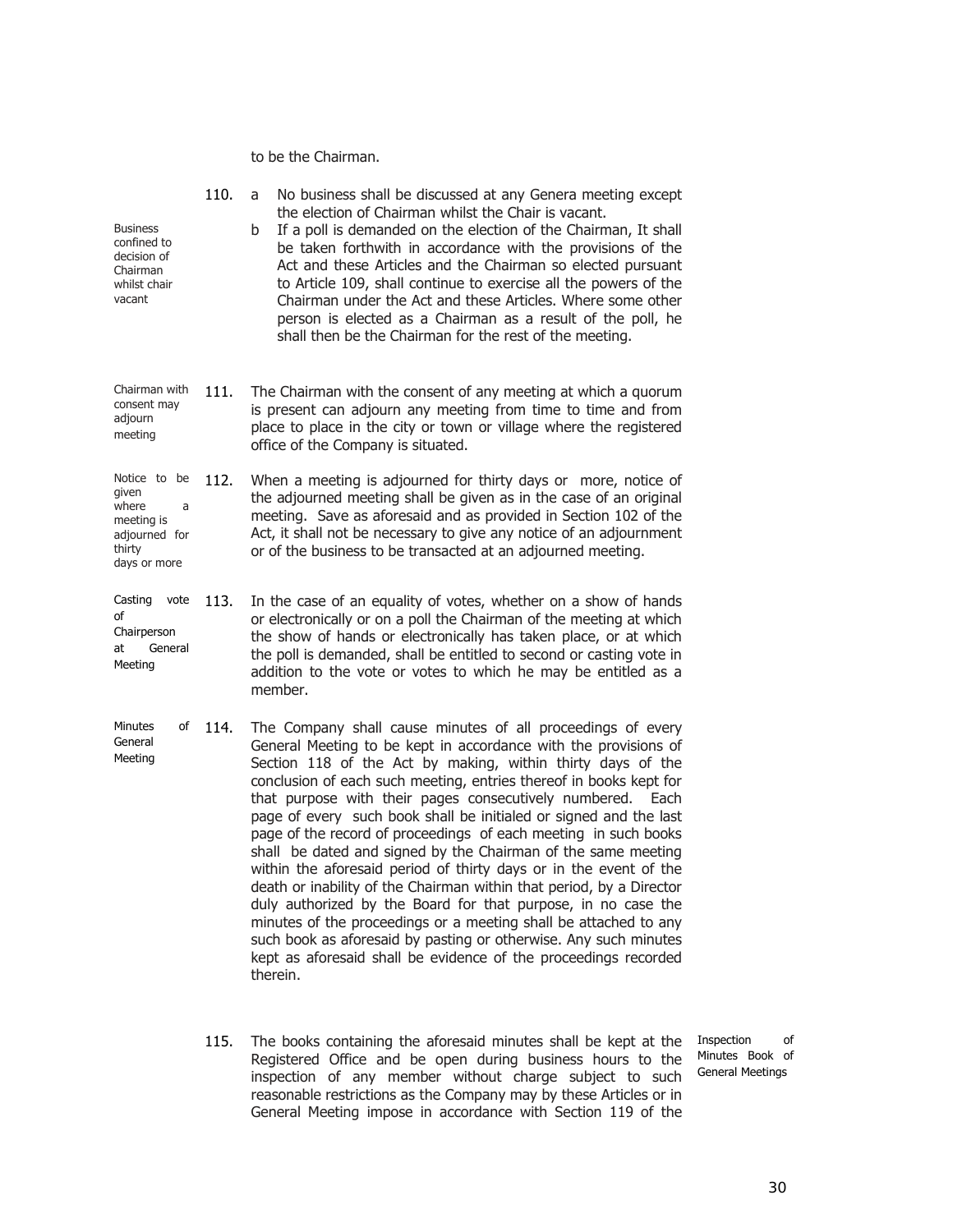to be the Chairman.

**Business confined to decision of Chairman whilst chair vacant**

110. a No business shall be discussed at any Genera meeting except the election of Chairman whilst the Chair is vacant.

b If a poll is demanded on the election of the Chairman, It shall be taken forthwith in accordance with the provisions of the Act and these Articles and the Chairman so elected pursuant to Article 109, shall continue to exercise all the powers of the Chairman under the Act and these Articles. Where some other person is elected as a Chairman as a result of the poll, he shall then be the Chairman for the rest of the meeting.

**Chairman with consent may adjourn meeting**

111. The Chairman with the consent of any meeting at which a quorum is present can adjourn any meeting from time to time and from place to place in the city or town or village where the registered office of the Company is situated.

**Notice to be given where a meeting is adjourned for thirty days or more**

112. When a meeting is adjourned for thirty days or more, notice of the adjourned meeting shall be given as in the case of an original meeting. Save as aforesaid and as provided in Section 102 of the Act, it shall not be necessary to give any notice of an adjournment or of the business to be transacted at an adjourned meeting.

**Casting vote of Chairperson at General Meeting**

113. In the case of an equality of votes, whether on a show of hands or electronically or on a poll the Chairman of the meeting at which the show of hands or electronically has taken place, or at which the poll is demanded, shall be entitled to second or casting vote in addition to the vote or votes to which he may be entitled as a member.

**Minutes of General Meeting**

114. The Company shall cause minutes of all proceedings of every General Meeting to be kept in accordance with the provisions of Section 118 of the Act by making, within thirty days of the conclusion of each such meeting, entries thereof in books kept for that purpose with their pages consecutively numbered. Each page of every such book shall be initialed or signed and the last page of the record of proceedings of each meeting in such books shall be dated and signed by the Chairman of the same meeting within the aforesaid period of thirty days or in the event of the death or inability of the Chairman within that period, by a Director duly authorized by the Board for that purpose, in no case the minutes of the proceedings or a meeting shall be attached to any such book as aforesaid by pasting or otherwise. Any such minutes kept as aforesaid shall be evidence of the proceedings recorded therein.

**Inspection of Minutes Book of General Meetings**

115. The books containing the aforesaid minutes shall be kept at the Registered Office and be open during business hours to the inspection of any member without charge subject to such reasonable restrictions as the Company may by these Articles or in General Meeting impose in accordance with Section 119 of the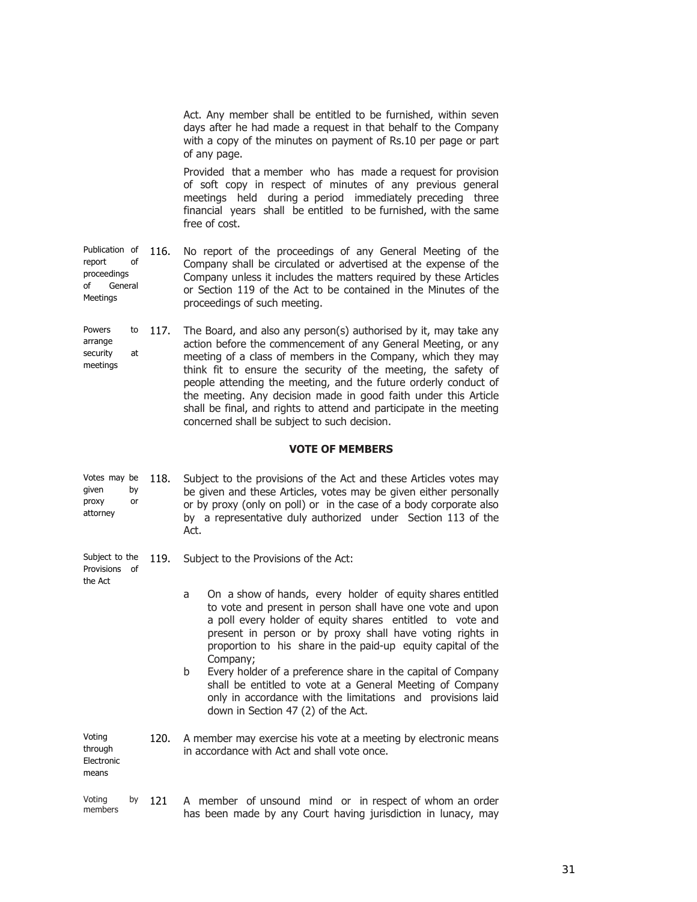Act. Any member shall be entitled to be furnished, within seven days after he had made a request in that behalf to the Company with a copy of the minutes on payment of Rs.10 per page or part of any page.

Provided that a member who has made a request for provision of soft copy in respect of minutes of any previous general meetings held during a period immediately preceding three financial years shall be entitled to be furnished, with the same free of cost.

**Publication of report of proceedings of General Meetings**

116. No report of the proceedings of any General Meeting of the Company shall be circulated or advertised at the expense of the Company unless it includes the matters required by these Articles or Section 119 of the Act to be contained in the Minutes of the proceedings of such meeting.

**Powers to arrange security at meetings**

117. The Board, and also any person(s) authorised by it, may take any action before the commencement of any General Meeting, or any meeting of a class of members in the Company, which they may think fit to ensure the security of the meeting, the safety of people attending the meeting, and the future orderly conduct of the meeting. Any decision made in good faith under this Article shall be final, and rights to attend and participate in the meeting concerned shall be subject to such decision.

## VOTE OF MEMBERS

**Votes may be given by proxy or attorney**

118. Subject to the provisions of the Act and these Articles votes may be given and these Articles, votes may be given either personally or by proxy (only on poll) or in the case of a body corporate also by a representative duly authorized under Section 113 of the Act.

**Subject to the Provisions of the Act**

119. Subject to the Provisions of the Act:

a On a show of hands, every holder of equity shares entitled to vote and present in person shall have one vote and upon a poll every holder of equity shares entitled to vote and present in person or by proxy shall have voting rights in proportion to his share in the paid-up equity capital of the Company;

b Every holder of a preference share in the capital of Company shall be entitled to vote at a General Meeting of Company only in accordance with the limitations and provisions laid down in Section 47 (2) of the Act.

**Voting through Electronic means**

120. A member may exercise his vote at a meeting by electronic means in accordance with Act and shall vote once.

**Voting by members**

121 A member of unsound mind or in respect of whom an order has been made by any Court having jurisdiction in lunacy, may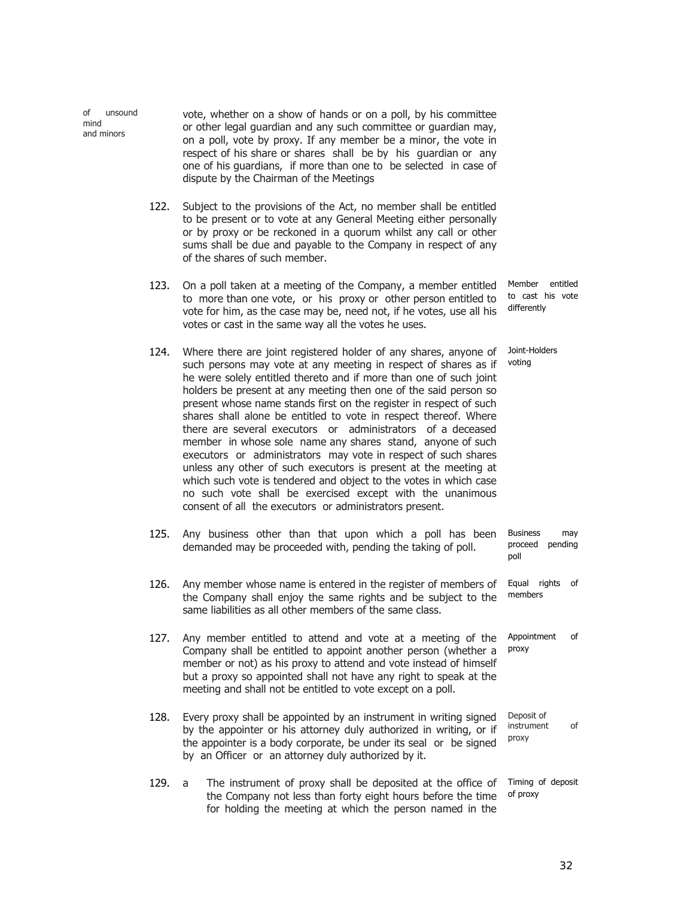*of unsound mind and minors*

vote, whether on a show of hands or on a poll, by his committee or other legal guardian and any such committee or guardian may, on a poll, vote by proxy. If any member be a minor, the vote in respect of his share or shares shall be by his guardian or any one of his guardians, if more than one to be selected in case of dispute by the Chairman of the Meetings

122. Subject to the provisions of the Act, no member shall be entitled to be present or to vote at any General Meeting either personally or by proxy or be reckoned in a quorum whilst any call or other sums shall be due and payable to the Company in respect of any of the shares of such member.

*Member entitled to cast his vote differently*

123. On a poll taken at a meeting of the Company, a member entitled to more than one vote, or his proxy or other person entitled to vote for him, as the case may be, need not, if he votes, use all his votes or cast in the same way all the votes he uses.

*Joint-Holders voting*

124. Where there are joint registered holder of any shares, anyone of such persons may vote at any meeting in respect of shares as if he were solely entitled thereto and if more than one of such joint holders be present at any meeting then one of the said person so present whose name stands first on the register in respect of such shares shall alone be entitled to vote in respect thereof. Where there are several executors or administrators of a deceased member in whose sole name any shares stand, anyone of such executors or administrators may vote in respect of such shares unless any other of such executors is present at the meeting at which such vote is tendered and object to the votes in which case no such vote shall be exercised except with the unanimous consent of all the executors or administrators present.

*Business may proceed pending poll*

125. Any business other than that upon which a poll has been demanded may be proceeded with, pending the taking of poll.

*Equal rights of members*

126. Any member whose name is entered in the register of members of the Company shall enjoy the same rights and be subject to the same liabilities as all other members of the same class.

*Appointment of proxy*

127. Any member entitled to attend and vote at a meeting of the Company shall be entitled to appoint another person (whether a member or not) as his proxy to attend and vote instead of himself but a proxy so appointed shall not have any right to speak at the meeting and shall not be entitled to vote except on a poll.

*Deposit of instrument of proxy*

128. Every proxy shall be appointed by an instrument in writing signed by the appointer or his attorney duly authorized in writing, or if the appointer is a body corporate, be under its seal or be signed by an Officer or an attorney duly authorized by it.

*Timing of deposit of proxy*

129. a The instrument of proxy shall be deposited at the office of the Company not less than forty eight hours before the time for holding the meeting at which the person named in the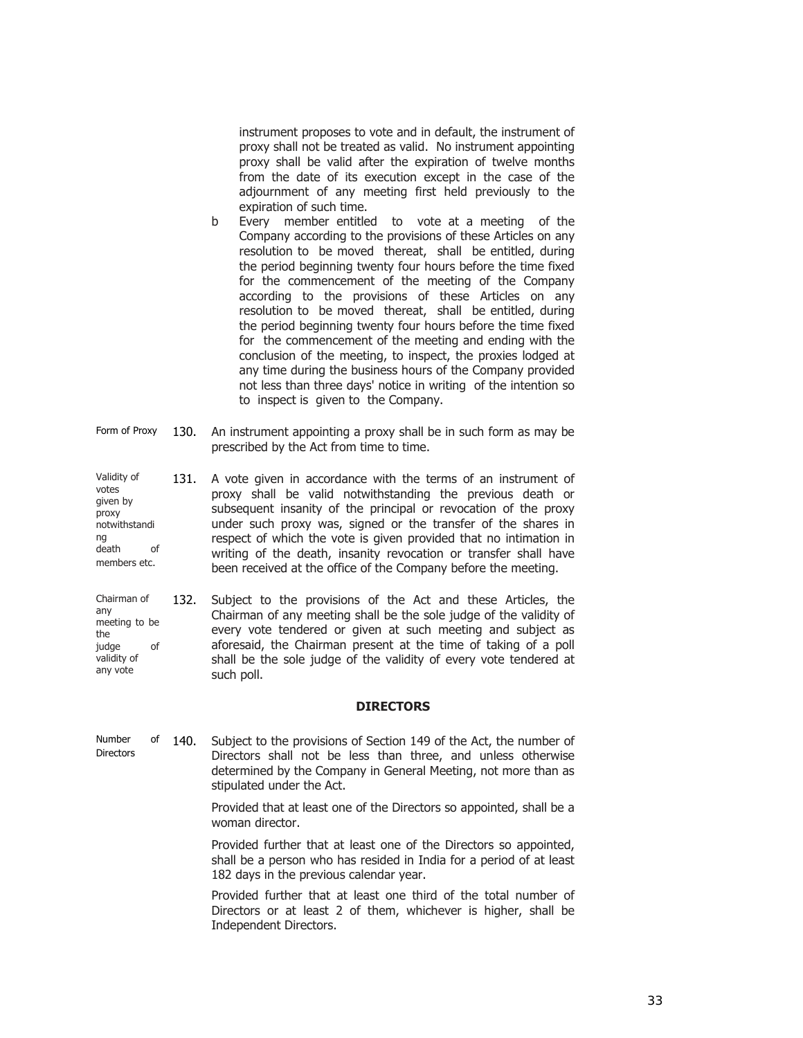instrument proposes to vote and in default, the instrument of proxy shall not be treated as valid. No instrument appointing proxy shall be valid after the expiration of twelve months from the date of its execution except in the case of the adjournment of any meeting first held previously to the expiration of such time.

b Every member entitled to vote at a meeting of the Company according to the provisions of these Articles on any resolution to be moved thereat, shall be entitled, during the period beginning twenty four hours before the time fixed for the commencement of the meeting of the Company according to the provisions of these Articles on any resolution to be moved thereat, shall be entitled, during the period beginning twenty four hours before the time fixed for the commencement of the meeting and ending with the conclusion of the meeting, to inspect, the proxies lodged at any time during the business hours of the Company provided not less than three days' notice in writing of the intention so to inspect is given to the Company.

Form of Proxy

130. An instrument appointing a proxy shall be in such form as may be prescribed by the Act from time to time.

Validity of votes given by proxy notwithstanding death of members etc.

131. A vote given in accordance with the terms of an instrument of proxy shall be valid notwithstanding the previous death or subsequent insanity of the principal or revocation of the proxy under such proxy was, signed or the transfer of the shares in respect of which the vote is given provided that no intimation in writing of the death, insanity revocation or transfer shall have been received at the office of the Company before the meeting.

Chairman of any meeting to be the judge of validity of any vote

132. Subject to the provisions of the Act and these Articles, the Chairman of any meeting shall be the sole judge of the validity of every vote tendered or given at such meeting and subject as aforesaid, the Chairman present at the time of taking of a poll shall be the sole judge of the validity of every vote tendered at such poll.

## DIRECTORS

Number of Directors

140. Subject to the provisions of Section 149 of the Act, the number of Directors shall not be less than three, and unless otherwise determined by the Company in General Meeting, not more than as stipulated under the Act.

Provided that at least one of the Directors so appointed, shall be a woman director.

Provided further that at least one of the Directors so appointed, shall be a person who has resided in India for a period of at least 182 days in the previous calendar year.

Provided further that at least one third of the total number of Directors or at least 2 of them, whichever is higher, shall be Independent Directors.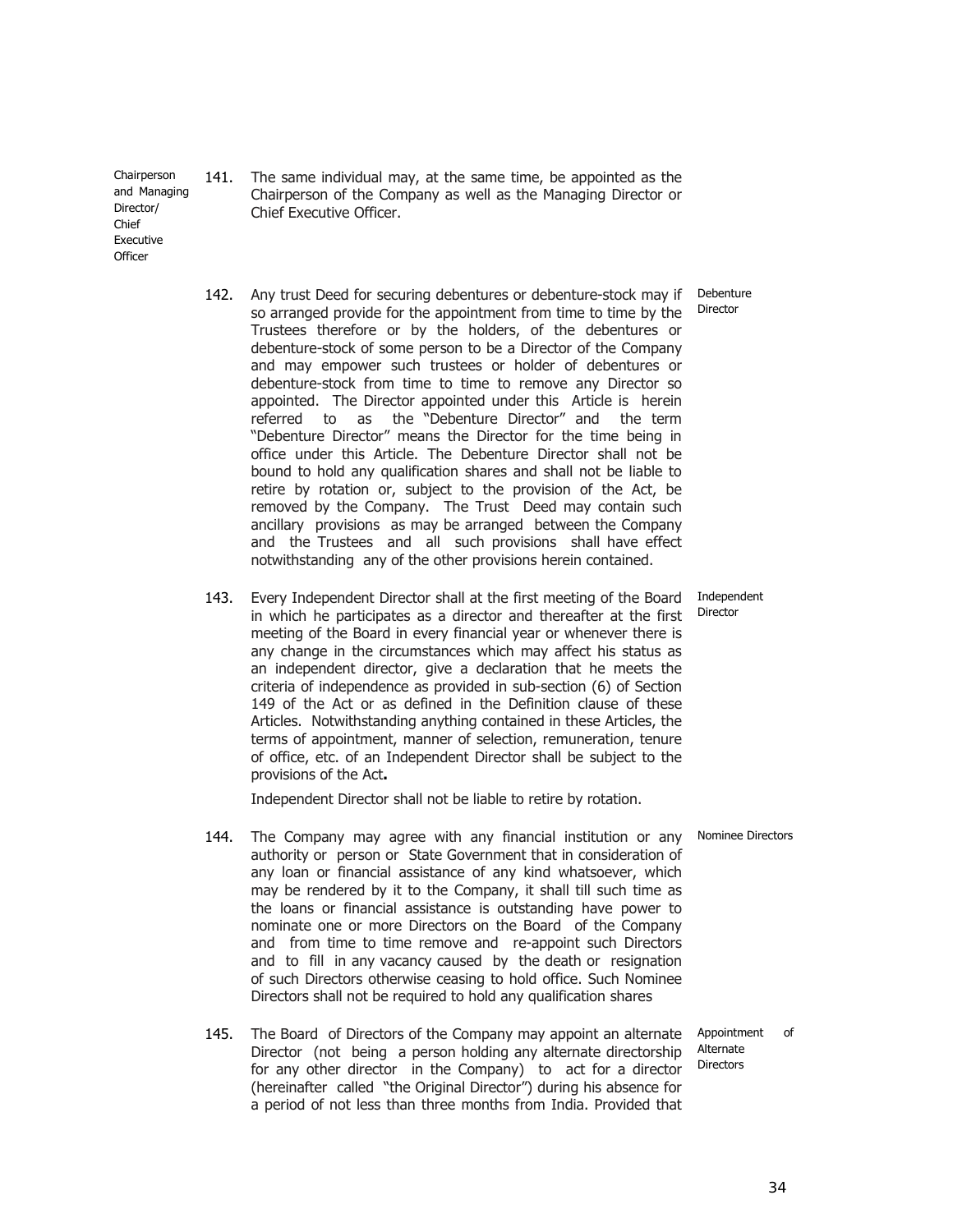**Chairperson and Managing Director/ Chief Executive Officer**

141. The same individual may, at the same time, be appointed as the Chairperson of the Company as well as the Managing Director or Chief Executive Officer.

**Debenture Director**

142. Any trust Deed for securing debentures or debenture-stock may if so arranged provide for the appointment from time to time by the Trustees therefore or by the holders, of the debentures or debenture-stock of some person to be a Director of the Company and may empower such trustees or holder of debentures or debenture-stock from time to time to remove any Director so appointed. The Director appointed under this Article is herein referred to as the "Debenture Director" and the term "Debenture Director" means the Director for the time being in office under this Article. The Debenture Director shall not be bound to hold any qualification shares and shall not be liable to retire by rotation or, subject to the provision of the Act, be removed by the Company. The Trust Deed may contain such ancillary provisions as may be arranged between the Company and the Trustees and all such provisions shall have effect notwithstanding any of the other provisions herein contained.

**Independent Director**

143. Every Independent Director shall at the first meeting of the Board in which he participates as a director and thereafter at the first meeting of the Board in every financial year or whenever there is any change in the circumstances which may affect his status as an independent director, give a declaration that he meets the criteria of independence as provided in sub-section (6) of Section 149 of the Act or as defined in the Definition clause of these Articles. Notwithstanding anything contained in these Articles, the terms of appointment, manner of selection, remuneration, tenure of office, etc. of an Independent Director shall be subject to the provisions of the Act**.**

Independent Director shall not be liable to retire by rotation.

**Nominee Directors**

144. The Company may agree with any financial institution or any authority or person or State Government that in consideration of any loan or financial assistance of any kind whatsoever, which may be rendered by it to the Company, it shall till such time as the loans or financial assistance is outstanding have power to nominate one or more Directors on the Board of the Company and from time to time remove and re-appoint such Directors and to fill in any vacancy caused by the death or resignation of such Directors otherwise ceasing to hold office. Such Nominee Directors shall not be required to hold any qualification shares

**Appointment of Alternate Directors**

145. The Board of Directors of the Company may appoint an alternate Director (not being a person holding any alternate directorship for any other director in the Company) to act for a director (hereinafter called "the Original Director") during his absence for a period of not less than three months from India. Provided that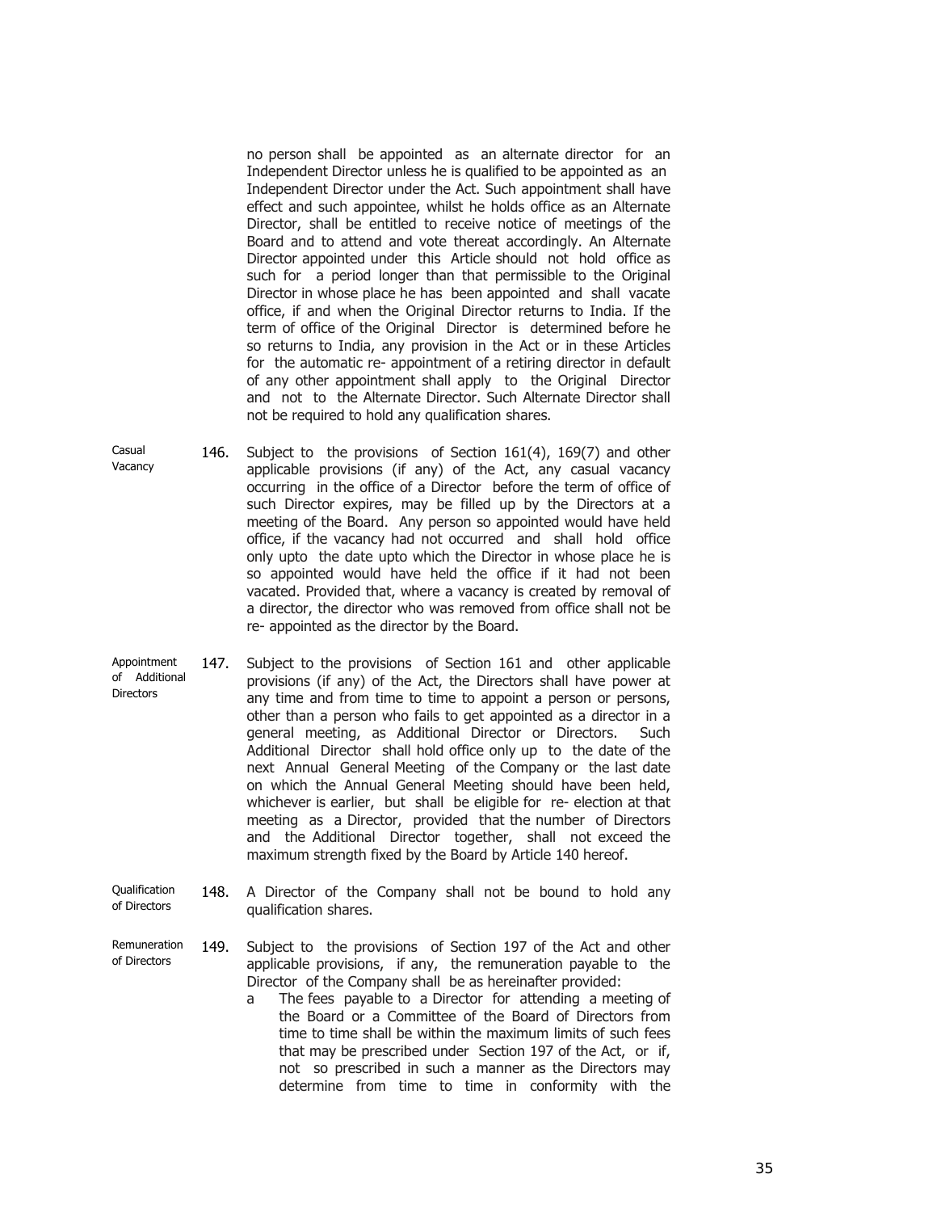no person shall be appointed as an alternate director for an Independent Director unless he is qualified to be appointed as an Independent Director under the Act. Such appointment shall have effect and such appointee, whilst he holds office as an Alternate Director, shall be entitled to receive notice of meetings of the Board and to attend and vote thereat accordingly. An Alternate Director appointed under this Article should not hold office as such for a period longer than that permissible to the Original Director in whose place he has been appointed and shall vacate office, if and when the Original Director returns to India. If the term of office of the Original Director is determined before he so returns to India, any provision in the Act or in these Articles for the automatic re- appointment of a retiring director in default of any other appointment shall apply to the Original Director and not to the Alternate Director. Such Alternate Director shall not be required to hold any qualification shares.

**Casual Vacancy**

146. Subject to the provisions of Section 161(4), 169(7) and other applicable provisions (if any) of the Act, any casual vacancy occurring in the office of a Director before the term of office of such Director expires, may be filled up by the Directors at a meeting of the Board. Any person so appointed would have held office, if the vacancy had not occurred and shall hold office only upto the date upto which the Director in whose place he is so appointed would have held the office if it had not been vacated. Provided that, where a vacancy is created by removal of a director, the director who was removed from office shall not be re- appointed as the director by the Board.

**Appointment of Additional Directors**

147. Subject to the provisions of Section 161 and other applicable provisions (if any) of the Act, the Directors shall have power at any time and from time to time to appoint a person or persons, other than a person who fails to get appointed as a director in a general meeting, as Additional Director or Directors. Such Additional Director shall hold office only up to the date of the next Annual General Meeting of the Company or the last date on which the Annual General Meeting should have been held, whichever is earlier, but shall be eligible for re- election at that meeting as a Director, provided that the number of Directors and the Additional Director together, shall not exceed the maximum strength fixed by the Board by Article 140 hereof.

**Qualification of Directors**

148. A Director of the Company shall not be bound to hold any qualification shares.

**Remuneration of Directors**

149. Subject to the provisions of Section 197 of the Act and other applicable provisions, if any, the remuneration payable to the Director of the Company shall be as hereinafter provided:

a The fees payable to a Director for attending a meeting of the Board or a Committee of the Board of Directors from time to time shall be within the maximum limits of such fees that may be prescribed under Section 197 of the Act, or if, not so prescribed in such a manner as the Directors may determine from time to time in conformity with the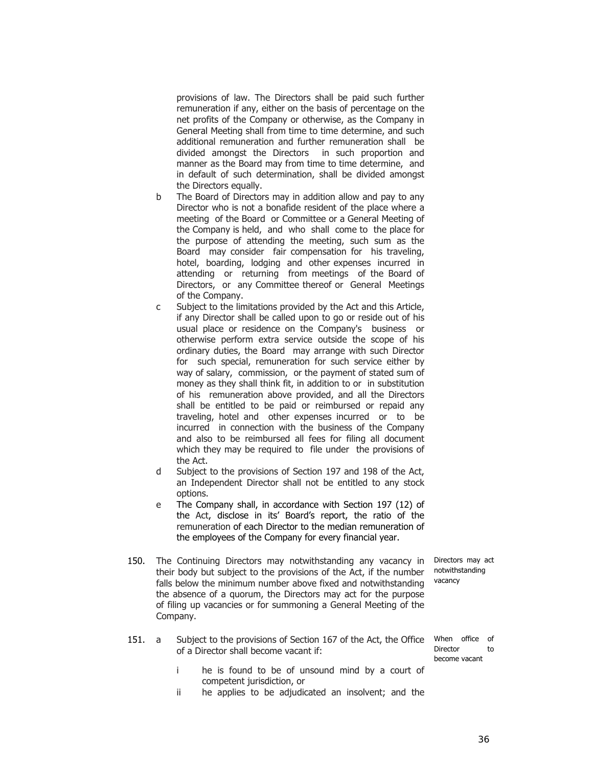provisions of law. The Directors shall be paid such further remuneration if any, either on the basis of percentage on the net profits of the Company or otherwise, as the Company in General Meeting shall from time to time determine, and such additional remuneration and further remuneration shall be divided amongst the Directors in such proportion and manner as the Board may from time to time determine, and in default of such determination, shall be divided amongst the Directors equally.

b The Board of Directors may in addition allow and pay to any Director who is not a bonafide resident of the place where a meeting of the Board or Committee or a General Meeting of the Company is held, and who shall come to the place for the purpose of attending the meeting, such sum as the Board may consider fair compensation for his traveling, hotel, boarding, lodging and other expenses incurred in attending or returning from meetings of the Board of Directors, or any Committee thereof or General Meetings of the Company.

c Subject to the limitations provided by the Act and this Article, if any Director shall be called upon to go or reside out of his usual place or residence on the Company's business or otherwise perform extra service outside the scope of his ordinary duties, the Board may arrange with such Director for such special, remuneration for such service either by way of salary, commission, or the payment of stated sum of money as they shall think fit, in addition to or in substitution of his remuneration above provided, and all the Directors shall be entitled to be paid or reimbursed or repaid any traveling, hotel and other expenses incurred or to be incurred in connection with the business of the Company and also to be reimbursed all fees for filing all document which they may be required to file under the provisions of the Act.

d Subject to the provisions of Section 197 and 198 of the Act, an Independent Director shall not be entitled to any stock options.

e The Company shall, in accordance with Section 197 (12) of the Act, disclose in its' Board's report, the ratio of the remuneration of each Director to the median remuneration of the employees of the Company for every financial year.

150. The Continuing Directors may notwithstanding any vacancy in their body but subject to the provisions of the Act, if the number falls below the minimum number above fixed and notwithstanding the absence of a quorum, the Directors may act for the purpose of filing up vacancies or for summoning a General Meeting of the Company. *(Directors may act notwithstanding vacancy)*

151. a Subject to the provisions of Section 167 of the Act, the Office of a Director shall become vacant if: *(When office of Director to become vacant)*

i he is found to be of unsound mind by a court of competent jurisdiction, or

ii he applies to be adjudicated an insolvent; and the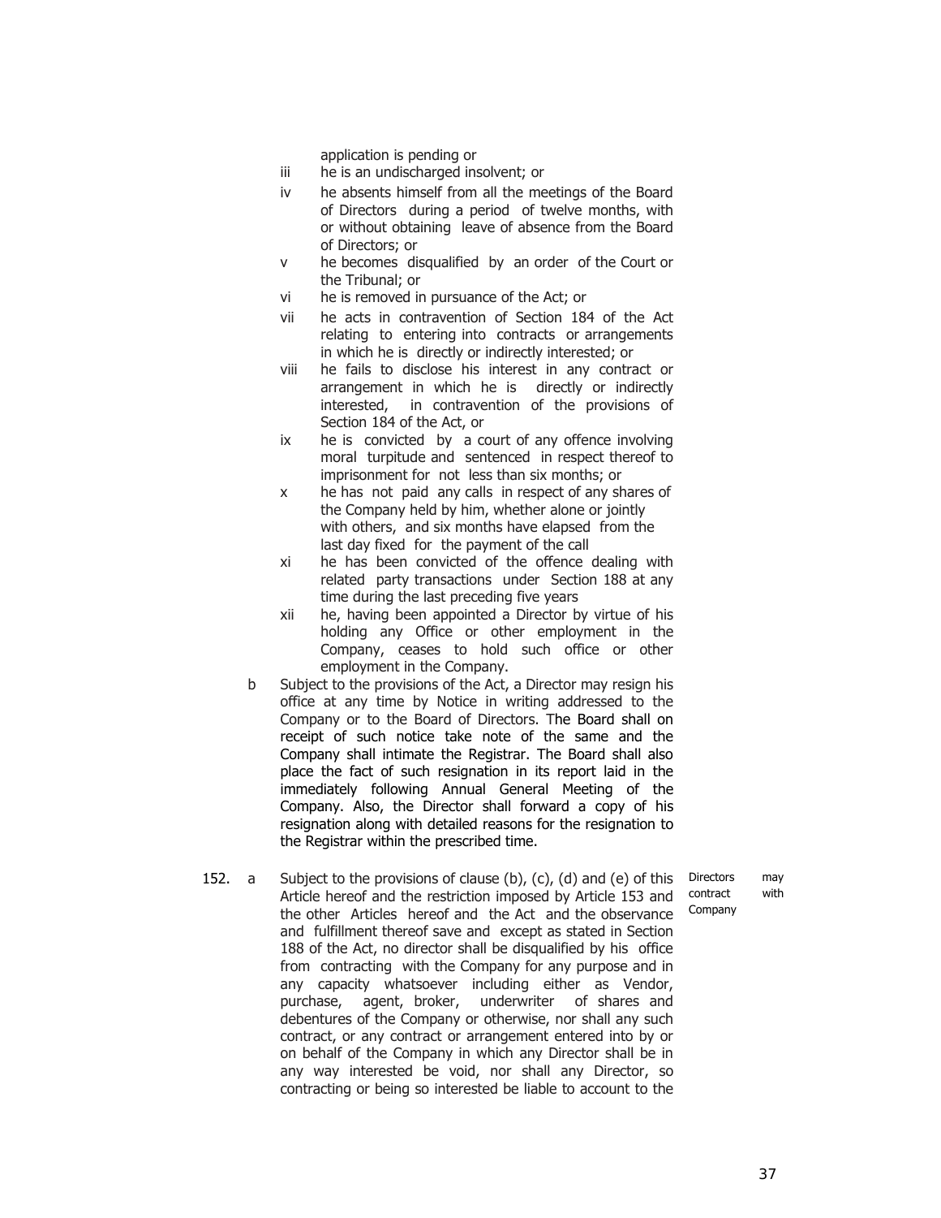application is pending or

- iii he is an undischarged insolvent; or
- iv he absents himself from all the meetings of the Board of Directors during a period of twelve months, with or without obtaining leave of absence from the Board of Directors; or
- v he becomes disqualified by an order of the Court or the Tribunal; or
- vi he is removed in pursuance of the Act; or
- vii he acts in contravention of Section 184 of the Act relating to entering into contracts or arrangements in which he is directly or indirectly interested; or
- viii he fails to disclose his interest in any contract or arrangement in which he is directly or indirectly interested, in contravention of the provisions of Section 184 of the Act, or
- ix he is convicted by a court of any offence involving moral turpitude and sentenced in respect thereof to imprisonment for not less than six months; or
- x he has not paid any calls in respect of any shares of the Company held by him, whether alone or jointly with others, and six months have elapsed from the last day fixed for the payment of the call
- xi he has been convicted of the offence dealing with related party transactions under Section 188 at any time during the last preceding five years
- xii he, having been appointed a Director by virtue of his holding any Office or other employment in the Company, ceases to hold such office or other employment in the Company.

b Subject to the provisions of the Act, a Director may resign his office at any time by Notice in writing addressed to the Company or to the Board of Directors. The Board shall on receipt of such notice take note of the same and the Company shall intimate the Registrar. The Board shall also place the fact of such resignation in its report laid in the immediately following Annual General Meeting of the Company. Also, the Director shall forward a copy of his resignation along with detailed reasons for the resignation to the Registrar within the prescribed time.

**152.** a Subject to the provisions of clause (b), (c), (d) and (e) of this Article hereof and the restriction imposed by Article 153 and the other Articles hereof and the Act and the observance and fulfillment thereof save and except as stated in Section 188 of the Act, no director shall be disqualified by his office from contracting with the Company for any purpose and in any capacity whatsoever including either as Vendor, purchase, agent, broker, underwriter of shares and debentures of the Company or otherwise, nor shall any such contract, or any contract or arrangement entered into by or on behalf of the Company in which any Director shall be in any way interested be void, nor shall any Director, so contracting or being so interested be liable to account to the

*Directors may contract with Company*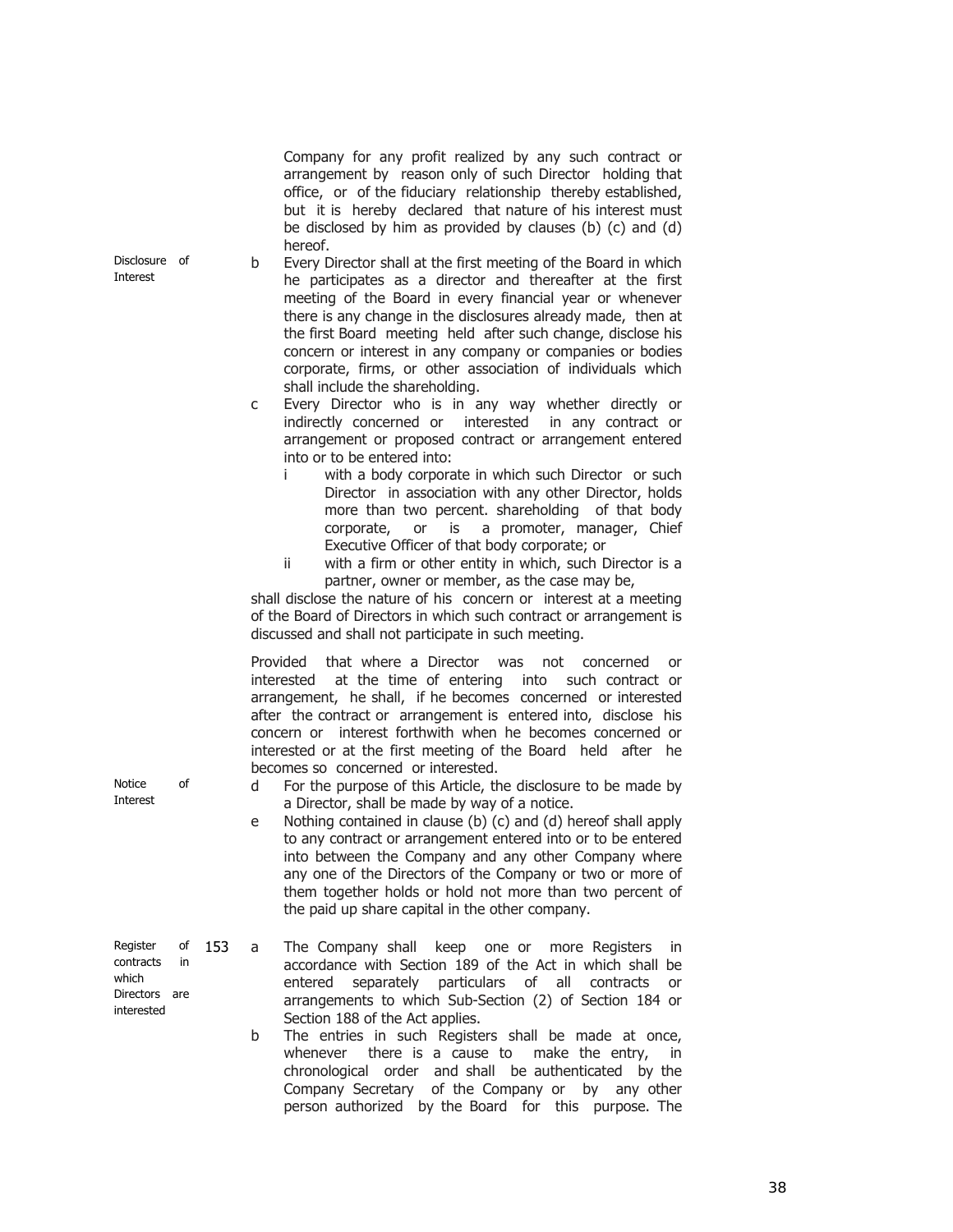Company for any profit realized by any such contract or arrangement by reason only of such Director holding that office, or of the fiduciary relationship thereby established, but it is hereby declared that nature of his interest must be disclosed by him as provided by clauses (b) (c) and (d) hereof.

Disclosure of Interest

b Every Director shall at the first meeting of the Board in which he participates as a director and thereafter at the first meeting of the Board in every financial year or whenever there is any change in the disclosures already made, then at the first Board meeting held after such change, disclose his concern or interest in any company or companies or bodies corporate, firms, or other association of individuals which shall include the shareholding.

c Every Director who is in any way whether directly or indirectly concerned or interested in any contract or arrangement or proposed contract or arrangement entered into or to be entered into:

  i with a body corporate in which such Director or such Director in association with any other Director, holds more than two percent. shareholding of that body corporate, or is a promoter, manager, Chief Executive Officer of that body corporate; or

  ii with a firm or other entity in which, such Director is a partner, owner or member, as the case may be,

shall disclose the nature of his concern or interest at a meeting of the Board of Directors in which such contract or arrangement is discussed and shall not participate in such meeting.

Provided that where a Director was not concerned or interested at the time of entering into such contract or arrangement, he shall, if he becomes concerned or interested after the contract or arrangement is entered into, disclose his concern or interest forthwith when he becomes concerned or interested or at the first meeting of the Board held after he becomes so concerned or interested.

Notice of Interest

d For the purpose of this Article, the disclosure to be made by a Director, shall be made by way of a notice.

e Nothing contained in clause (b) (c) and (d) hereof shall apply to any contract or arrangement entered into or to be entered into between the Company and any other Company where any one of the Directors of the Company or two or more of them together holds or hold not more than two percent of the paid up share capital in the other company.

Register of contracts in which Directors are interested

153 a The Company shall keep one or more Registers in accordance with Section 189 of the Act in which shall be entered separately particulars of all contracts or arrangements to which Sub-Section (2) of Section 184 or Section 188 of the Act applies.

b The entries in such Registers shall be made at once, whenever there is a cause to make the entry, in chronological order and shall be authenticated by the Company Secretary of the Company or by any other person authorized by the Board for this purpose. The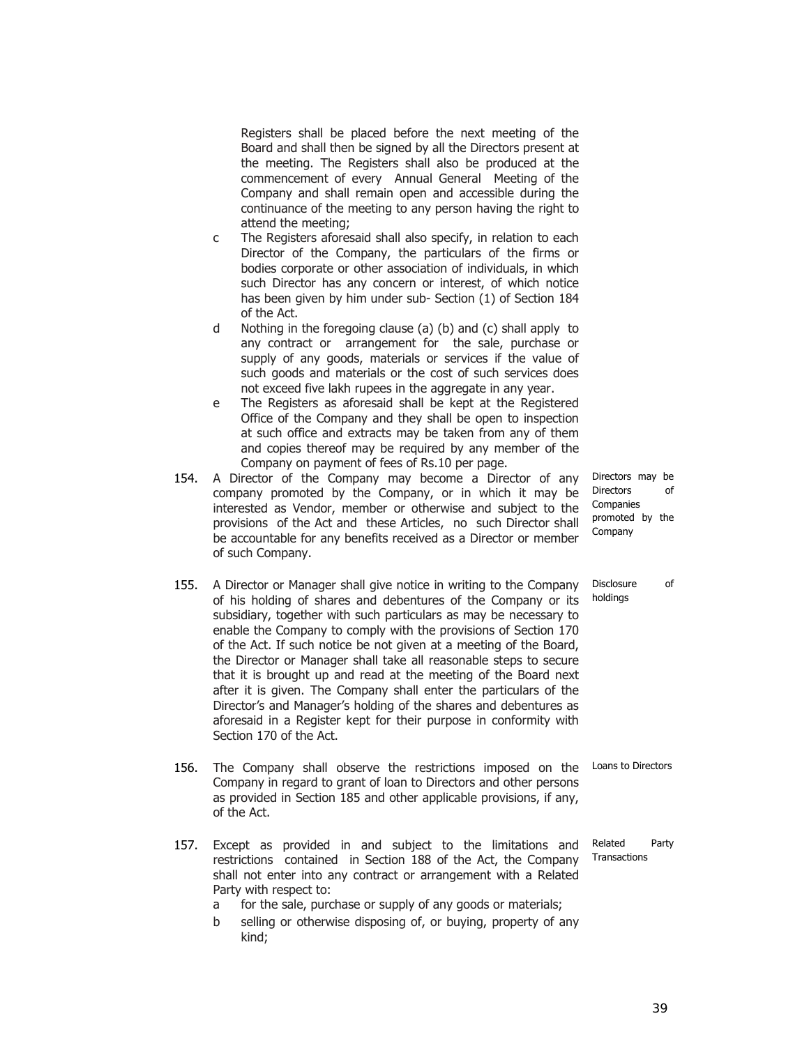Registers shall be placed before the next meeting of the Board and shall then be signed by all the Directors present at the meeting. The Registers shall also be produced at the commencement of every Annual General Meeting of the Company and shall remain open and accessible during the continuance of the meeting to any person having the right to attend the meeting;

c The Registers aforesaid shall also specify, in relation to each Director of the Company, the particulars of the firms or bodies corporate or other association of individuals, in which such Director has any concern or interest, of which notice has been given by him under sub- Section (1) of Section 184 of the Act.

d Nothing in the foregoing clause (a) (b) and (c) shall apply to any contract or arrangement for the sale, purchase or supply of any goods, materials or services if the value of such goods and materials or the cost of such services does not exceed five lakh rupees in the aggregate in any year.

e The Registers as aforesaid shall be kept at the Registered Office of the Company and they shall be open to inspection at such office and extracts may be taken from any of them and copies thereof may be required by any member of the Company on payment of fees of Rs.10 per page.

**Directors may be Directors of Companies promoted by the Company**

154. A Director of the Company may become a Director of any company promoted by the Company, or in which it may be interested as Vendor, member or otherwise and subject to the provisions of the Act and these Articles, no such Director shall be accountable for any benefits received as a Director or member of such Company.

**Disclosure of holdings**

155. A Director or Manager shall give notice in writing to the Company of his holding of shares and debentures of the Company or its subsidiary, together with such particulars as may be necessary to enable the Company to comply with the provisions of Section 170 of the Act. If such notice be not given at a meeting of the Board, the Director or Manager shall take all reasonable steps to secure that it is brought up and read at the meeting of the Board next after it is given. The Company shall enter the particulars of the Director's and Manager's holding of the shares and debentures as aforesaid in a Register kept for their purpose in conformity with Section 170 of the Act.

**Loans to Directors**

156. The Company shall observe the restrictions imposed on the Company in regard to grant of loan to Directors and other persons as provided in Section 185 and other applicable provisions, if any, of the Act.

**Related Party Transactions**

157. Except as provided in and subject to the limitations and restrictions contained in Section 188 of the Act, the Company shall not enter into any contract or arrangement with a Related Party with respect to:

a for the sale, purchase or supply of any goods or materials;

b selling or otherwise disposing of, or buying, property of any kind;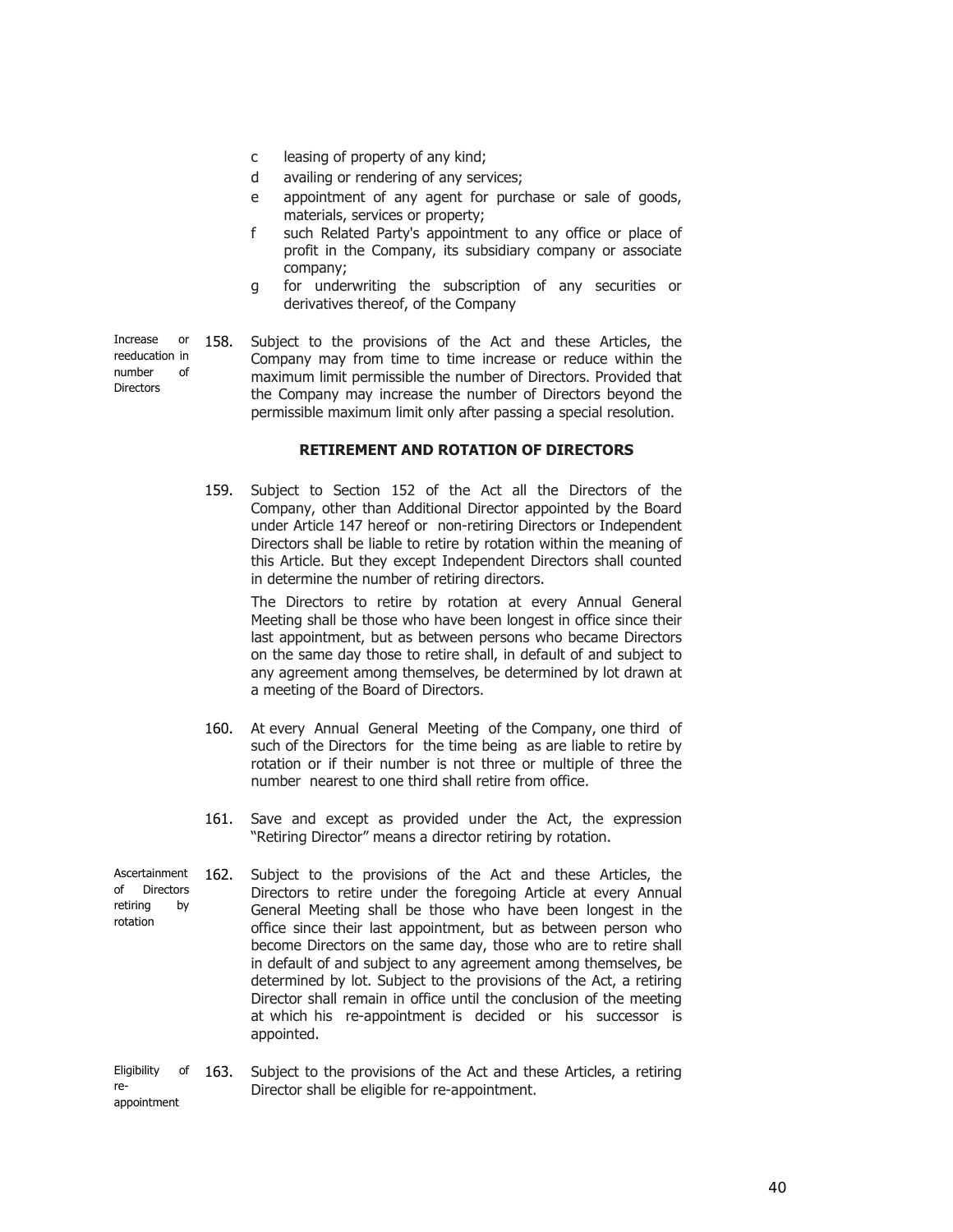c leasing of property of any kind;

d availing or rendering of any services;

e appointment of any agent for purchase or sale of goods, materials, services or property;

f such Related Party's appointment to any office or place of profit in the Company, its subsidiary company or associate company;

g for underwriting the subscription of any securities or derivatives thereof, of the Company

Increase or reeducation in number of Directors

158. Subject to the provisions of the Act and these Articles, the Company may from time to time increase or reduce within the maximum limit permissible the number of Directors. Provided that the Company may increase the number of Directors beyond the permissible maximum limit only after passing a special resolution.

**RETIREMENT AND ROTATION OF DIRECTORS**

159. Subject to Section 152 of the Act all the Directors of the Company, other than Additional Director appointed by the Board under Article 147 hereof or non-retiring Directors or Independent Directors shall be liable to retire by rotation within the meaning of this Article. But they except Independent Directors shall counted in determine the number of retiring directors.

The Directors to retire by rotation at every Annual General Meeting shall be those who have been longest in office since their last appointment, but as between persons who became Directors on the same day those to retire shall, in default of and subject to any agreement among themselves, be determined by lot drawn at a meeting of the Board of Directors.

160. At every Annual General Meeting of the Company, one third of such of the Directors for the time being as are liable to retire by rotation or if their number is not three or multiple of three the number nearest to one third shall retire from office.

161. Save and except as provided under the Act, the expression "Retiring Director" means a director retiring by rotation.

Ascertainment of Directors retiring by rotation

162. Subject to the provisions of the Act and these Articles, the Directors to retire under the foregoing Article at every Annual General Meeting shall be those who have been longest in the office since their last appointment, but as between person who become Directors on the same day, those who are to retire shall in default of and subject to any agreement among themselves, be determined by lot. Subject to the provisions of the Act, a retiring Director shall remain in office until the conclusion of the meeting at which his re-appointment is decided or his successor is appointed.

Eligibility of re-appointment

163. Subject to the provisions of the Act and these Articles, a retiring Director shall be eligible for re-appointment.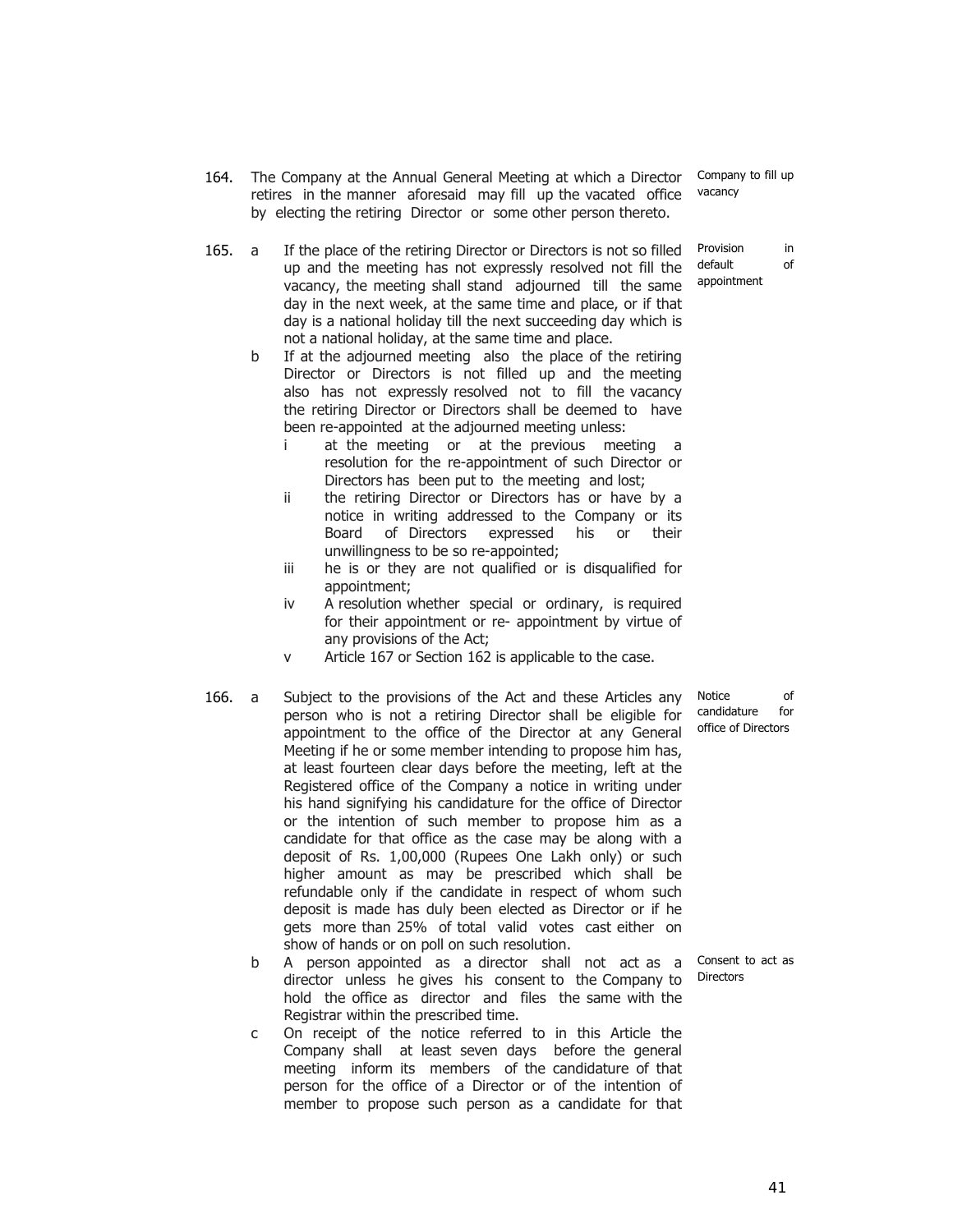164. The Company at the Annual General Meeting at which a Director retires in the manner aforesaid may fill up the vacated office by electing the retiring Director or some other person thereto. *Company to fill up vacancy*

165. *Provision in default of appointment*

a. If the place of the retiring Director or Directors is not so filled up and the meeting has not expressly resolved not fill the vacancy, the meeting shall stand adjourned till the same day in the next week, at the same time and place, or if that day is a national holiday till the next succeeding day which is not a national holiday, at the same time and place.

b. If at the adjourned meeting also the place of the retiring Director or Directors is not filled up and the meeting also has not expressly resolved not to fill the vacancy the retiring Director or Directors shall be deemed to have been re-appointed at the adjourned meeting unless:

   i. at the meeting or at the previous meeting a resolution for the re-appointment of such Director or Directors has been put to the meeting and lost;
   
   ii. the retiring Director or Directors has or have by a notice in writing addressed to the Company or its Board of Directors expressed his or their unwillingness to be so re-appointed;
   
   iii. he is or they are not qualified or is disqualified for appointment;
   
   iv. A resolution whether special or ordinary, is required for their appointment or re- appointment by virtue of any provisions of the Act;
   
   v. Article 167 or Section 162 is applicable to the case.

166.

a. Subject to the provisions of the Act and these Articles any person who is not a retiring Director shall be eligible for appointment to the office of the Director at any General Meeting if he or some member intending to propose him has, at least fourteen clear days before the meeting, left at the Registered office of the Company a notice in writing under his hand signifying his candidature for the office of Director or the intention of such member to propose him as a candidate for that office as the case may be along with a deposit of Rs. 1,00,000 (Rupees One Lakh only) or such higher amount as may be prescribed which shall be refundable only if the candidate in respect of whom such deposit is made has duly been elected as Director or if he gets more than 25% of total valid votes cast either on show of hands or on poll on such resolution. *Notice of candidature for office of Directors*

b. A person appointed as a director shall not act as a director unless he gives his consent to the Company to hold the office as director and files the same with the Registrar within the prescribed time. *Consent to act as Directors*

c. On receipt of the notice referred to in this Article the Company shall at least seven days before the general meeting inform its members of the candidature of that person for the office of a Director or of the intention of member to propose such person as a candidate for that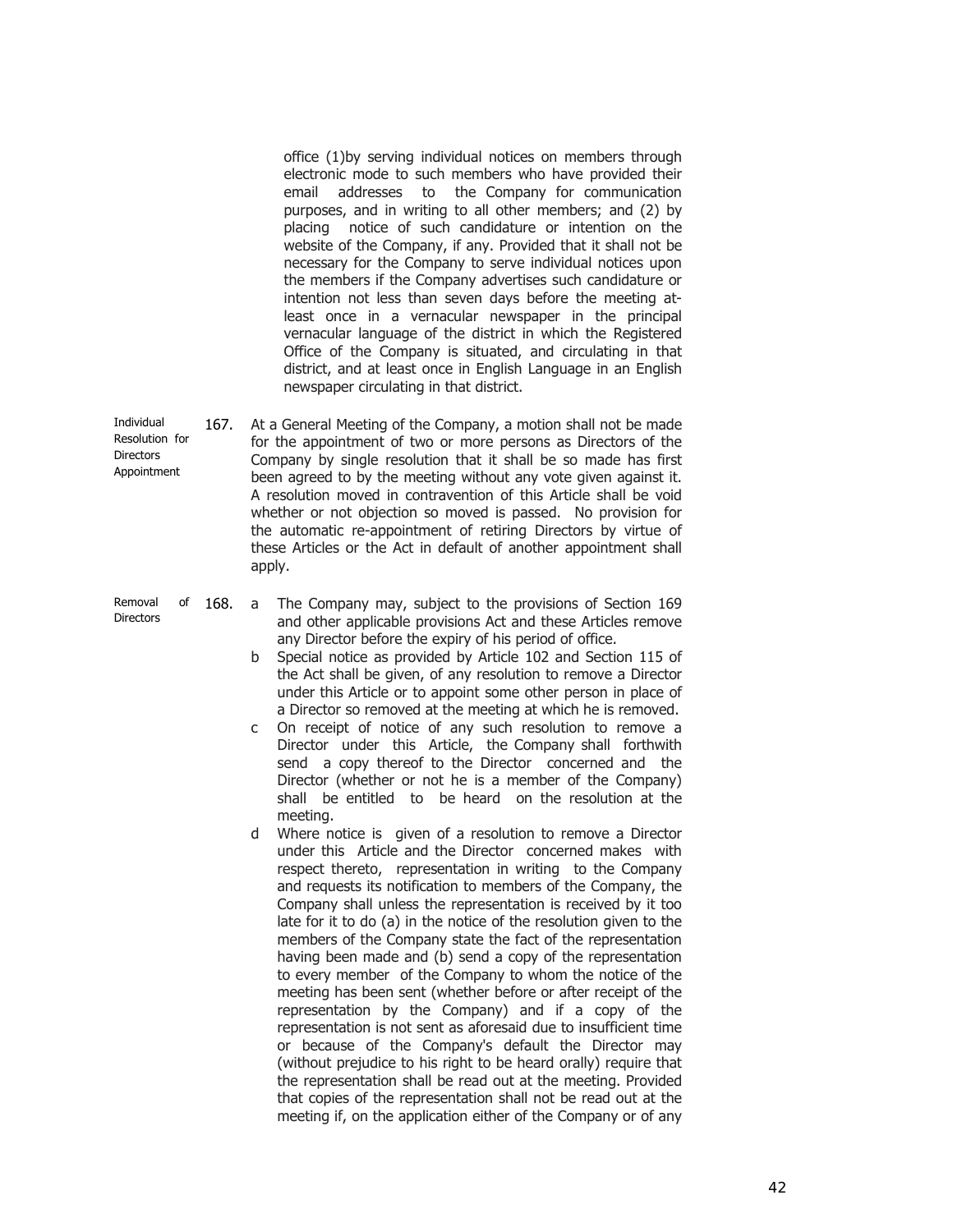office (1)by serving individual notices on members through electronic mode to such members who have provided their email addresses to the Company for communication purposes, and in writing to all other members; and (2) by placing notice of such candidature or intention on the website of the Company, if any. Provided that it shall not be necessary for the Company to serve individual notices upon the members if the Company advertises such candidature or intention not less than seven days before the meeting at-least once in a vernacular newspaper in the principal vernacular language of the district in which the Registered Office of the Company is situated, and circulating in that district, and at least once in English Language in an English newspaper circulating in that district.

**Individual Resolution for Directors Appointment**

167. At a General Meeting of the Company, a motion shall not be made for the appointment of two or more persons as Directors of the Company by single resolution that it shall be so made has first been agreed to by the meeting without any vote given against it. A resolution moved in contravention of this Article shall be void whether or not objection so moved is passed. No provision for the automatic re-appointment of retiring Directors by virtue of these Articles or the Act in default of another appointment shall apply.

**Removal of Directors**

168.
a The Company may, subject to the provisions of Section 169 and other applicable provisions Act and these Articles remove any Director before the expiry of his period of office.

b Special notice as provided by Article 102 and Section 115 of the Act shall be given, of any resolution to remove a Director under this Article or to appoint some other person in place of a Director so removed at the meeting at which he is removed.

c On receipt of notice of any such resolution to remove a Director under this Article, the Company shall forthwith send a copy thereof to the Director concerned and the Director (whether or not he is a member of the Company) shall be entitled to be heard on the resolution at the meeting.

d Where notice is given of a resolution to remove a Director under this Article and the Director concerned makes with respect thereto, representation in writing to the Company and requests its notification to members of the Company, the Company shall unless the representation is received by it too late for it to do (a) in the notice of the resolution given to the members of the Company state the fact of the representation having been made and (b) send a copy of the representation to every member of the Company to whom the notice of the meeting has been sent (whether before or after receipt of the representation by the Company) and if a copy of the representation is not sent as aforesaid due to insufficient time or because of the Company's default the Director may (without prejudice to his right to be heard orally) require that the representation shall be read out at the meeting. Provided that copies of the representation shall not be read out at the meeting if, on the application either of the Company or of any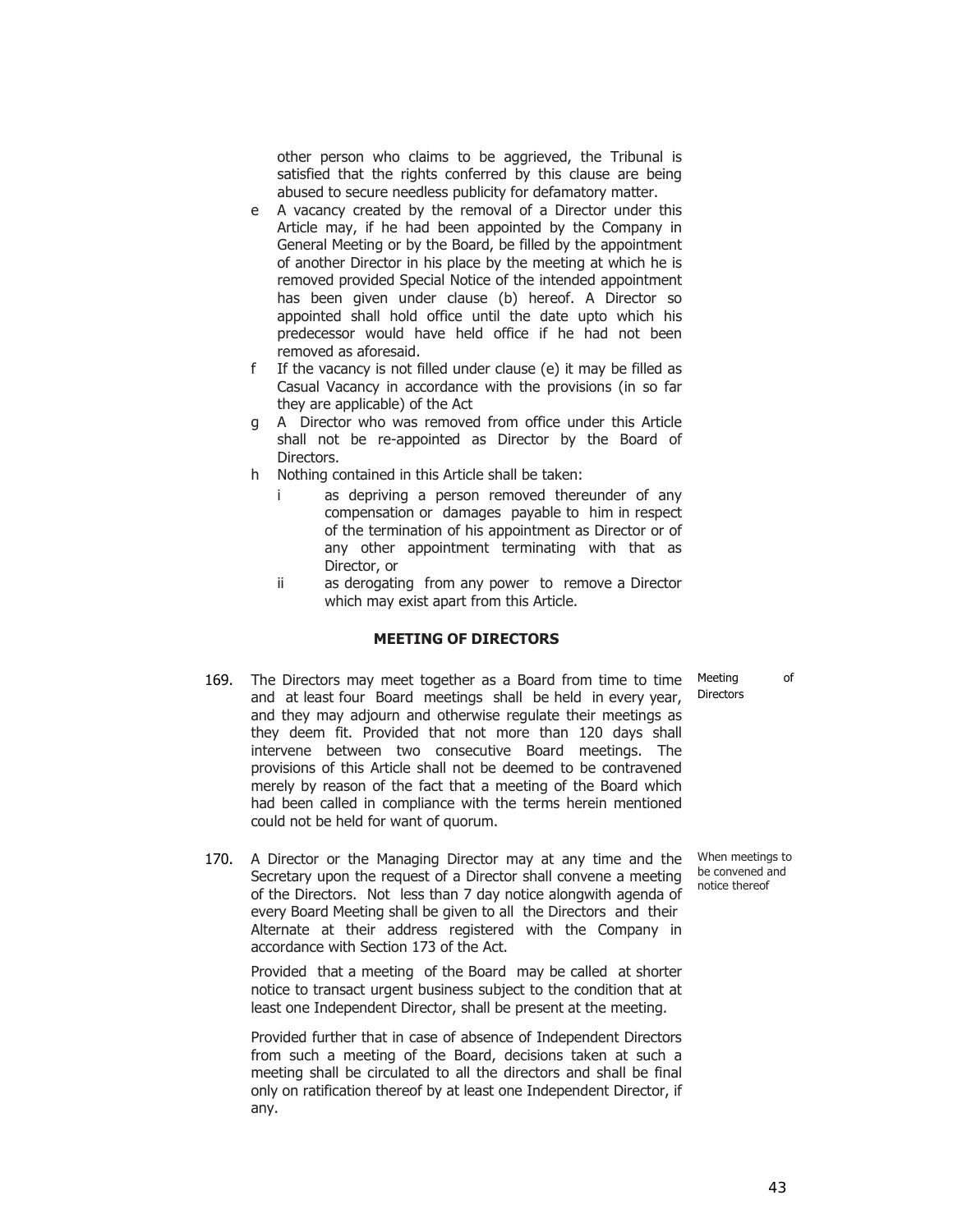other person who claims to be aggrieved, the Tribunal is satisfied that the rights conferred by this clause are being abused to secure needless publicity for defamatory matter.

e A vacancy created by the removal of a Director under this Article may, if he had been appointed by the Company in General Meeting or by the Board, be filled by the appointment of another Director in his place by the meeting at which he is removed provided Special Notice of the intended appointment has been given under clause (b) hereof. A Director so appointed shall hold office until the date upto which his predecessor would have held office if he had not been removed as aforesaid.

f If the vacancy is not filled under clause (e) it may be filled as Casual Vacancy in accordance with the provisions (in so far they are applicable) of the Act

g A Director who was removed from office under this Article shall not be re-appointed as Director by the Board of Directors.

h Nothing contained in this Article shall be taken:

i as depriving a person removed thereunder of any compensation or damages payable to him in respect of the termination of his appointment as Director or of any other appointment terminating with that as Director, or

ii as derogating from any power to remove a Director which may exist apart from this Article.

## MEETING OF DIRECTORS

169. The Directors may meet together as a Board from time to time and at least four Board meetings shall be held in every year, and they may adjourn and otherwise regulate their meetings as they deem fit. Provided that not more than 120 days shall intervene between two consecutive Board meetings. The provisions of this Article shall not be deemed to be contravened merely by reason of the fact that a meeting of the Board which had been called in compliance with the terms herein mentioned could not be held for want of quorum.

*Meeting of Directors*

170. A Director or the Managing Director may at any time and the Secretary upon the request of a Director shall convene a meeting of the Directors. Not less than 7 day notice alongwith agenda of every Board Meeting shall be given to all the Directors and their Alternate at their address registered with the Company in accordance with Section 173 of the Act.

*When meetings to be convened and notice thereof*

Provided that a meeting of the Board may be called at shorter notice to transact urgent business subject to the condition that at least one Independent Director, shall be present at the meeting.

Provided further that in case of absence of Independent Directors from such a meeting of the Board, decisions taken at such a meeting shall be circulated to all the directors and shall be final only on ratification thereof by at least one Independent Director, if any.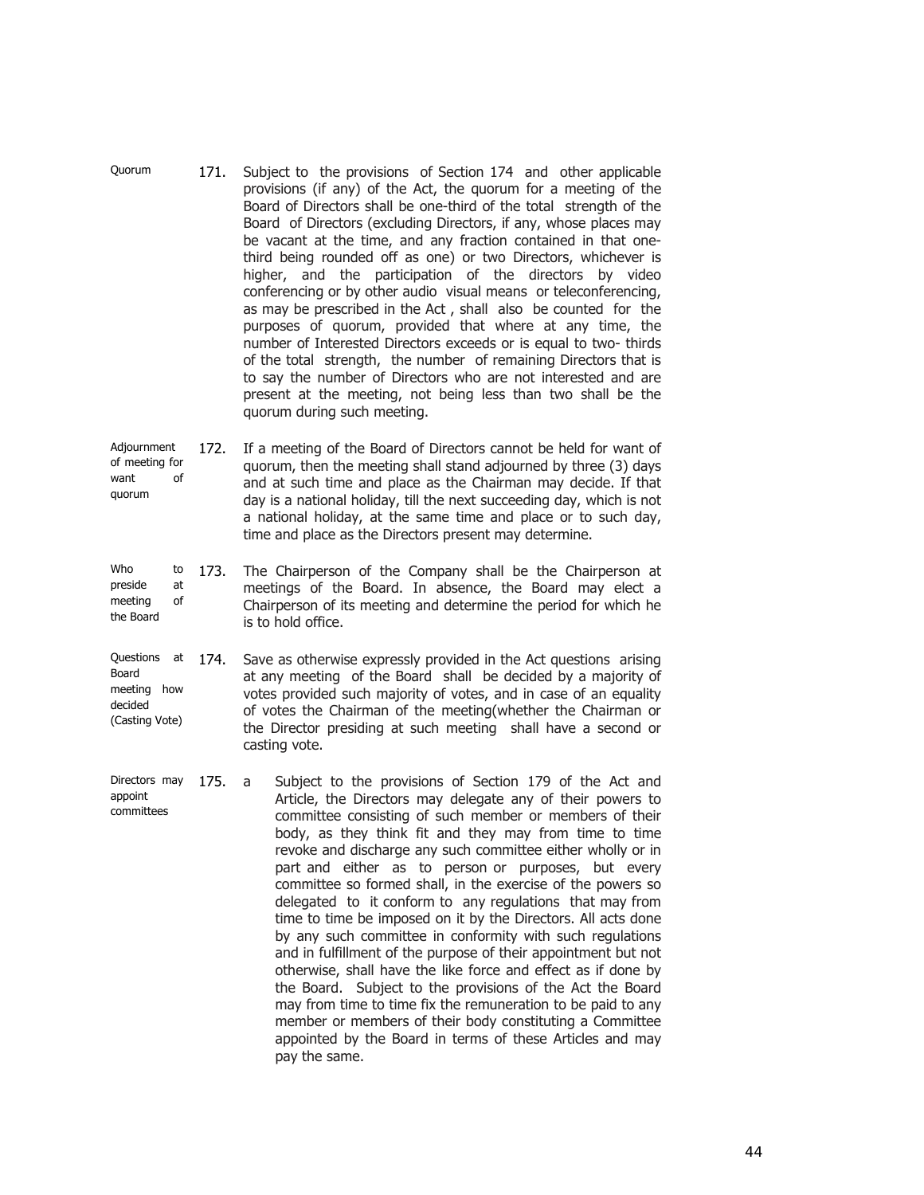**Quorum**

171. Subject to the provisions of Section 174 and other applicable provisions (if any) of the Act, the quorum for a meeting of the Board of Directors shall be one-third of the total strength of the Board of Directors (excluding Directors, if any, whose places may be vacant at the time, and any fraction contained in that one-third being rounded off as one) or two Directors, whichever is higher, and the participation of the directors by video conferencing or by other audio visual means or teleconferencing, as may be prescribed in the Act , shall also be counted for the purposes of quorum, provided that where at any time, the number of Interested Directors exceeds or is equal to two- thirds of the total strength, the number of remaining Directors that is to say the number of Directors who are not interested and are present at the meeting, not being less than two shall be the quorum during such meeting.

**Adjournment of meeting for want of quorum**

172. If a meeting of the Board of Directors cannot be held for want of quorum, then the meeting shall stand adjourned by three (3) days and at such time and place as the Chairman may decide. If that day is a national holiday, till the next succeeding day, which is not a national holiday, at the same time and place or to such day, time and place as the Directors present may determine.

**Who to preside at meeting of the Board**

173. The Chairperson of the Company shall be the Chairperson at meetings of the Board. In absence, the Board may elect a Chairperson of its meeting and determine the period for which he is to hold office.

**Questions at Board meeting how decided (Casting Vote)**

174. Save as otherwise expressly provided in the Act questions arising at any meeting of the Board shall be decided by a majority of votes provided such majority of votes, and in case of an equality of votes the Chairman of the meeting(whether the Chairman or the Director presiding at such meeting shall have a second or casting vote.

**Directors may appoint committees**

175. a Subject to the provisions of Section 179 of the Act and Article, the Directors may delegate any of their powers to committee consisting of such member or members of their body, as they think fit and they may from time to time revoke and discharge any such committee either wholly or in part and either as to person or purposes, but every committee so formed shall, in the exercise of the powers so delegated to it conform to any regulations that may from time to time be imposed on it by the Directors. All acts done by any such committee in conformity with such regulations and in fulfillment of the purpose of their appointment but not otherwise, shall have the like force and effect as if done by the Board. Subject to the provisions of the Act the Board may from time to time fix the remuneration to be paid to any member or members of their body constituting a Committee appointed by the Board in terms of these Articles and may pay the same.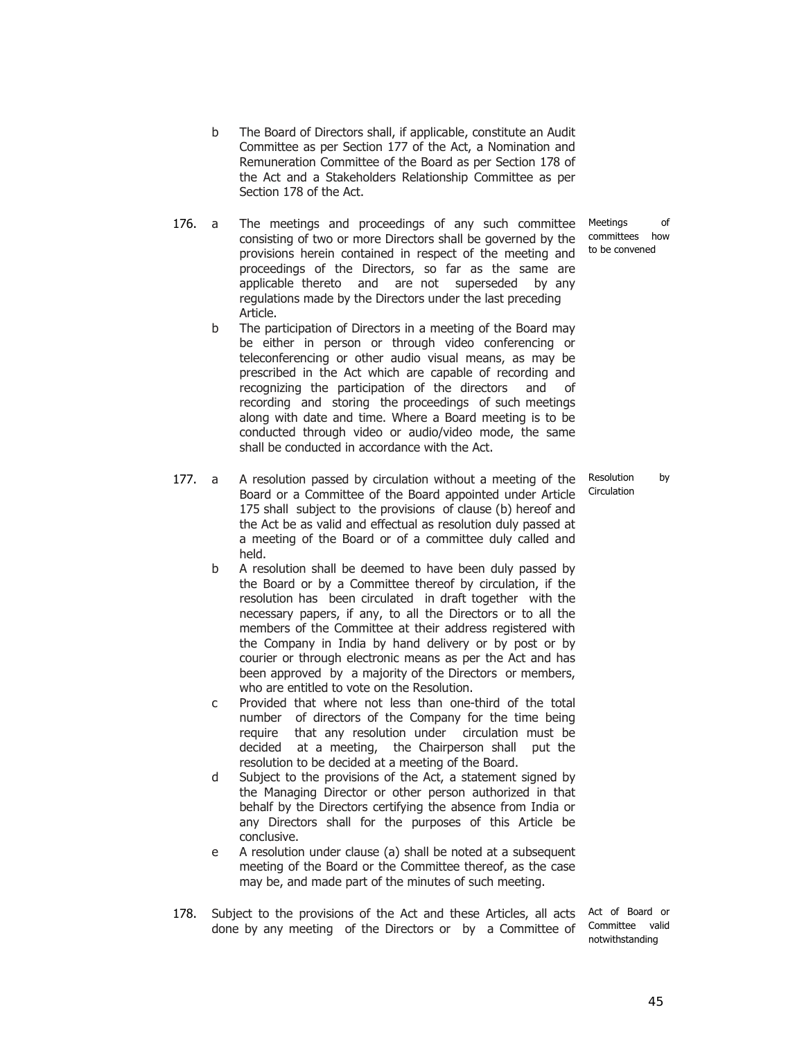b The Board of Directors shall, if applicable, constitute an Audit Committee as per Section 177 of the Act, a Nomination and Remuneration Committee of the Board as per Section 178 of the Act and a Stakeholders Relationship Committee as per Section 178 of the Act.

*Meetings of committees how to be convened*

176. a The meetings and proceedings of any such committee consisting of two or more Directors shall be governed by the provisions herein contained in respect of the meeting and proceedings of the Directors, so far as the same are applicable thereto and are not superseded by any regulations made by the Directors under the last preceding Article.

b The participation of Directors in a meeting of the Board may be either in person or through video conferencing or teleconferencing or other audio visual means, as may be prescribed in the Act which are capable of recording and recognizing the participation of the directors and of recording and storing the proceedings of such meetings along with date and time. Where a Board meeting is to be conducted through video or audio/video mode, the same shall be conducted in accordance with the Act.

*Resolution by Circulation*

177. a A resolution passed by circulation without a meeting of the Board or a Committee of the Board appointed under Article 175 shall subject to the provisions of clause (b) hereof and the Act be as valid and effectual as resolution duly passed at a meeting of the Board or of a committee duly called and held.

b A resolution shall be deemed to have been duly passed by the Board or by a Committee thereof by circulation, if the resolution has been circulated in draft together with the necessary papers, if any, to all the Directors or to all the members of the Committee at their address registered with the Company in India by hand delivery or by post or by courier or through electronic means as per the Act and has been approved by a majority of the Directors or members, who are entitled to vote on the Resolution.

c Provided that where not less than one-third of the total number of directors of the Company for the time being require that any resolution under circulation must be decided at a meeting, the Chairperson shall put the resolution to be decided at a meeting of the Board.

d Subject to the provisions of the Act, a statement signed by the Managing Director or other person authorized in that behalf by the Directors certifying the absence from India or any Directors shall for the purposes of this Article be conclusive.

e A resolution under clause (a) shall be noted at a subsequent meeting of the Board or the Committee thereof, as the case may be, and made part of the minutes of such meeting.

*Act of Board or Committee valid notwithstanding*

178. Subject to the provisions of the Act and these Articles, all acts done by any meeting of the Directors or by a Committee of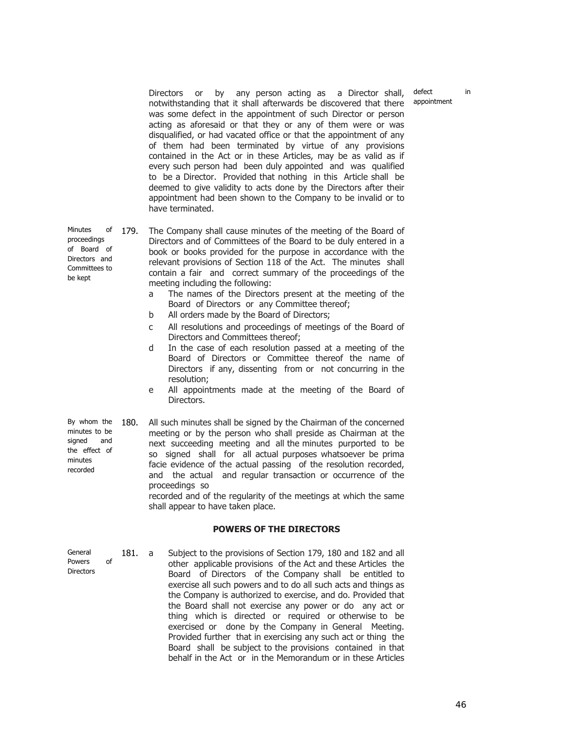Directors or by any person acting as a Director shall, notwithstanding that it shall afterwards be discovered that there was some defect in the appointment of such Director or person acting as aforesaid or that they or any of them were or was disqualified, or had vacated office or that the appointment of any of them had been terminated by virtue of any provisions contained in the Act or in these Articles, may be as valid as if every such person had been duly appointed and was qualified to be a Director. Provided that nothing in this Article shall be deemed to give validity to acts done by the Directors after their appointment had been shown to the Company to be invalid or to have terminated.

*defect in appointment*

*Minutes of proceedings of Board of Directors and Committees to be kept*

179. The Company shall cause minutes of the meeting of the Board of Directors and of Committees of the Board to be duly entered in a book or books provided for the purpose in accordance with the relevant provisions of Section 118 of the Act. The minutes shall contain a fair and correct summary of the proceedings of the meeting including the following:

a. The names of the Directors present at the meeting of the Board of Directors or any Committee thereof;
b. All orders made by the Board of Directors;
c. All resolutions and proceedings of meetings of the Board of Directors and Committees thereof;
d. In the case of each resolution passed at a meeting of the Board of Directors or Committee thereof the name of Directors if any, dissenting from or not concurring in the resolution;
e. All appointments made at the meeting of the Board of Directors.

*By whom the minutes to be signed and the effect of minutes recorded*

180. All such minutes shall be signed by the Chairman of the concerned meeting or by the person who shall preside as Chairman at the next succeeding meeting and all the minutes purported to be so signed shall for all actual purposes whatsoever be prima facie evidence of the actual passing of the resolution recorded, and the actual and regular transaction or occurrence of the proceedings so recorded and of the regularity of the meetings at which the same shall appear to have taken place.

## POWERS OF THE DIRECTORS

*General Powers of Directors*

181. a. Subject to the provisions of Section 179, 180 and 182 and all other applicable provisions of the Act and these Articles the Board of Directors of the Company shall be entitled to exercise all such powers and to do all such acts and things as the Company is authorized to exercise, and do. Provided that the Board shall not exercise any power or do any act or thing which is directed or required or otherwise to be exercised or done by the Company in General Meeting. Provided further that in exercising any such act or thing the Board shall be subject to the provisions contained in that behalf in the Act or in the Memorandum or in these Articles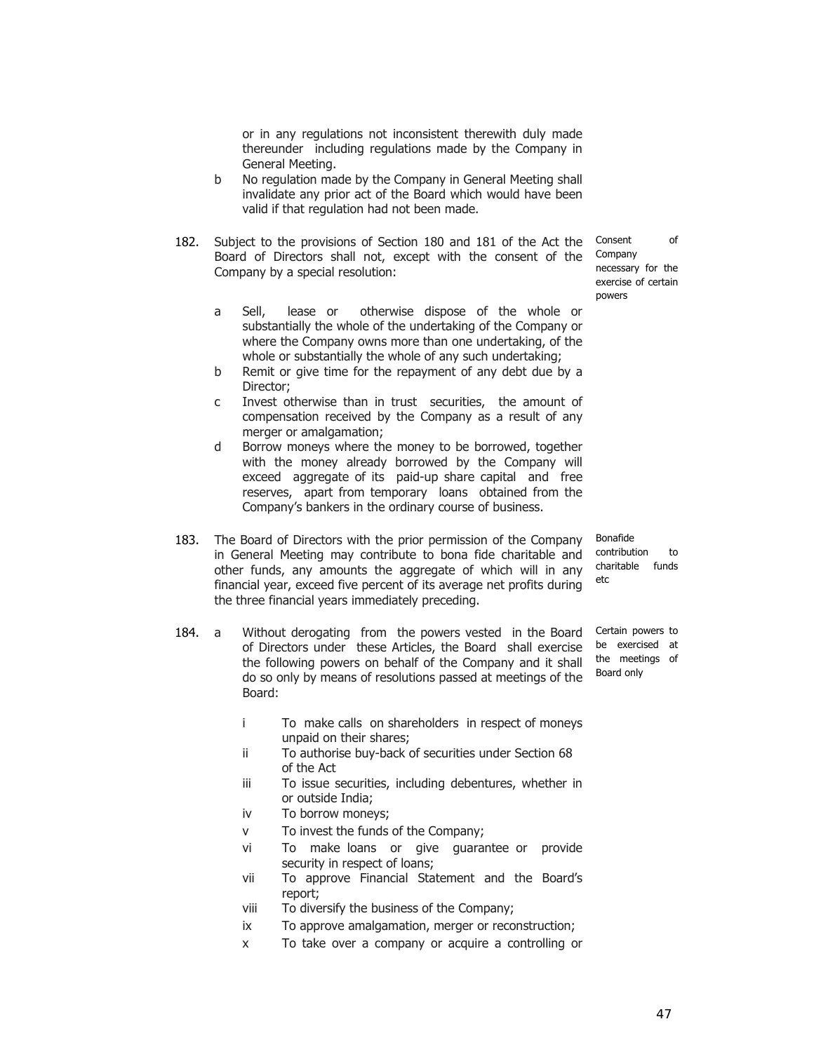or in any regulations not inconsistent therewith duly made thereunder including regulations made by the Company in General Meeting.

b No regulation made by the Company in General Meeting shall invalidate any prior act of the Board which would have been valid if that regulation had not been made.

**182.** Subject to the provisions of Section 180 and 181 of the Act the Board of Directors shall not, except with the consent of the Company by a special resolution:

*Consent of Company necessary for the exercise of certain powers*

a Sell, lease or otherwise dispose of the whole or substantially the whole of the undertaking of the Company or where the Company owns more than one undertaking, of the whole or substantially the whole of any such undertaking;

b Remit or give time for the repayment of any debt due by a Director;

c Invest otherwise than in trust securities, the amount of compensation received by the Company as a result of any merger or amalgamation;

d Borrow moneys where the money to be borrowed, together with the money already borrowed by the Company will exceed aggregate of its paid-up share capital and free reserves, apart from temporary loans obtained from the Company's bankers in the ordinary course of business.

**183.** The Board of Directors with the prior permission of the Company in General Meeting may contribute to bona fide charitable and other funds, any amounts the aggregate of which will in any financial year, exceed five percent of its average net profits during the three financial years immediately preceding.

*Bonafide contribution to charitable funds etc*

**184.** a Without derogating from the powers vested in the Board of Directors under these Articles, the Board shall exercise the following powers on behalf of the Company and it shall do so only by means of resolutions passed at meetings of the Board:

*Certain powers to be exercised at the meetings of Board only*

i To make calls on shareholders in respect of moneys unpaid on their shares;

ii To authorise buy-back of securities under Section 68 of the Act

iii To issue securities, including debentures, whether in or outside India;

iv To borrow moneys;

v To invest the funds of the Company;

vi To make loans or give guarantee or provide security in respect of loans;

vii To approve Financial Statement and the Board's report;

viii To diversify the business of the Company;

ix To approve amalgamation, merger or reconstruction;

x To take over a company or acquire a controlling or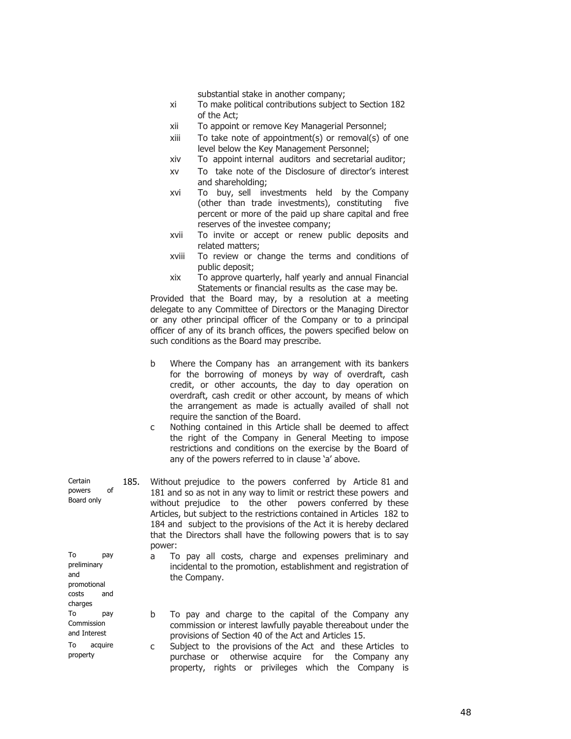substantial stake in another company;

- xi To make political contributions subject to Section 182 of the Act;
- xii To appoint or remove Key Managerial Personnel;
- xiii To take note of appointment(s) or removal(s) of one level below the Key Management Personnel;
- xiv To appoint internal auditors and secretarial auditor;
- xv To take note of the Disclosure of director's interest and shareholding;
- xvi To buy, sell investments held by the Company (other than trade investments), constituting five percent or more of the paid up share capital and free reserves of the investee company;
- xvii To invite or accept or renew public deposits and related matters;
- xviii To review or change the terms and conditions of public deposit;
- xix To approve quarterly, half yearly and annual Financial Statements or financial results as the case may be.

Provided that the Board may, by a resolution at a meeting delegate to any Committee of Directors or the Managing Director or any other principal officer of the Company or to a principal officer of any of its branch offices, the powers specified below on such conditions as the Board may prescribe.

b Where the Company has an arrangement with its bankers for the borrowing of moneys by way of overdraft, cash credit, or other accounts, the day to day operation on overdraft, cash credit or other account, by means of which the arrangement as made is actually availed of shall not require the sanction of the Board.

c Nothing contained in this Article shall be deemed to affect the right of the Company in General Meeting to impose restrictions and conditions on the exercise by the Board of any of the powers referred to in clause 'a' above.

**Certain powers of Board only**

185. Without prejudice to the powers conferred by Article 81 and 181 and so as not in any way to limit or restrict these powers and without prejudice to the other powers conferred by these Articles, but subject to the restrictions contained in Articles 182 to 184 and subject to the provisions of the Act it is hereby declared that the Directors shall have the following powers that is to say power:

**To pay preliminary and promotional costs and charges**

a To pay all costs, charge and expenses preliminary and incidental to the promotion, establishment and registration of the Company.

**To pay Commission and Interest**

b To pay and charge to the capital of the Company any commission or interest lawfully payable thereabout under the provisions of Section 40 of the Act and Articles 15.

**To acquire property**

c Subject to the provisions of the Act and these Articles to purchase or otherwise acquire for the Company any property, rights or privileges which the Company is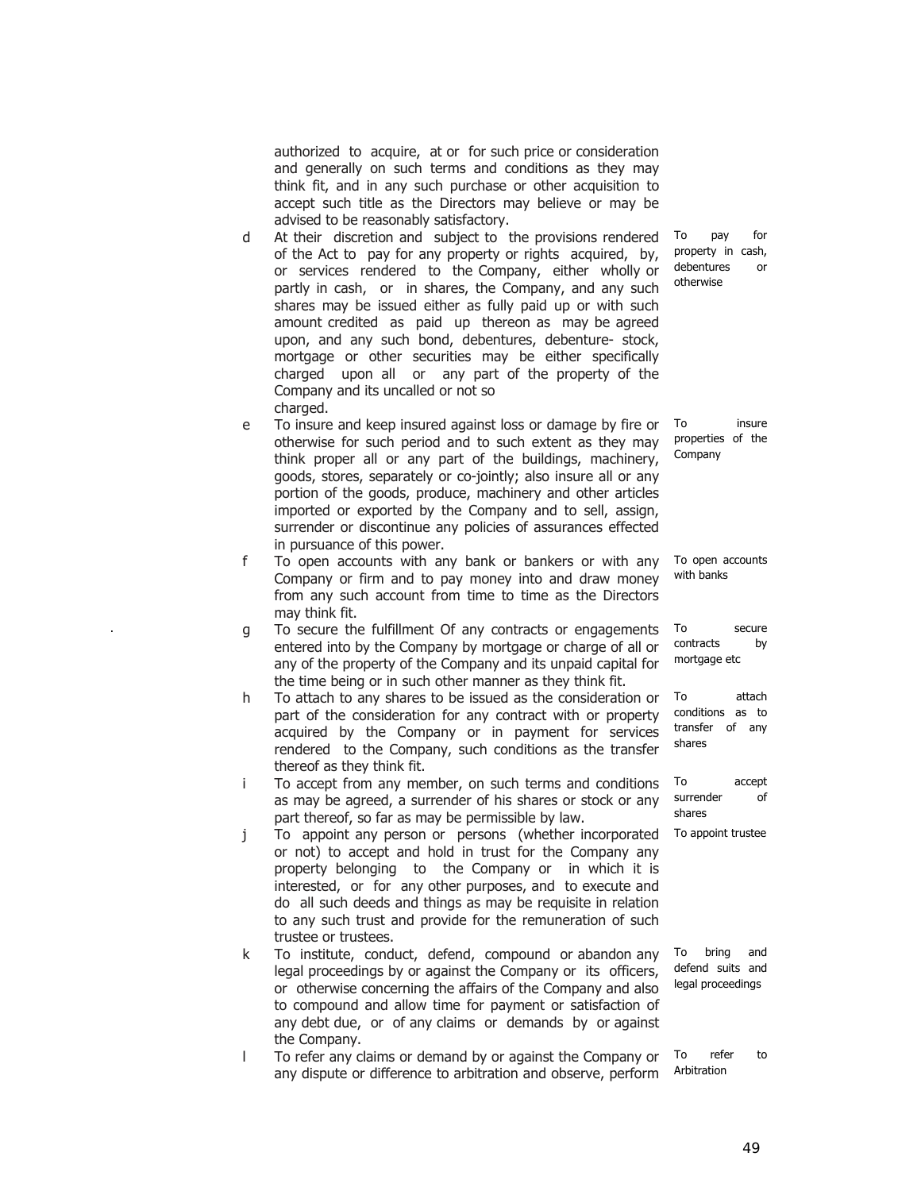authorized to acquire, at or for such price or consideration and generally on such terms and conditions as they may think fit, and in any such purchase or other acquisition to accept such title as the Directors may believe or may be advised to be reasonably satisfactory.

d At their discretion and subject to the provisions rendered of the Act to pay for any property or rights acquired, by, or services rendered to the Company, either wholly or partly in cash, or in shares, the Company, and any such shares may be issued either as fully paid up or with such amount credited as paid up thereon as may be agreed upon, and any such bond, debentures, debenture- stock, mortgage or other securities may be either specifically charged upon all or any part of the property of the Company and its uncalled or not so charged.

*To pay for property in cash, debentures or otherwise*

e To insure and keep insured against loss or damage by fire or otherwise for such period and to such extent as they may think proper all or any part of the buildings, machinery, goods, stores, separately or co-jointly; also insure all or any portion of the goods, produce, machinery and other articles imported or exported by the Company and to sell, assign, surrender or discontinue any policies of assurances effected in pursuance of this power.

*To insure properties of the Company*

f To open accounts with any bank or bankers or with any Company or firm and to pay money into and draw money from any such account from time to time as the Directors may think fit.

*To open accounts with banks*

g To secure the fulfillment Of any contracts or engagements entered into by the Company by mortgage or charge of all or any of the property of the Company and its unpaid capital for the time being or in such other manner as they think fit.

*To secure contracts by mortgage etc*

h To attach to any shares to be issued as the consideration or part of the consideration for any contract with or property acquired by the Company or in payment for services rendered to the Company, such conditions as the transfer thereof as they think fit.

*To attach conditions as to transfer of any shares*

i To accept from any member, on such terms and conditions as may be agreed, a surrender of his shares or stock or any part thereof, so far as may be permissible by law.

*To accept surrender of shares*

j To appoint any person or persons (whether incorporated or not) to accept and hold in trust for the Company any property belonging to the Company or in which it is interested, or for any other purposes, and to execute and do all such deeds and things as may be requisite in relation to any such trust and provide for the remuneration of such trustee or trustees.

*To appoint trustee*

k To institute, conduct, defend, compound or abandon any legal proceedings by or against the Company or its officers, or otherwise concerning the affairs of the Company and also to compound and allow time for payment or satisfaction of any debt due, or of any claims or demands by or against the Company.

*To bring and defend suits and legal proceedings*

l To refer any claims or demand by or against the Company or any dispute or difference to arbitration and observe, perform

*To refer to Arbitration*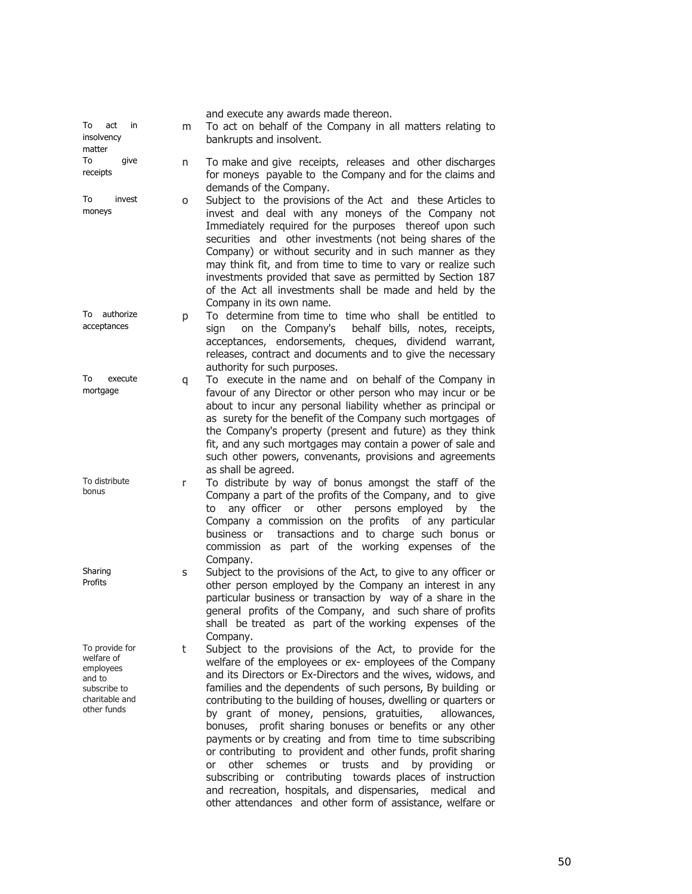and execute any awards made thereon.

**To act in insolvency matter**

m. To act on behalf of the Company in all matters relating to bankrupts and insolvent.

**To give receipts**

n. To make and give receipts, releases and other discharges for moneys payable to the Company and for the claims and demands of the Company.

**To invest moneys**

o. Subject to the provisions of the Act and these Articles to invest and deal with any moneys of the Company not Immediately required for the purposes thereof upon such securities and other investments (not being shares of the Company) or without security and in such manner as they may think fit, and from time to time to vary or realize such investments provided that save as permitted by Section 187 of the Act all investments shall be made and held by the Company in its own name.

**To authorize acceptances**

p. To determine from time to time who shall be entitled to sign on the Company's behalf bills, notes, receipts, acceptances, endorsements, cheques, dividend warrant, releases, contract and documents and to give the necessary authority for such purposes.

**To execute mortgage**

q. To execute in the name and on behalf of the Company in favour of any Director or other person who may incur or be about to incur any personal liability whether as principal or as surety for the benefit of the Company such mortgages of the Company's property (present and future) as they think fit, and any such mortgages may contain a power of sale and such other powers, convenants, provisions and agreements as shall be agreed.

**To distribute bonus**

r. To distribute by way of bonus amongst the staff of the Company a part of the profits of the Company, and to give to any officer or other persons employed by the Company a commission on the profits of any particular business or transactions and to charge such bonus or commission as part of the working expenses of the Company.

**Sharing Profits**

s. Subject to the provisions of the Act, to give to any officer or other person employed by the Company an interest in any particular business or transaction by way of a share in the general profits of the Company, and such share of profits shall be treated as part of the working expenses of the Company.

**To provide for welfare of employees and to subscribe to charitable and other funds**

t. Subject to the provisions of the Act, to provide for the welfare of the employees or ex- employees of the Company and its Directors or Ex-Directors and the wives, widows, and families and the dependents of such persons, By building or contributing to the building of houses, dwelling or quarters or by grant of money, pensions, gratuities, allowances, bonuses, profit sharing bonuses or benefits or any other payments or by creating and from time to time subscribing or contributing to provident and other funds, profit sharing or other schemes or trusts and by providing or subscribing or contributing towards places of instruction and recreation, hospitals, and dispensaries, medical and other attendances and other form of assistance, welfare or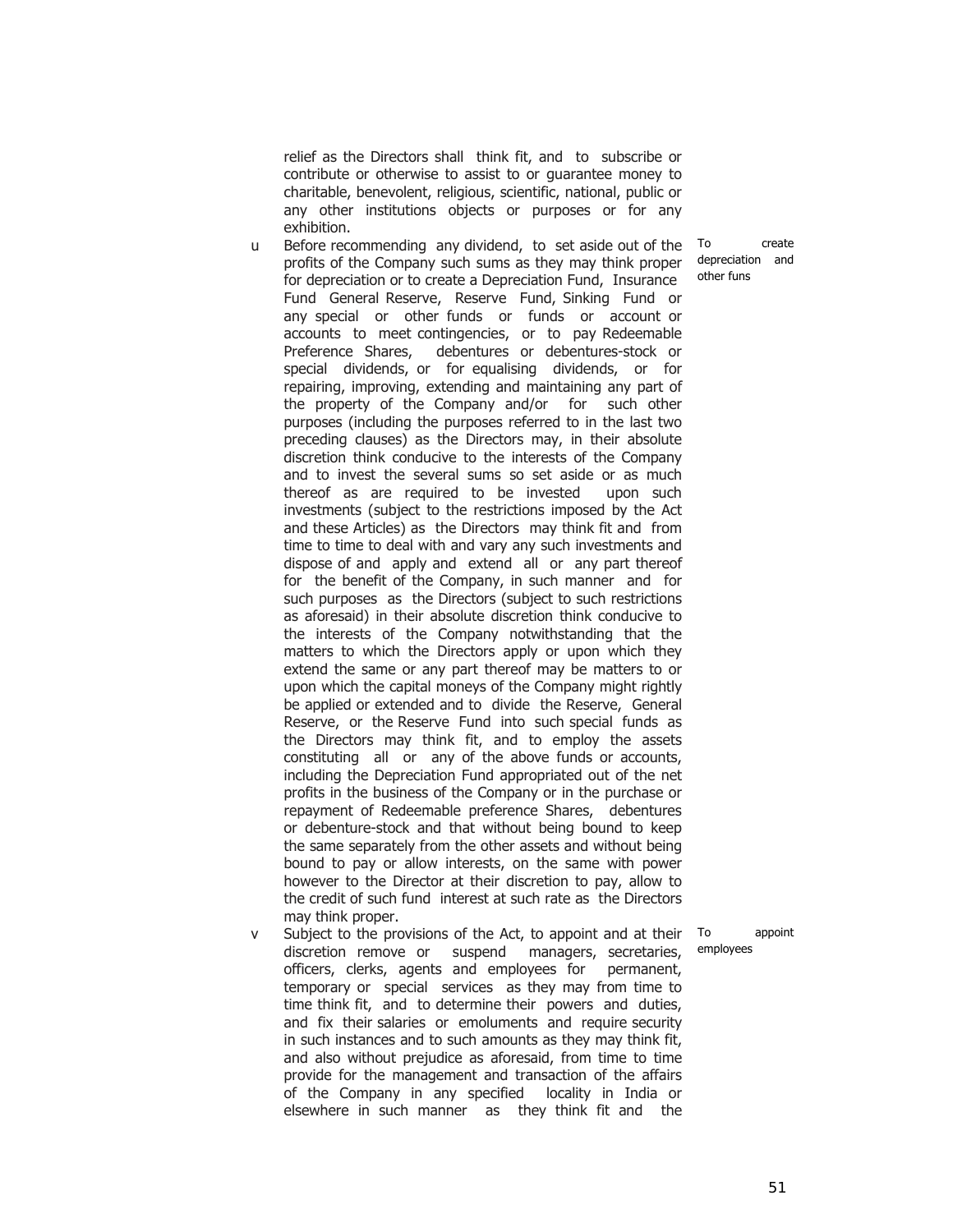relief as the Directors shall think fit, and to subscribe or contribute or otherwise to assist to or guarantee money to charitable, benevolent, religious, scientific, national, public or any other institutions objects or purposes or for any exhibition.

u Before recommending any dividend, to set aside out of the profits of the Company such sums as they may think proper for depreciation or to create a Depreciation Fund, Insurance Fund General Reserve, Reserve Fund, Sinking Fund or any special or other funds or funds or account or accounts to meet contingencies, or to pay Redeemable Preference Shares, debentures or debentures-stock or special dividends, or for equalising dividends, or for repairing, improving, extending and maintaining any part of the property of the Company and/or for such other purposes (including the purposes referred to in the last two preceding clauses) as the Directors may, in their absolute discretion think conducive to the interests of the Company and to invest the several sums so set aside or as much thereof as are required to be invested upon such investments (subject to the restrictions imposed by the Act and these Articles) as the Directors may think fit and from time to time to deal with and vary any such investments and dispose of and apply and extend all or any part thereof for the benefit of the Company, in such manner and for such purposes as the Directors (subject to such restrictions as aforesaid) in their absolute discretion think conducive to the interests of the Company notwithstanding that the matters to which the Directors apply or upon which they extend the same or any part thereof may be matters to or upon which the capital moneys of the Company might rightly be applied or extended and to divide the Reserve, General Reserve, or the Reserve Fund into such special funds as the Directors may think fit, and to employ the assets constituting all or any of the above funds or accounts, including the Depreciation Fund appropriated out of the net profits in the business of the Company or in the purchase or repayment of Redeemable preference Shares, debentures or debenture-stock and that without being bound to keep the same separately from the other assets and without being bound to pay or allow interests, on the same with power however to the Director at their discretion to pay, allow to the credit of such fund interest at such rate as the Directors may think proper.

*To create depreciation and other funs*

v Subject to the provisions of the Act, to appoint and at their discretion remove or suspend managers, secretaries, officers, clerks, agents and employees for permanent, temporary or special services as they may from time to time think fit, and to determine their powers and duties, and fix their salaries or emoluments and require security in such instances and to such amounts as they may think fit, and also without prejudice as aforesaid, from time to time provide for the management and transaction of the affairs of the Company in any specified locality in India or elsewhere in such manner as they think fit and the

*To appoint employees*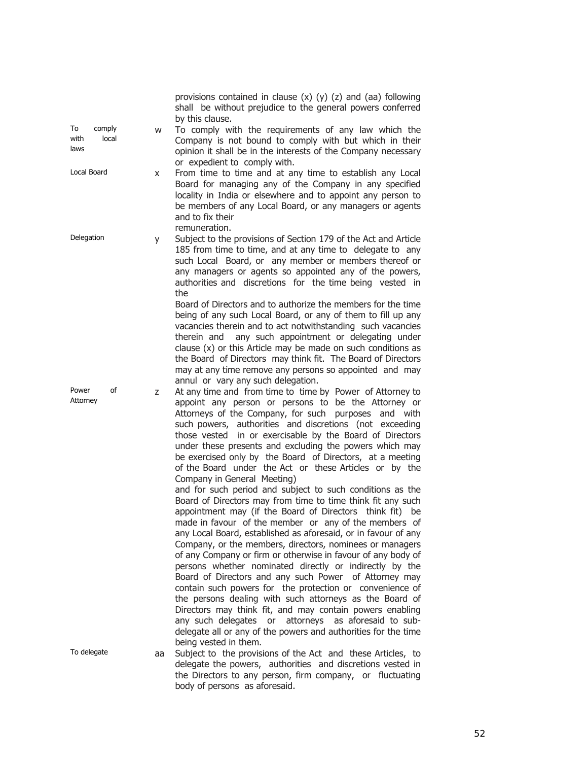provisions contained in clause (x) (y) (z) and (aa) following shall be without prejudice to the general powers conferred by this clause.

**To comply with local laws**

w To comply with the requirements of any law which the Company is not bound to comply with but which in their opinion it shall be in the interests of the Company necessary or expedient to comply with.

**Local Board**

x From time to time and at any time to establish any Local Board for managing any of the Company in any specified locality in India or elsewhere and to appoint any person to be members of any Local Board, or any managers or agents and to fix their remuneration.

**Delegation**

y Subject to the provisions of Section 179 of the Act and Article 185 from time to time, and at any time to delegate to any such Local Board, or any member or members thereof or any managers or agents so appointed any of the powers, authorities and discretions for the time being vested in the Board of Directors and to authorize the members for the time being of any such Local Board, or any of them to fill up any vacancies therein and to act notwithstanding such vacancies therein and any such appointment or delegating under clause (x) or this Article may be made on such conditions as the Board of Directors may think fit. The Board of Directors may at any time remove any persons so appointed and may annul or vary any such delegation.

**Power of Attorney**

z At any time and from time to time by Power of Attorney to appoint any person or persons to be the Attorney or Attorneys of the Company, for such purposes and with such powers, authorities and discretions (not exceeding those vested in or exercisable by the Board of Directors under these presents and excluding the powers which may be exercised only by the Board of Directors, at a meeting of the Board under the Act or these Articles or by the Company in General Meeting) and for such period and subject to such conditions as the Board of Directors may from time to time think fit any such appointment may (if the Board of Directors think fit) be made in favour of the member or any of the members of any Local Board, established as aforesaid, or in favour of any Company, or the members, directors, nominees or managers of any Company or firm or otherwise in favour of any body of persons whether nominated directly or indirectly by the Board of Directors and any such Power of Attorney may contain such powers for the protection or convenience of the persons dealing with such attorneys as the Board of Directors may think fit, and may contain powers enabling any such delegates or attorneys as aforesaid to sub-delegate all or any of the powers and authorities for the time being vested in them.

**To delegate**

aa Subject to the provisions of the Act and these Articles, to delegate the powers, authorities and discretions vested in the Directors to any person, firm company, or fluctuating body of persons as aforesaid.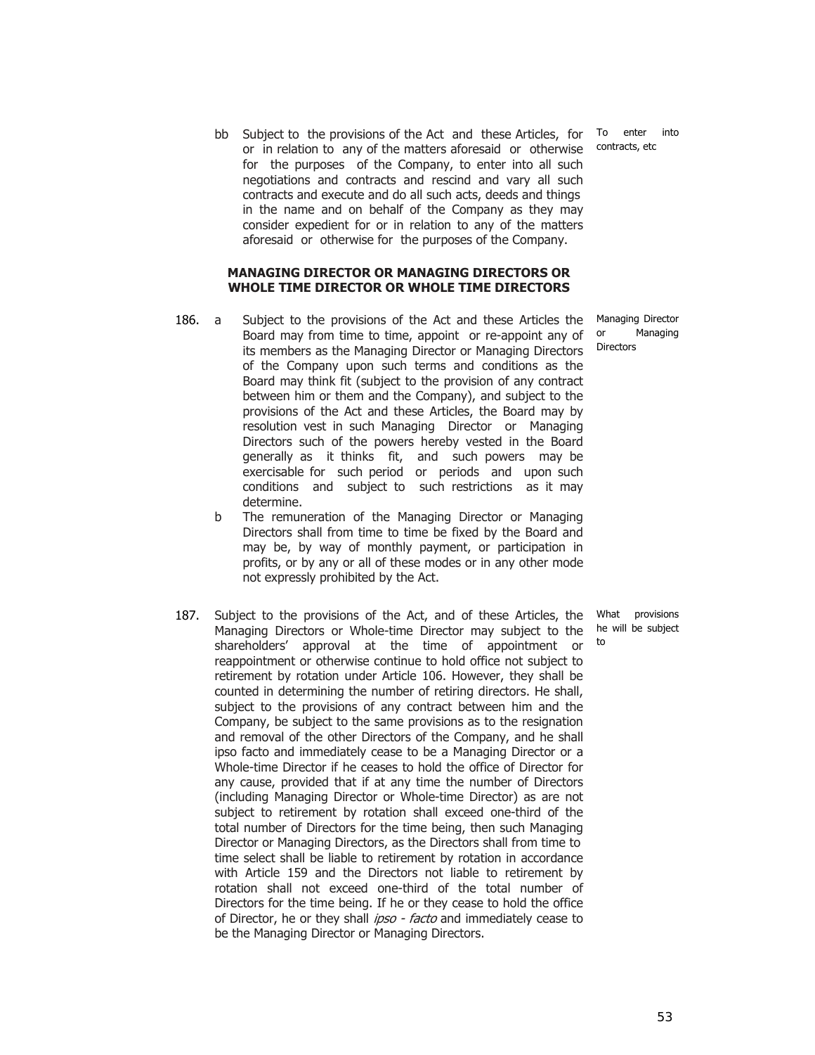bb Subject to the provisions of the Act and these Articles, for or in relation to any of the matters aforesaid or otherwise for the purposes of the Company, to enter into all such negotiations and contracts and rescind and vary all such contracts and execute and do all such acts, deeds and things in the name and on behalf of the Company as they may consider expedient for or in relation to any of the matters aforesaid or otherwise for the purposes of the Company. — To enter into contracts, etc

## MANAGING DIRECTOR OR MANAGING DIRECTORS OR WHOLE TIME DIRECTOR OR WHOLE TIME DIRECTORS

186\. a Subject to the provisions of the Act and these Articles the Board may from time to time, appoint or re-appoint any of its members as the Managing Director or Managing Directors of the Company upon such terms and conditions as the Board may think fit (subject to the provision of any contract between him or them and the Company), and subject to the provisions of the Act and these Articles, the Board may by resolution vest in such Managing Director or Managing Directors such of the powers hereby vested in the Board generally as it thinks fit, and such powers may be exercisable for such period or periods and upon such conditions and subject to such restrictions as it may determine. — Managing Director or Managing Directors

b The remuneration of the Managing Director or Managing Directors shall from time to time be fixed by the Board and may be, by way of monthly payment, or participation in profits, or by any or all of these modes or in any other mode not expressly prohibited by the Act.

187\. Subject to the provisions of the Act, and of these Articles, the Managing Directors or Whole-time Director may subject to the shareholders' approval at the time of appointment or reappointment or otherwise continue to hold office not subject to retirement by rotation under Article 106. However, they shall be counted in determining the number of retiring directors. He shall, subject to the provisions of any contract between him and the Company, be subject to the same provisions as to the resignation and removal of the other Directors of the Company, and he shall ipso facto and immediately cease to be a Managing Director or a Whole-time Director if he ceases to hold the office of Director for any cause, provided that if at any time the number of Directors (including Managing Director or Whole-time Director) as are not subject to retirement by rotation shall exceed one-third of the total number of Directors for the time being, then such Managing Director or Managing Directors, as the Directors shall from time to time select shall be liable to retirement by rotation in accordance with Article 159 and the Directors not liable to retirement by rotation shall not exceed one-third of the total number of Directors for the time being. If he or they cease to hold the office of Director, he or they shall *ipso - facto* and immediately cease to be the Managing Director or Managing Directors. — What provisions he will be subject to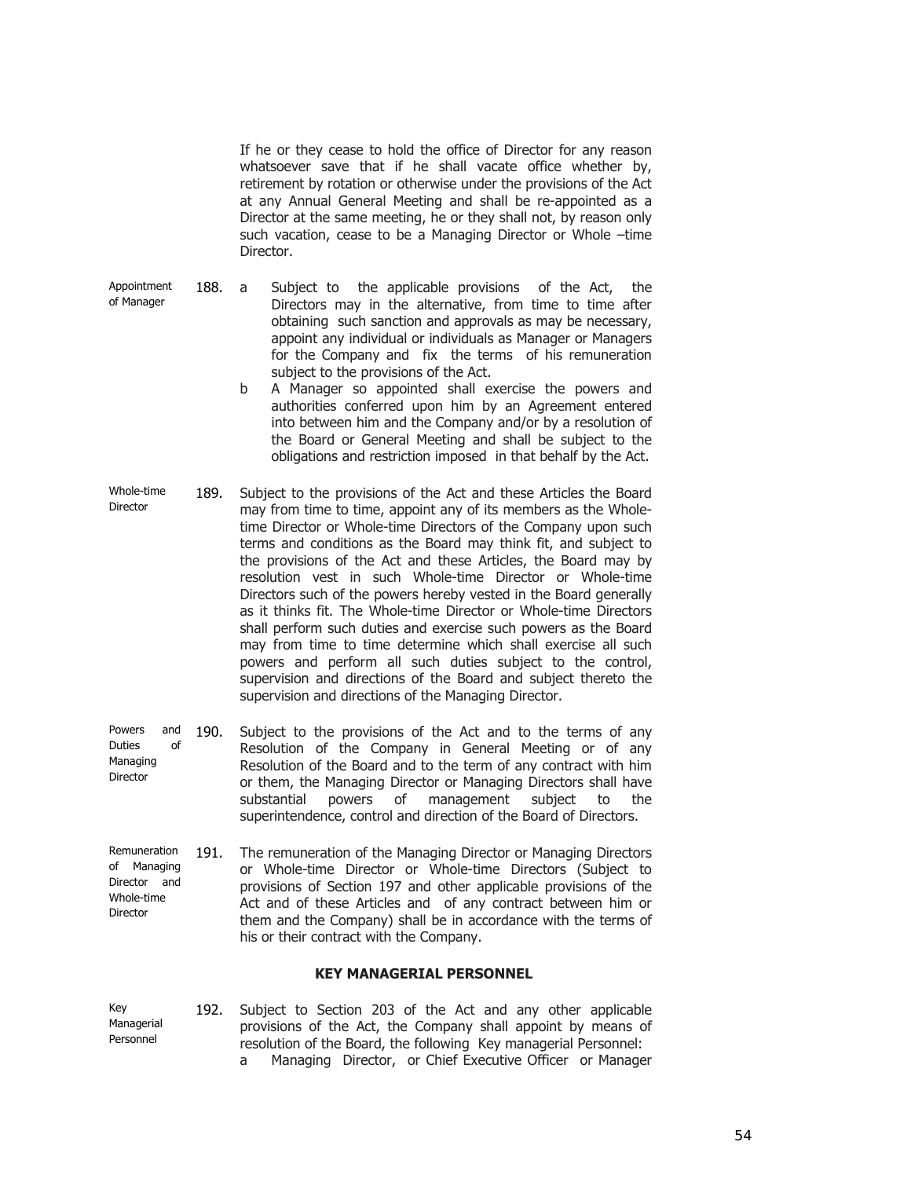If he or they cease to hold the office of Director for any reason whatsoever save that if he shall vacate office whether by, retirement by rotation or otherwise under the provisions of the Act at any Annual General Meeting and shall be re-appointed as a Director at the same meeting, he or they shall not, by reason only such vacation, cease to be a Managing Director or Whole –time Director.

Appointment of Manager

188. a Subject to the applicable provisions of the Act, the Directors may in the alternative, from time to time after obtaining such sanction and approvals as may be necessary, appoint any individual or individuals as Manager or Managers for the Company and fix the terms of his remuneration subject to the provisions of the Act.

b A Manager so appointed shall exercise the powers and authorities conferred upon him by an Agreement entered into between him and the Company and/or by a resolution of the Board or General Meeting and shall be subject to the obligations and restriction imposed in that behalf by the Act.

Whole-time Director

189. Subject to the provisions of the Act and these Articles the Board may from time to time, appoint any of its members as the Whole-time Director or Whole-time Directors of the Company upon such terms and conditions as the Board may think fit, and subject to the provisions of the Act and these Articles, the Board may by resolution vest in such Whole-time Director or Whole-time Directors such of the powers hereby vested in the Board generally as it thinks fit. The Whole-time Director or Whole-time Directors shall perform such duties and exercise such powers as the Board may from time to time determine which shall exercise all such powers and perform all such duties subject to the control, supervision and directions of the Board and subject thereto the supervision and directions of the Managing Director.

Powers and Duties of Managing Director

190. Subject to the provisions of the Act and to the terms of any Resolution of the Company in General Meeting or of any Resolution of the Board and to the term of any contract with him or them, the Managing Director or Managing Directors shall have substantial powers of management subject to the superintendence, control and direction of the Board of Directors.

Remuneration of Managing Director and Whole-time Director

191. The remuneration of the Managing Director or Managing Directors or Whole-time Director or Whole-time Directors (Subject to provisions of Section 197 and other applicable provisions of the Act and of these Articles and of any contract between him or them and the Company) shall be in accordance with the terms of his or their contract with the Company.

## KEY MANAGERIAL PERSONNEL

Key Managerial Personnel

192. Subject to Section 203 of the Act and any other applicable provisions of the Act, the Company shall appoint by means of resolution of the Board, the following Key managerial Personnel:

a Managing Director, or Chief Executive Officer or Manager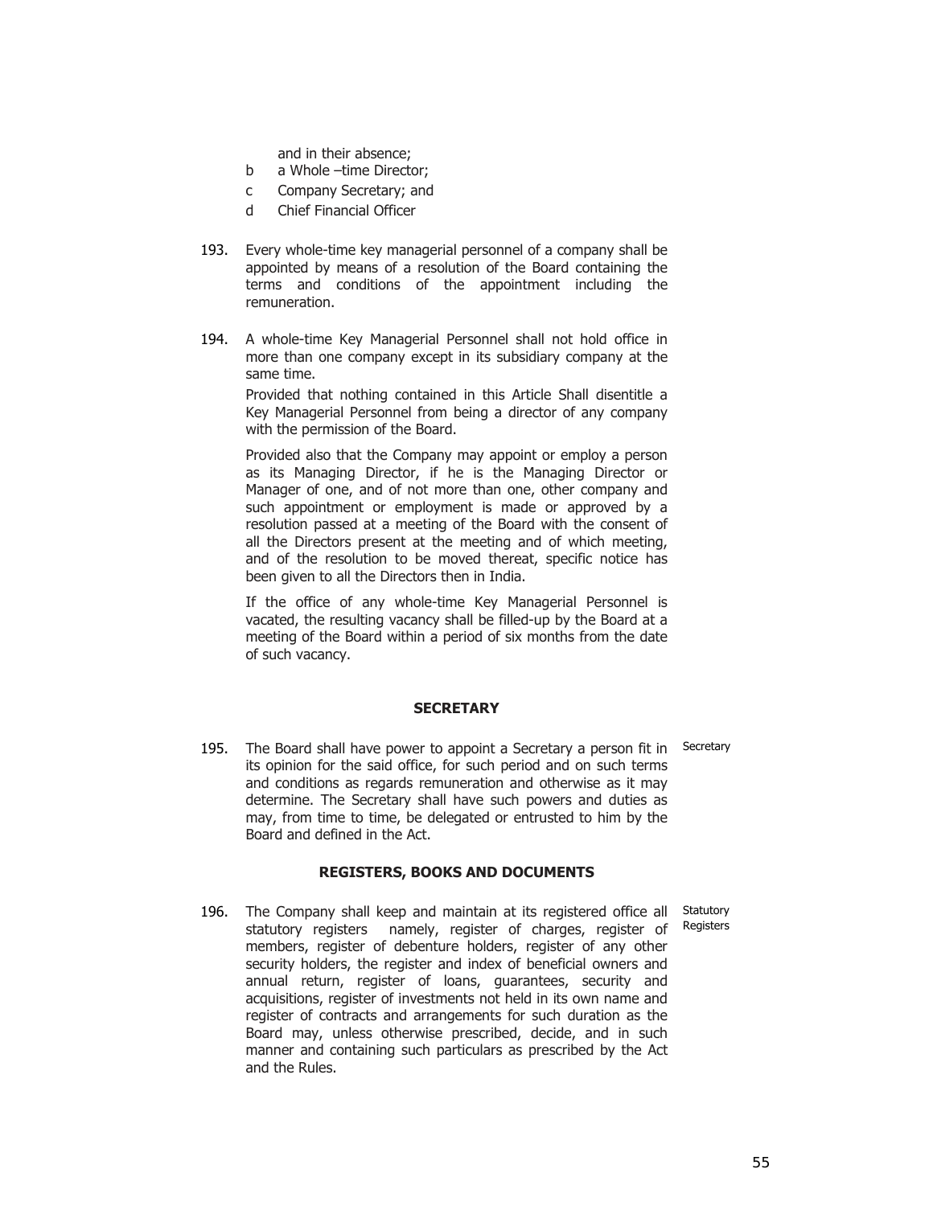and in their absence;

b a Whole –time Director;

c Company Secretary; and

d Chief Financial Officer

193. Every whole-time key managerial personnel of a company shall be appointed by means of a resolution of the Board containing the terms and conditions of the appointment including the remuneration.

194. A whole-time Key Managerial Personnel shall not hold office in more than one company except in its subsidiary company at the same time.

Provided that nothing contained in this Article Shall disentitle a Key Managerial Personnel from being a director of any company with the permission of the Board.

Provided also that the Company may appoint or employ a person as its Managing Director, if he is the Managing Director or Manager of one, and of not more than one, other company and such appointment or employment is made or approved by a resolution passed at a meeting of the Board with the consent of all the Directors present at the meeting and of which meeting, and of the resolution to be moved thereat, specific notice has been given to all the Directors then in India.

If the office of any whole-time Key Managerial Personnel is vacated, the resulting vacancy shall be filled-up by the Board at a meeting of the Board within a period of six months from the date of such vacancy.

## SECRETARY

195. The Board shall have power to appoint a Secretary a person fit in its opinion for the said office, for such period and on such terms and conditions as regards remuneration and otherwise as it may determine. The Secretary shall have such powers and duties as may, from time to time, be delegated or entrusted to him by the Board and defined in the Act. *Secretary*

## REGISTERS, BOOKS AND DOCUMENTS

196. The Company shall keep and maintain at its registered office all statutory registers namely, register of charges, register of members, register of debenture holders, register of any other security holders, the register and index of beneficial owners and annual return, register of loans, guarantees, security and acquisitions, register of investments not held in its own name and register of contracts and arrangements for such duration as the Board may, unless otherwise prescribed, decide, and in such manner and containing such particulars as prescribed by the Act and the Rules. *Statutory Registers*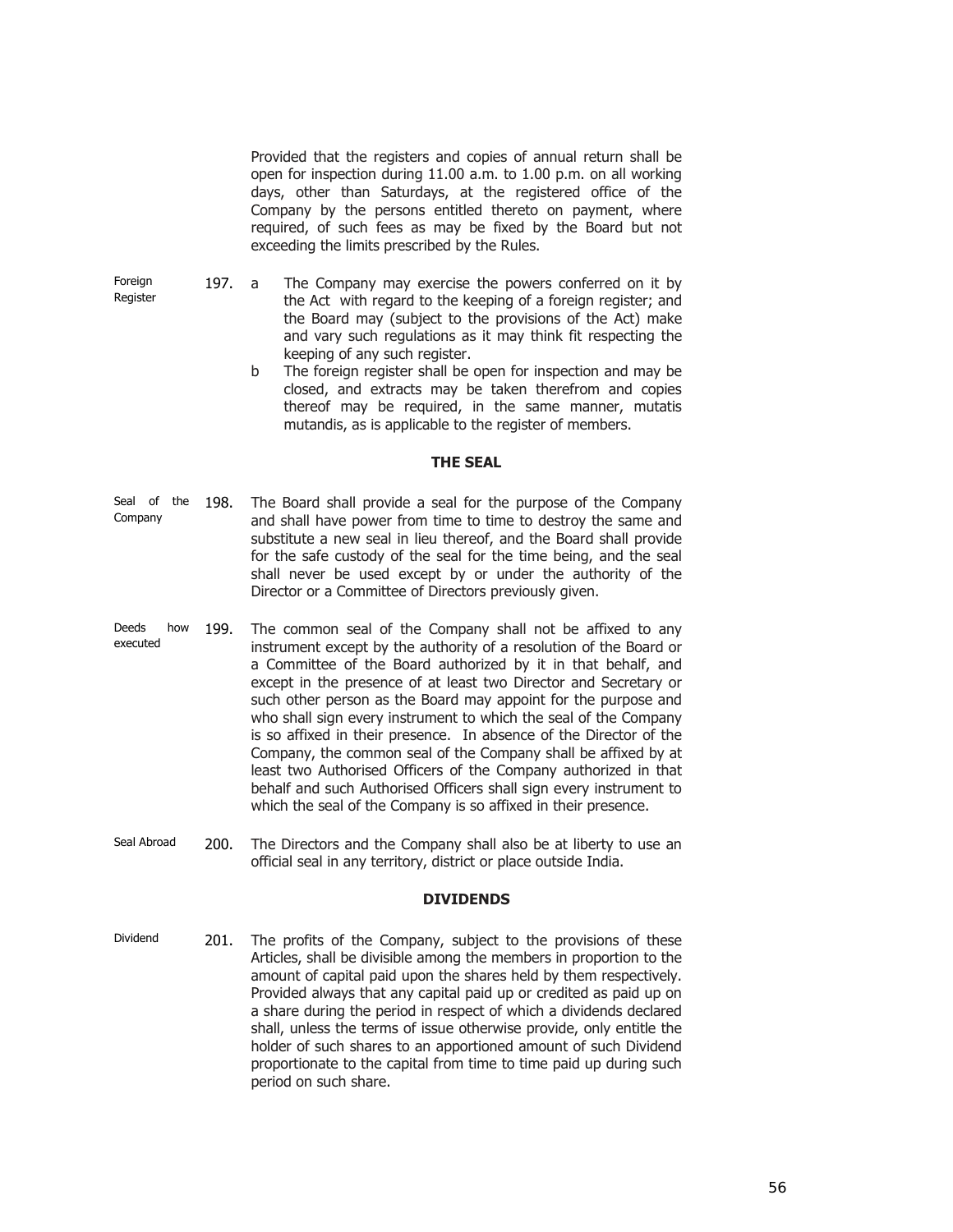Provided that the registers and copies of annual return shall be open for inspection during 11.00 a.m. to 1.00 p.m. on all working days, other than Saturdays, at the registered office of the Company by the persons entitled thereto on payment, where required, of such fees as may be fixed by the Board but not exceeding the limits prescribed by the Rules.

Foreign Register

197. a The Company may exercise the powers conferred on it by the Act with regard to the keeping of a foreign register; and the Board may (subject to the provisions of the Act) make and vary such regulations as it may think fit respecting the keeping of any such register.

b The foreign register shall be open for inspection and may be closed, and extracts may be taken therefrom and copies thereof may be required, in the same manner, mutatis mutandis, as is applicable to the register of members.

## THE SEAL

Seal of the Company

198. The Board shall provide a seal for the purpose of the Company and shall have power from time to time to destroy the same and substitute a new seal in lieu thereof, and the Board shall provide for the safe custody of the seal for the time being, and the seal shall never be used except by or under the authority of the Director or a Committee of Directors previously given.

Deeds how executed

199. The common seal of the Company shall not be affixed to any instrument except by the authority of a resolution of the Board or a Committee of the Board authorized by it in that behalf, and except in the presence of at least two Director and Secretary or such other person as the Board may appoint for the purpose and who shall sign every instrument to which the seal of the Company is so affixed in their presence. In absence of the Director of the Company, the common seal of the Company shall be affixed by at least two Authorised Officers of the Company authorized in that behalf and such Authorised Officers shall sign every instrument to which the seal of the Company is so affixed in their presence.

Seal Abroad

200. The Directors and the Company shall also be at liberty to use an official seal in any territory, district or place outside India.

## DIVIDENDS

Dividend

201. The profits of the Company, subject to the provisions of these Articles, shall be divisible among the members in proportion to the amount of capital paid upon the shares held by them respectively. Provided always that any capital paid up or credited as paid up on a share during the period in respect of which a dividends declared shall, unless the terms of issue otherwise provide, only entitle the holder of such shares to an apportioned amount of such Dividend proportionate to the capital from time to time paid up during such period on such share.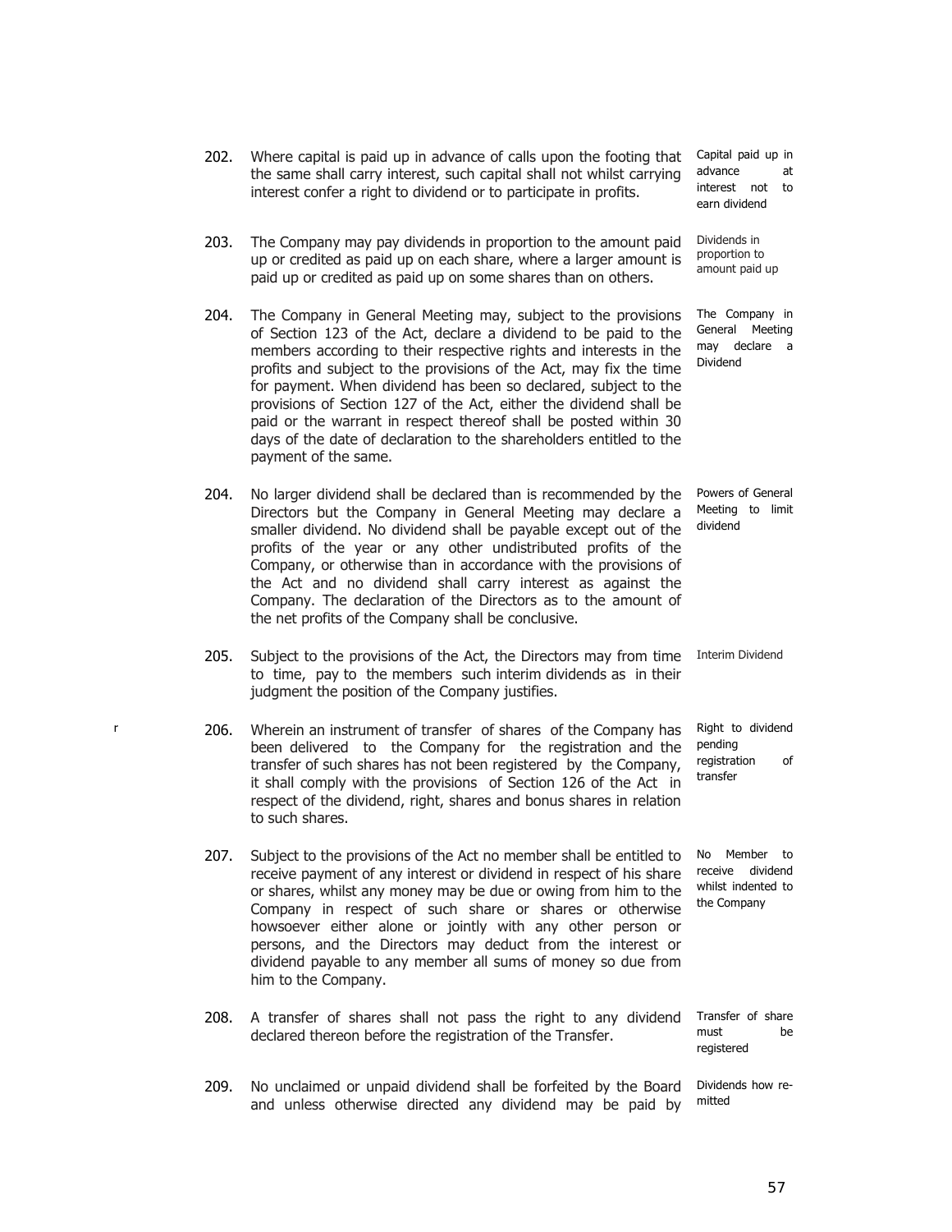202. Where capital is paid up in advance of calls upon the footing that the same shall carry interest, such capital shall not whilst carrying interest confer a right to dividend or to participate in profits. *Capital paid up in advance at interest not to earn dividend*

203. The Company may pay dividends in proportion to the amount paid up or credited as paid up on each share, where a larger amount is paid up or credited as paid up on some shares than on others. *Dividends in proportion to amount paid up*

204. The Company in General Meeting may, subject to the provisions of Section 123 of the Act, declare a dividend to be paid to the members according to their respective rights and interests in the profits and subject to the provisions of the Act, may fix the time for payment. When dividend has been so declared, subject to the provisions of Section 127 of the Act, either the dividend shall be paid or the warrant in respect thereof shall be posted within 30 days of the date of declaration to the shareholders entitled to the payment of the same. *The Company in General Meeting may declare a Dividend*

204. No larger dividend shall be declared than is recommended by the Directors but the Company in General Meeting may declare a smaller dividend. No dividend shall be payable except out of the profits of the year or any other undistributed profits of the Company, or otherwise than in accordance with the provisions of the Act and no dividend shall carry interest as against the Company. The declaration of the Directors as to the amount of the net profits of the Company shall be conclusive. *Powers of General Meeting to limit dividend*

205. Subject to the provisions of the Act, the Directors may from time to time, pay to the members such interim dividends as in their judgment the position of the Company justifies. *Interim Dividend*

206. Wherein an instrument of transfer of shares of the Company has been delivered to the Company for the registration and the transfer of such shares has not been registered by the Company, it shall comply with the provisions of Section 126 of the Act in respect of the dividend, right, shares and bonus shares in relation to such shares. *Right to dividend pending registration of transfer*

207. Subject to the provisions of the Act no member shall be entitled to receive payment of any interest or dividend in respect of his share or shares, whilst any money may be due or owing from him to the Company in respect of such share or shares or otherwise howsoever either alone or jointly with any other person or persons, and the Directors may deduct from the interest or dividend payable to any member all sums of money so due from him to the Company. *No Member to receive dividend whilst indented to the Company*

208. A transfer of shares shall not pass the right to any dividend declared thereon before the registration of the Transfer. *Transfer of share must be registered*

209. No unclaimed or unpaid dividend shall be forfeited by the Board and unless otherwise directed any dividend may be paid by *Dividends how re-mitted*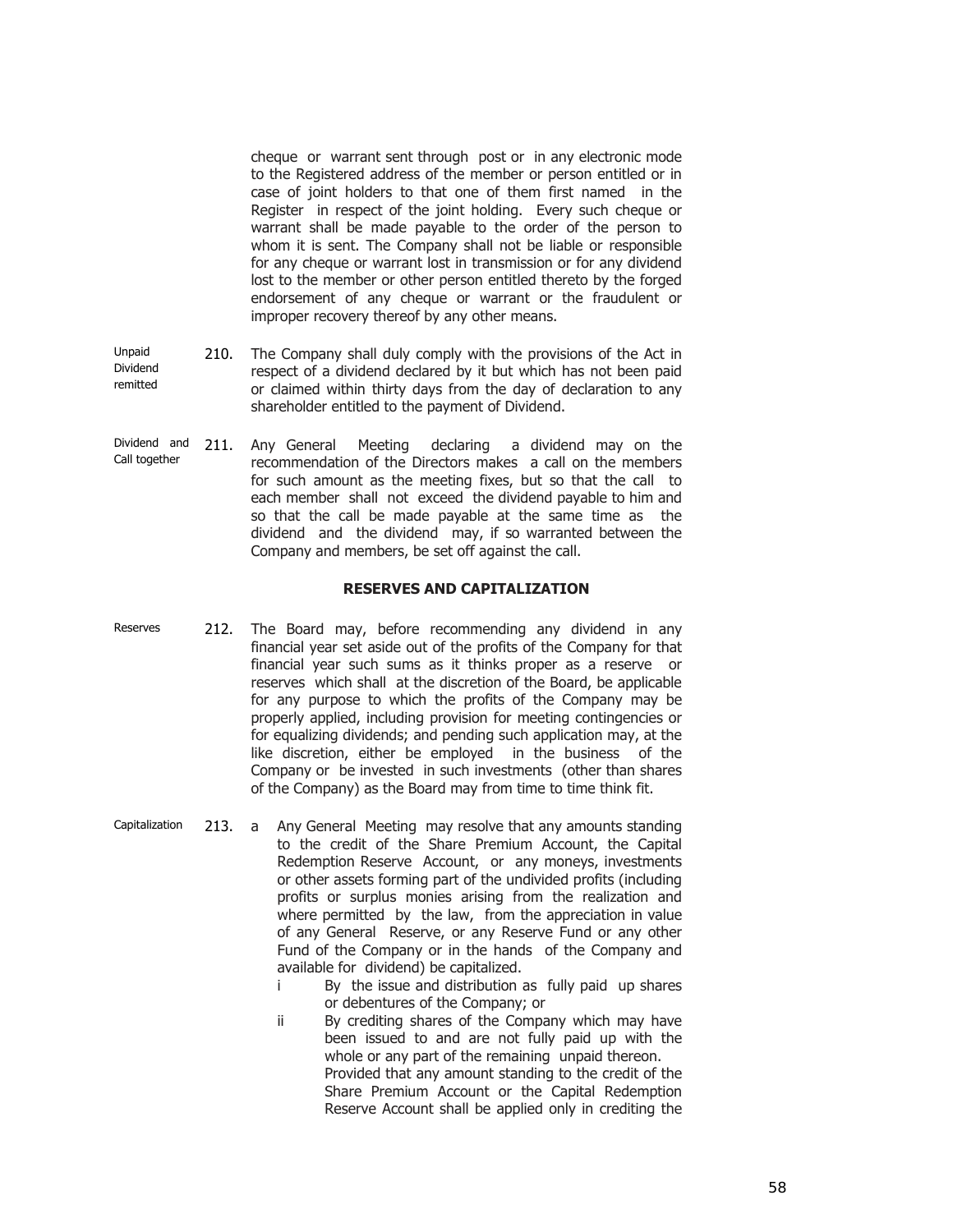cheque or warrant sent through post or in any electronic mode to the Registered address of the member or person entitled or in case of joint holders to that one of them first named in the Register in respect of the joint holding. Every such cheque or warrant shall be made payable to the order of the person to whom it is sent. The Company shall not be liable or responsible for any cheque or warrant lost in transmission or for any dividend lost to the member or other person entitled thereto by the forged endorsement of any cheque or warrant or the fraudulent or improper recovery thereof by any other means.

Unpaid Dividend remitted

210. The Company shall duly comply with the provisions of the Act in respect of a dividend declared by it but which has not been paid or claimed within thirty days from the day of declaration to any shareholder entitled to the payment of Dividend.

Dividend and Call together

211. Any General Meeting declaring a dividend may on the recommendation of the Directors makes a call on the members for such amount as the meeting fixes, but so that the call to each member shall not exceed the dividend payable to him and so that the call be made payable at the same time as the dividend and the dividend may, if so warranted between the Company and members, be set off against the call.

**RESERVES AND CAPITALIZATION**

Reserves

212. The Board may, before recommending any dividend in any financial year set aside out of the profits of the Company for that financial year such sums as it thinks proper as a reserve or reserves which shall at the discretion of the Board, be applicable for any purpose to which the profits of the Company may be properly applied, including provision for meeting contingencies or for equalizing dividends; and pending such application may, at the like discretion, either be employed in the business of the Company or be invested in such investments (other than shares of the Company) as the Board may from time to time think fit.

Capitalization

213. a Any General Meeting may resolve that any amounts standing to the credit of the Share Premium Account, the Capital Redemption Reserve Account, or any moneys, investments or other assets forming part of the undivided profits (including profits or surplus monies arising from the realization and where permitted by the law, from the appreciation in value of any General Reserve, or any Reserve Fund or any other Fund of the Company or in the hands of the Company and available for dividend) be capitalized.

   i By the issue and distribution as fully paid up shares or debentures of the Company; or

   ii By crediting shares of the Company which may have been issued to and are not fully paid up with the whole or any part of the remaining unpaid thereon.

   Provided that any amount standing to the credit of the Share Premium Account or the Capital Redemption Reserve Account shall be applied only in crediting the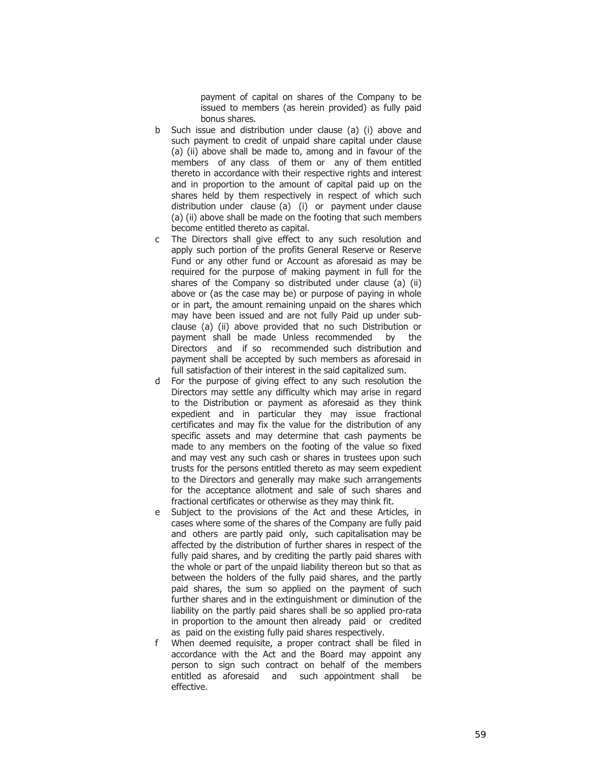payment of capital on shares of the Company to be issued to members (as herein provided) as fully paid bonus shares.

b Such issue and distribution under clause (a) (i) above and such payment to credit of unpaid share capital under clause (a) (ii) above shall be made to, among and in favour of the members of any class of them or any of them entitled thereto in accordance with their respective rights and interest and in proportion to the amount of capital paid up on the shares held by them respectively in respect of which such distribution under clause (a) (i) or payment under clause (a) (ii) above shall be made on the footing that such members become entitled thereto as capital.

c The Directors shall give effect to any such resolution and apply such portion of the profits General Reserve or Reserve Fund or any other fund or Account as aforesaid as may be required for the purpose of making payment in full for the shares of the Company so distributed under clause (a) (ii) above or (as the case may be) or purpose of paying in whole or in part, the amount remaining unpaid on the shares which may have been issued and are not fully Paid up under sub-clause (a) (ii) above provided that no such Distribution or payment shall be made Unless recommended by the Directors and if so recommended such distribution and payment shall be accepted by such members as aforesaid in full satisfaction of their interest in the said capitalized sum.

d For the purpose of giving effect to any such resolution the Directors may settle any difficulty which may arise in regard to the Distribution or payment as aforesaid as they think expedient and in particular they may issue fractional certificates and may fix the value for the distribution of any specific assets and may determine that cash payments be made to any members on the footing of the value so fixed and may vest any such cash or shares in trustees upon such trusts for the persons entitled thereto as may seem expedient to the Directors and generally may make such arrangements for the acceptance allotment and sale of such shares and fractional certificates or otherwise as they may think fit.

e Subject to the provisions of the Act and these Articles, in cases where some of the shares of the Company are fully paid and others are partly paid only, such capitalisation may be affected by the distribution of further shares in respect of the fully paid shares, and by crediting the partly paid shares with the whole or part of the unpaid liability thereon but so that as between the holders of the fully paid shares, and the partly paid shares, the sum so applied on the payment of such further shares and in the extinguishment or diminution of the liability on the partly paid shares shall be so applied pro-rata in proportion to the amount then already paid or credited as paid on the existing fully paid shares respectively.

f When deemed requisite, a proper contract shall be filed in accordance with the Act and the Board may appoint any person to sign such contract on behalf of the members entitled as aforesaid and such appointment shall be effective.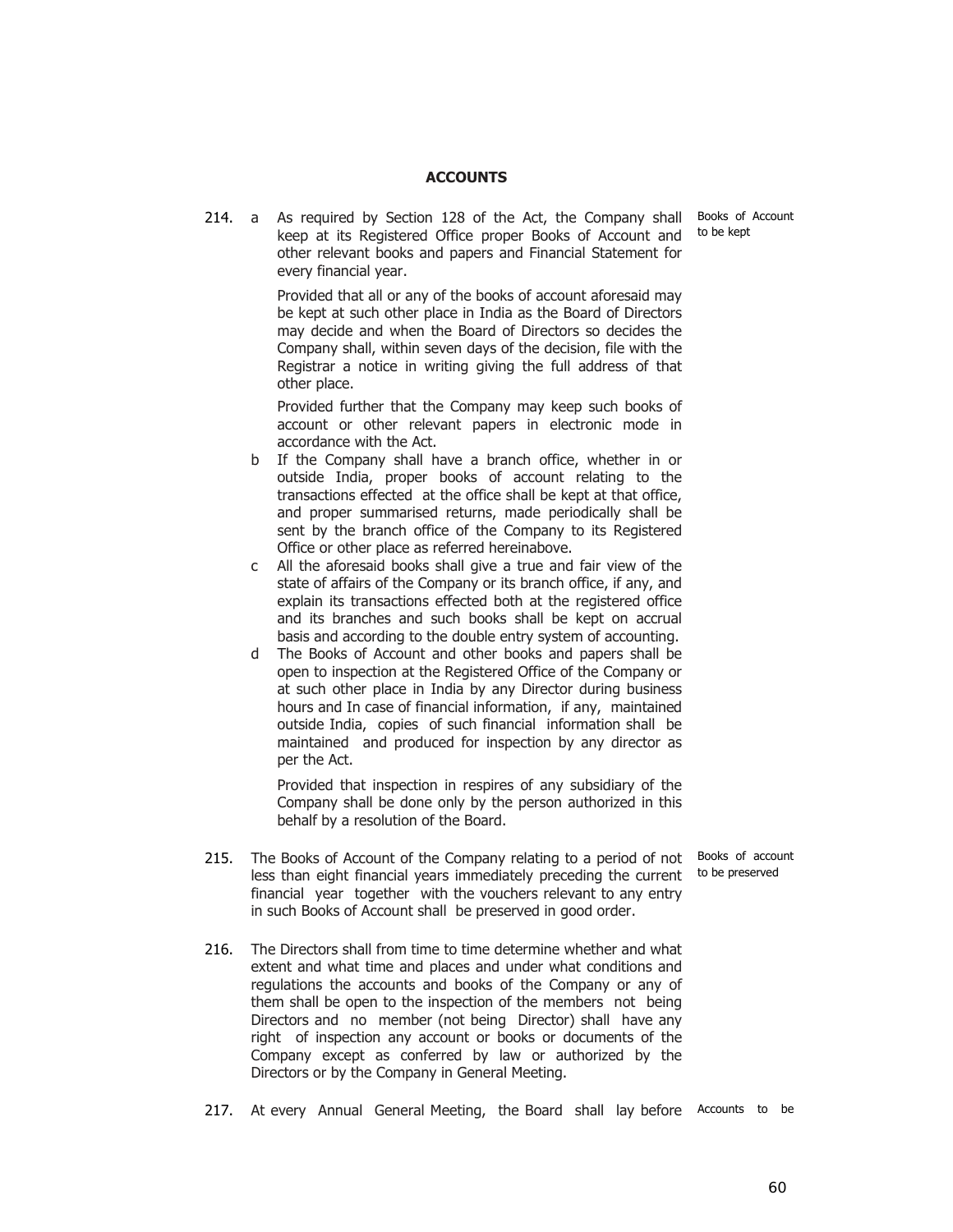## ACCOUNTS

214. a As required by Section 128 of the Act, the Company shall keep at its Registered Office proper Books of Account and other relevant books and papers and Financial Statement for every financial year. *Books of Account to be kept*

Provided that all or any of the books of account aforesaid may be kept at such other place in India as the Board of Directors may decide and when the Board of Directors so decides the Company shall, within seven days of the decision, file with the Registrar a notice in writing giving the full address of that other place.

Provided further that the Company may keep such books of account or other relevant papers in electronic mode in accordance with the Act.

b If the Company shall have a branch office, whether in or outside India, proper books of account relating to the transactions effected at the office shall be kept at that office, and proper summarised returns, made periodically shall be sent by the branch office of the Company to its Registered Office or other place as referred hereinabove.

c All the aforesaid books shall give a true and fair view of the state of affairs of the Company or its branch office, if any, and explain its transactions effected both at the registered office and its branches and such books shall be kept on accrual basis and according to the double entry system of accounting.

d The Books of Account and other books and papers shall be open to inspection at the Registered Office of the Company or at such other place in India by any Director during business hours and In case of financial information, if any, maintained outside India, copies of such financial information shall be maintained and produced for inspection by any director as per the Act.

Provided that inspection in respires of any subsidiary of the Company shall be done only by the person authorized in this behalf by a resolution of the Board.

215. The Books of Account of the Company relating to a period of not less than eight financial years immediately preceding the current financial year together with the vouchers relevant to any entry in such Books of Account shall be preserved in good order. *Books of account to be preserved*

216. The Directors shall from time to time determine whether and what extent and what time and places and under what conditions and regulations the accounts and books of the Company or any of them shall be open to the inspection of the members not being Directors and no member (not being Director) shall have any right of inspection any account or books or documents of the Company except as conferred by law or authorized by the Directors or by the Company in General Meeting.

217. At every Annual General Meeting, the Board shall lay before *Accounts to be*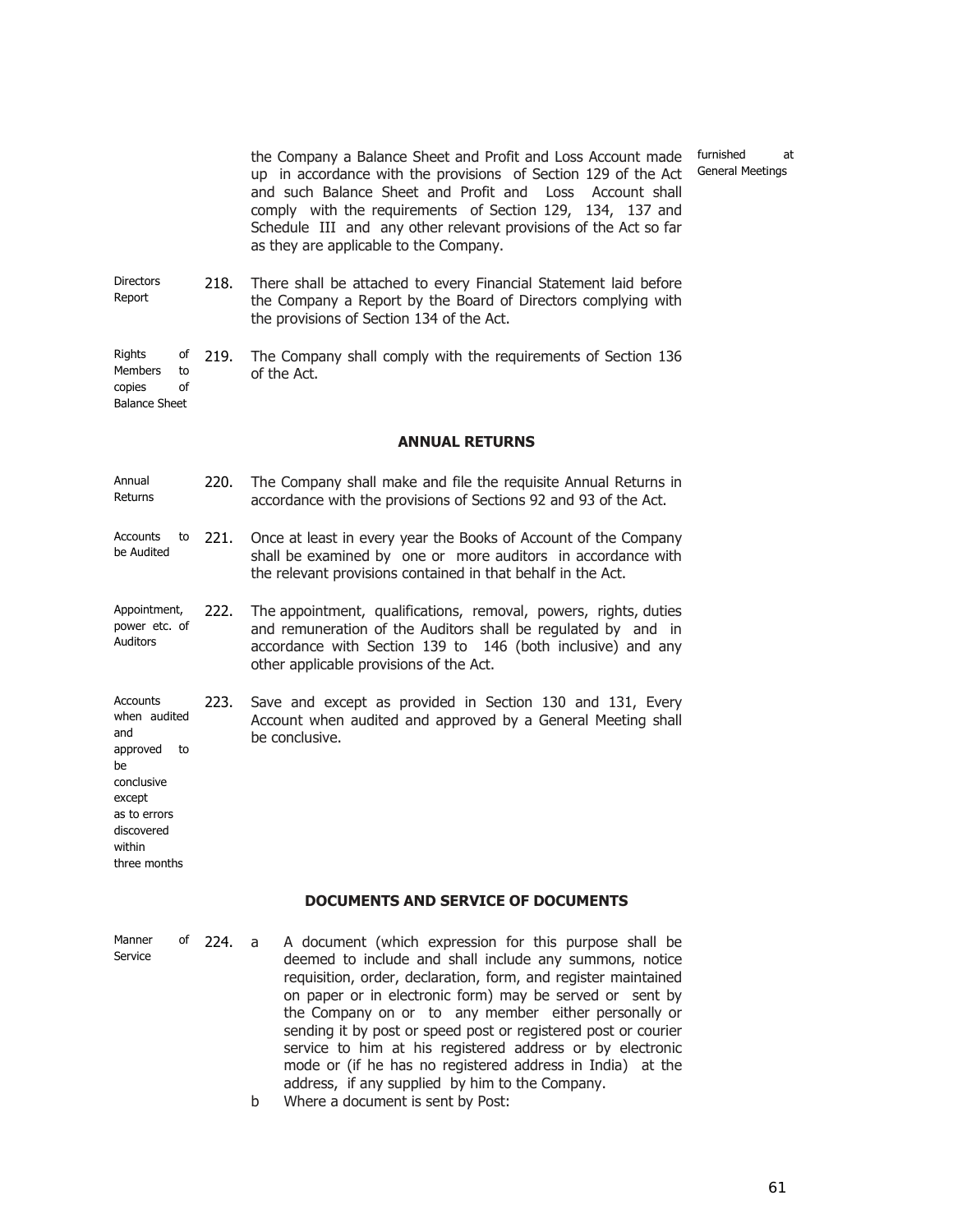the Company a Balance Sheet and Profit and Loss Account made up in accordance with the provisions of Section 129 of the Act and such Balance Sheet and Profit and Loss Account shall comply with the requirements of Section 129, 134, 137 and Schedule III and any other relevant provisions of the Act so far as they are applicable to the Company. *(furnished at General Meetings)*

**Directors Report**

218. There shall be attached to every Financial Statement laid before the Company a Report by the Board of Directors complying with the provisions of Section 134 of the Act.

**Rights of Members to copies of Balance Sheet**

219. The Company shall comply with the requirements of Section 136 of the Act.

## ANNUAL RETURNS

**Annual Returns**

220. The Company shall make and file the requisite Annual Returns in accordance with the provisions of Sections 92 and 93 of the Act.

**Accounts to be Audited**

221. Once at least in every year the Books of Account of the Company shall be examined by one or more auditors in accordance with the relevant provisions contained in that behalf in the Act.

**Appointment, power etc. of Auditors**

222. The appointment, qualifications, removal, powers, rights, duties and remuneration of the Auditors shall be regulated by and in accordance with Section 139 to 146 (both inclusive) and any other applicable provisions of the Act.

**Accounts when audited and approved to be conclusive except as to errors discovered within three months**

223. Save and except as provided in Section 130 and 131, Every Account when audited and approved by a General Meeting shall be conclusive.

## DOCUMENTS AND SERVICE OF DOCUMENTS

**Manner of Service**

224. a A document (which expression for this purpose shall be deemed to include and shall include any summons, notice requisition, order, declaration, form, and register maintained on paper or in electronic form) may be served or sent by the Company on or to any member either personally or sending it by post or speed post or registered post or courier service to him at his registered address or by electronic mode or (if he has no registered address in India) at the address, if any supplied by him to the Company.

b Where a document is sent by Post: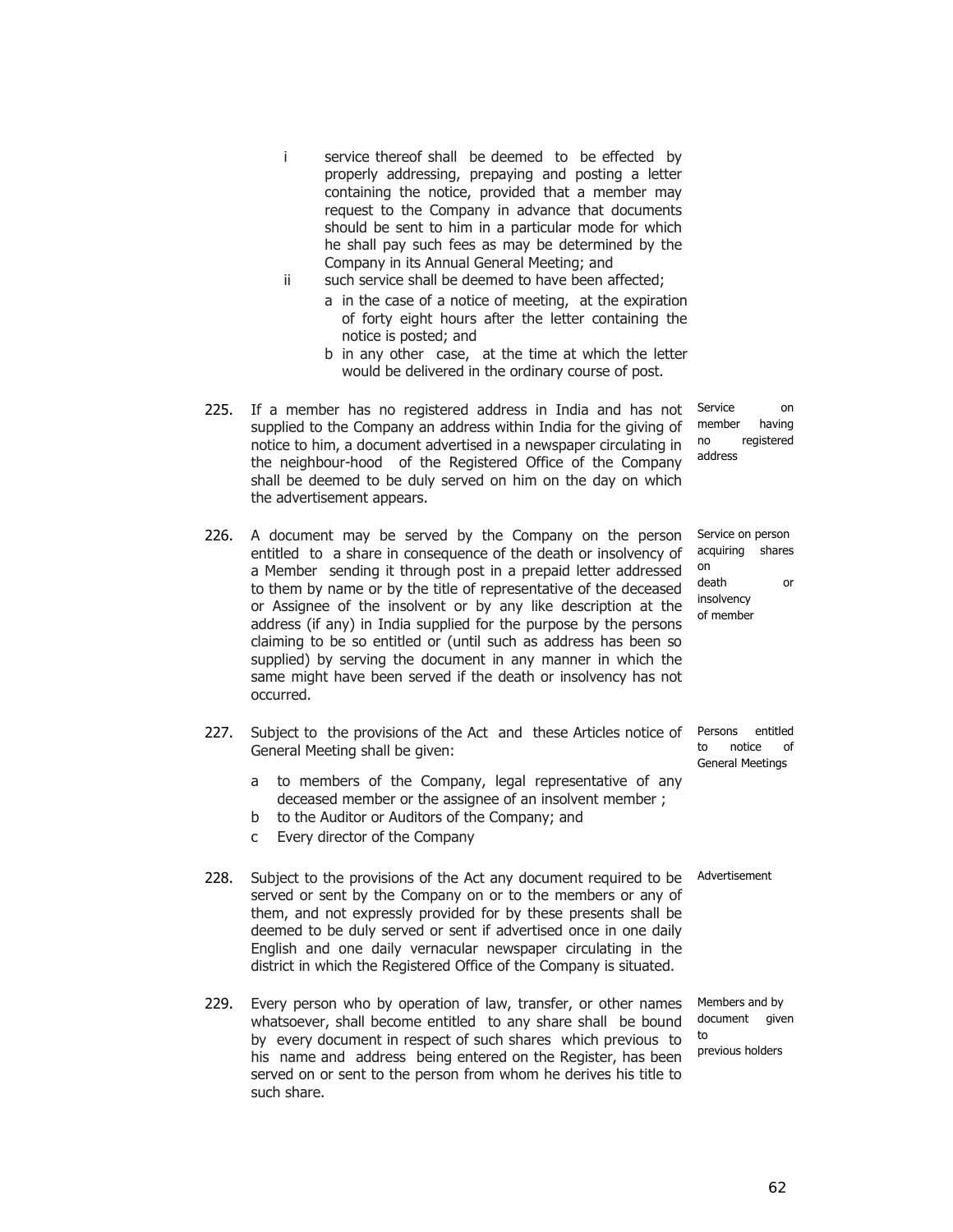i. service thereof shall be deemed to be effected by properly addressing, prepaying and posting a letter containing the notice, provided that a member may request to the Company in advance that documents should be sent to him in a particular mode for which he shall pay such fees as may be determined by the Company in its Annual General Meeting; and

ii. such service shall be deemed to have been affected;

   a. in the case of a notice of meeting, at the expiration of forty eight hours after the letter containing the notice is posted; and

   b. in any other case, at the time at which the letter would be delivered in the ordinary course of post.

**225.** *Service on member having no registered address* — If a member has no registered address in India and has not supplied to the Company an address within India for the giving of notice to him, a document advertised in a newspaper circulating in the neighbour-hood of the Registered Office of the Company shall be deemed to be duly served on him on the day on which the advertisement appears.

**226.** *Service on person acquiring shares on death or insolvency of member* — A document may be served by the Company on the person entitled to a share in consequence of the death or insolvency of a Member sending it through post in a prepaid letter addressed to them by name or by the title of representative of the deceased or Assignee of the insolvent or by any like description at the address (if any) in India supplied for the purpose by the persons claiming to be so entitled or (until such as address has been so supplied) by serving the document in any manner in which the same might have been served if the death or insolvency has not occurred.

**227.** *Persons entitled to notice of General Meetings* — Subject to the provisions of the Act and these Articles notice of General Meeting shall be given:

a. to members of the Company, legal representative of any deceased member or the assignee of an insolvent member ;

b. to the Auditor or Auditors of the Company; and

c. Every director of the Company

**228.** *Advertisement* — Subject to the provisions of the Act any document required to be served or sent by the Company on or to the members or any of them, and not expressly provided for by these presents shall be deemed to be duly served or sent if advertised once in one daily English and one daily vernacular newspaper circulating in the district in which the Registered Office of the Company is situated.

**229.** *Members and by document given to previous holders* — Every person who by operation of law, transfer, or other names whatsoever, shall become entitled to any share shall be bound by every document in respect of such shares which previous to his name and address being entered on the Register, has been served on or sent to the person from whom he derives his title to such share.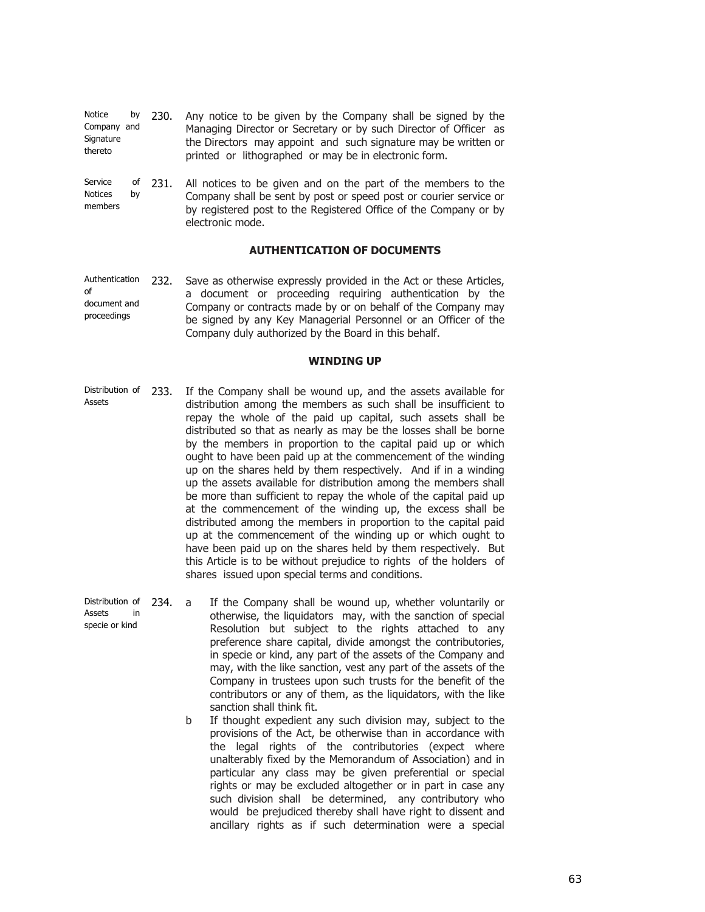| | | |
|---|---|---|
| Notice by Company and Signature thereto | 230. | Any notice to be given by the Company shall be signed by the Managing Director or Secretary or by such Director of Officer as the Directors may appoint and such signature may be written or printed or lithographed or may be in electronic form. |
| Service of Notices by members | 231. | All notices to be given and on the part of the members to the Company shall be sent by post or speed post or courier service or by registered post to the Registered Office of the Company or by electronic mode. |

**AUTHENTICATION OF DOCUMENTS**

| | | |
|---|---|---|
| Authentication of document and proceedings | 232. | Save as otherwise expressly provided in the Act or these Articles, a document or proceeding requiring authentication by the Company or contracts made by or on behalf of the Company may be signed by any Key Managerial Personnel or an Officer of the Company duly authorized by the Board in this behalf. |

**WINDING UP**

| | | |
|---|---|---|
| Distribution of Assets | 233. | If the Company shall be wound up, and the assets available for distribution among the members as such shall be insufficient to repay the whole of the paid up capital, such assets shall be distributed so that as nearly as may be the losses shall be borne by the members in proportion to the capital paid up or which ought to have been paid up at the commencement of the winding up on the shares held by them respectively. And if in a winding up the assets available for distribution among the members shall be more than sufficient to repay the whole of the capital paid up at the commencement of the winding up, the excess shall be distributed among the members in proportion to the capital paid up at the commencement of the winding up or which ought to have been paid up on the shares held by them respectively. But this Article is to be without prejudice to rights of the holders of shares issued upon special terms and conditions. |
| Distribution of Assets in specie or kind | 234. | a If the Company shall be wound up, whether voluntarily or otherwise, the liquidators may, with the sanction of special Resolution but subject to the rights attached to any preference share capital, divide amongst the contributories, in specie or kind, any part of the assets of the Company and may, with the like sanction, vest any part of the assets of the Company in trustees upon such trusts for the benefit of the contributors or any of them, as the liquidators, with the like sanction shall think fit.<br><br>b If thought expedient any such division may, subject to the provisions of the Act, be otherwise than in accordance with the legal rights of the contributories (expect where unalterably fixed by the Memorandum of Association) and in particular any class may be given preferential or special rights or may be excluded altogether or in part in case any such division shall be determined, any contributory who would be prejudiced thereby shall have right to dissent and ancillary rights as if such determination were a special |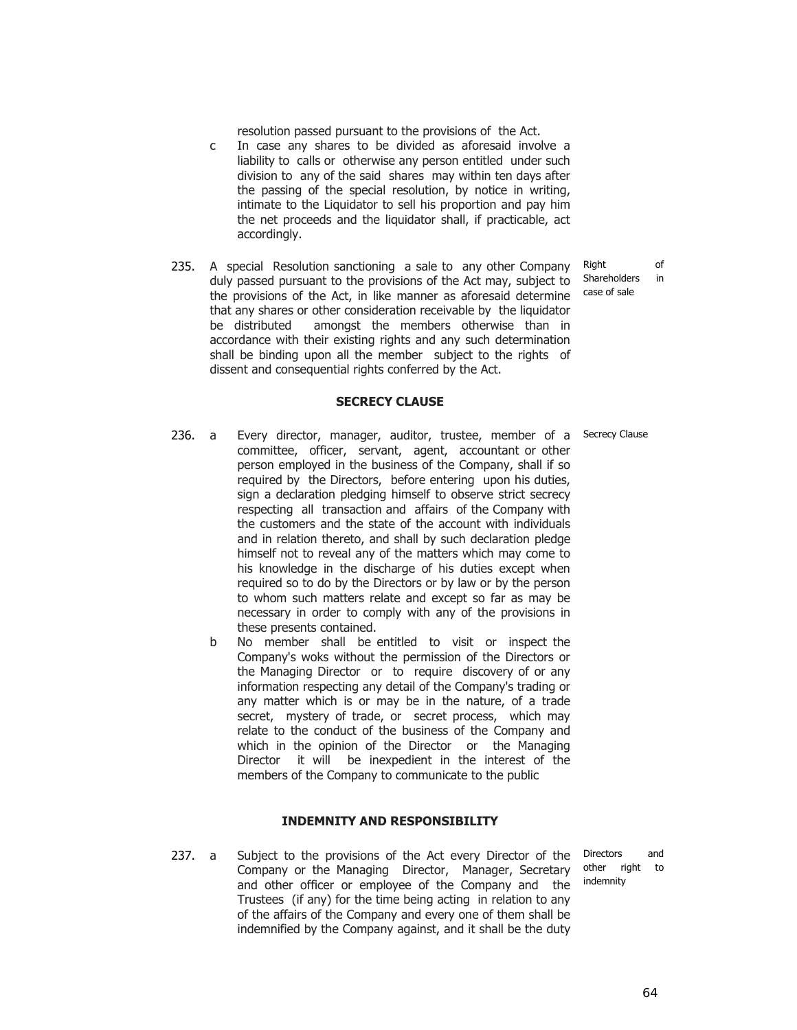resolution passed pursuant to the provisions of the Act.

c In case any shares to be divided as aforesaid involve a liability to calls or otherwise any person entitled under such division to any of the said shares may within ten days after the passing of the special resolution, by notice in writing, intimate to the Liquidator to sell his proportion and pay him the net proceeds and the liquidator shall, if practicable, act accordingly.

235. A special Resolution sanctioning a sale to any other Company duly passed pursuant to the provisions of the Act may, subject to the provisions of the Act, in like manner as aforesaid determine that any shares or other consideration receivable by the liquidator be distributed amongst the members otherwise than in accordance with their existing rights and any such determination shall be binding upon all the member subject to the rights of dissent and consequential rights conferred by the Act.

*Right of Shareholders in case of sale*

## SECRECY CLAUSE

236. a Every director, manager, auditor, trustee, member of a committee, officer, servant, agent, accountant or other person employed in the business of the Company, shall if so required by the Directors, before entering upon his duties, sign a declaration pledging himself to observe strict secrecy respecting all transaction and affairs of the Company with the customers and the state of the account with individuals and in relation thereto, and shall by such declaration pledge himself not to reveal any of the matters which may come to his knowledge in the discharge of his duties except when required so to do by the Directors or by law or by the person to whom such matters relate and except so far as may be necessary in order to comply with any of the provisions in these presents contained.

*Secrecy Clause*

b No member shall be entitled to visit or inspect the Company's woks without the permission of the Directors or the Managing Director or to require discovery of or any information respecting any detail of the Company's trading or any matter which is or may be in the nature, of a trade secret, mystery of trade, or secret process, which may relate to the conduct of the business of the Company and which in the opinion of the Director or the Managing Director it will be inexpedient in the interest of the members of the Company to communicate to the public

## INDEMNITY AND RESPONSIBILITY

237. a Subject to the provisions of the Act every Director of the Company or the Managing Director, Manager, Secretary and other officer or employee of the Company and the Trustees (if any) for the time being acting in relation to any of the affairs of the Company and every one of them shall be indemnified by the Company against, and it shall be the duty

*Directors and other right to indemnity*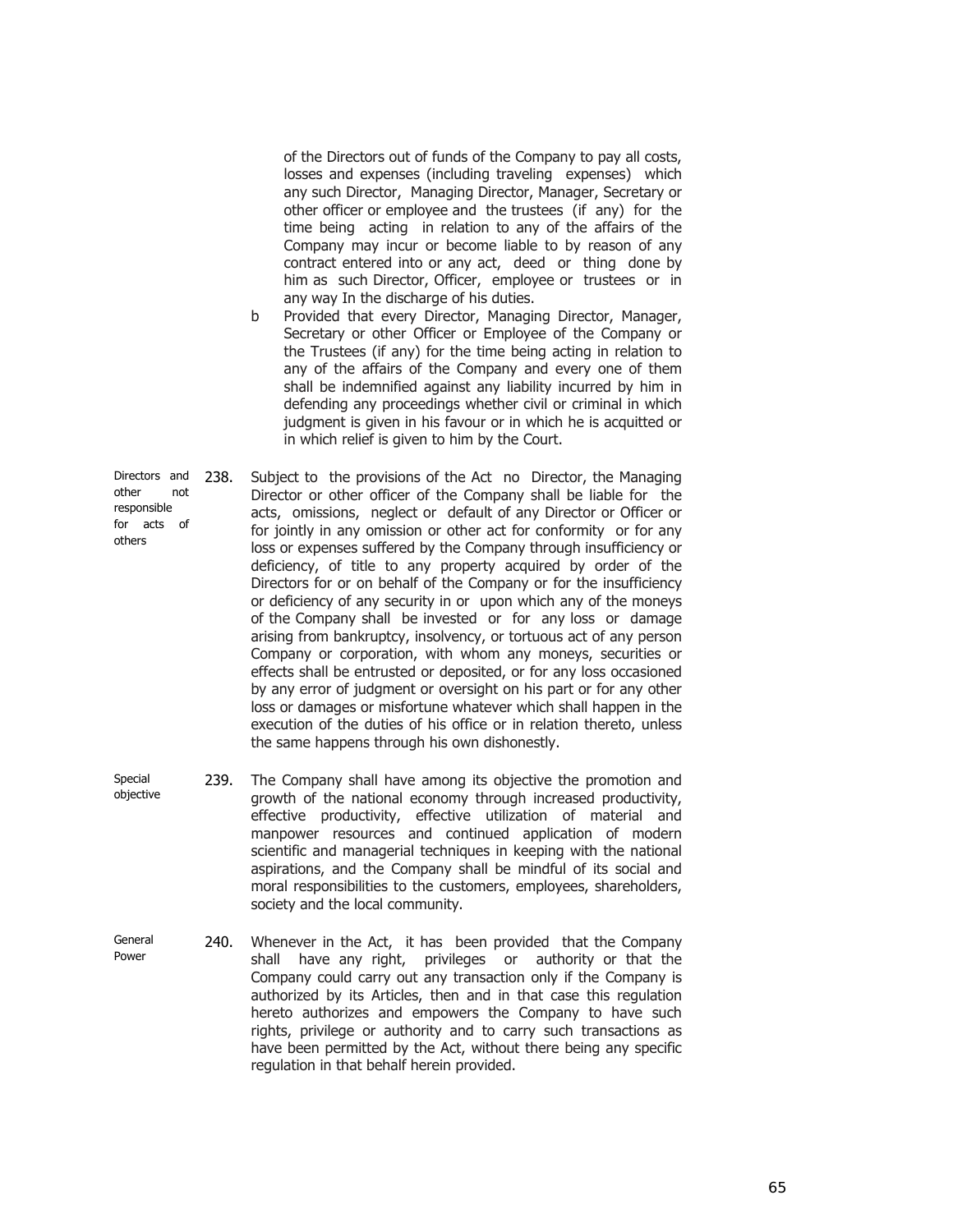of the Directors out of funds of the Company to pay all costs, losses and expenses (including traveling expenses) which any such Director, Managing Director, Manager, Secretary or other officer or employee and the trustees (if any) for the time being acting in relation to any of the affairs of the Company may incur or become liable to by reason of any contract entered into or any act, deed or thing done by him as such Director, Officer, employee or trustees or in any way In the discharge of his duties.

b Provided that every Director, Managing Director, Manager, Secretary or other Officer or Employee of the Company or the Trustees (if any) for the time being acting in relation to any of the affairs of the Company and every one of them shall be indemnified against any liability incurred by him in defending any proceedings whether civil or criminal in which judgment is given in his favour or in which he is acquitted or in which relief is given to him by the Court.

*Directors and other not responsible for acts of others*

238. Subject to the provisions of the Act no Director, the Managing Director or other officer of the Company shall be liable for the acts, omissions, neglect or default of any Director or Officer or for jointly in any omission or other act for conformity or for any loss or expenses suffered by the Company through insufficiency or deficiency, of title to any property acquired by order of the Directors for or on behalf of the Company or for the insufficiency or deficiency of any security in or upon which any of the moneys of the Company shall be invested or for any loss or damage arising from bankruptcy, insolvency, or tortuous act of any person Company or corporation, with whom any moneys, securities or effects shall be entrusted or deposited, or for any loss occasioned by any error of judgment or oversight on his part or for any other loss or damages or misfortune whatever which shall happen in the execution of the duties of his office or in relation thereto, unless the same happens through his own dishonestly.

*Special objective*

239. The Company shall have among its objective the promotion and growth of the national economy through increased productivity, effective productivity, effective utilization of material and manpower resources and continued application of modern scientific and managerial techniques in keeping with the national aspirations, and the Company shall be mindful of its social and moral responsibilities to the customers, employees, shareholders, society and the local community.

*General Power*

240. Whenever in the Act, it has been provided that the Company shall have any right, privileges or authority or that the Company could carry out any transaction only if the Company is authorized by its Articles, then and in that case this regulation hereto authorizes and empowers the Company to have such rights, privilege or authority and to carry such transactions as have been permitted by the Act, without there being any specific regulation in that behalf herein provided.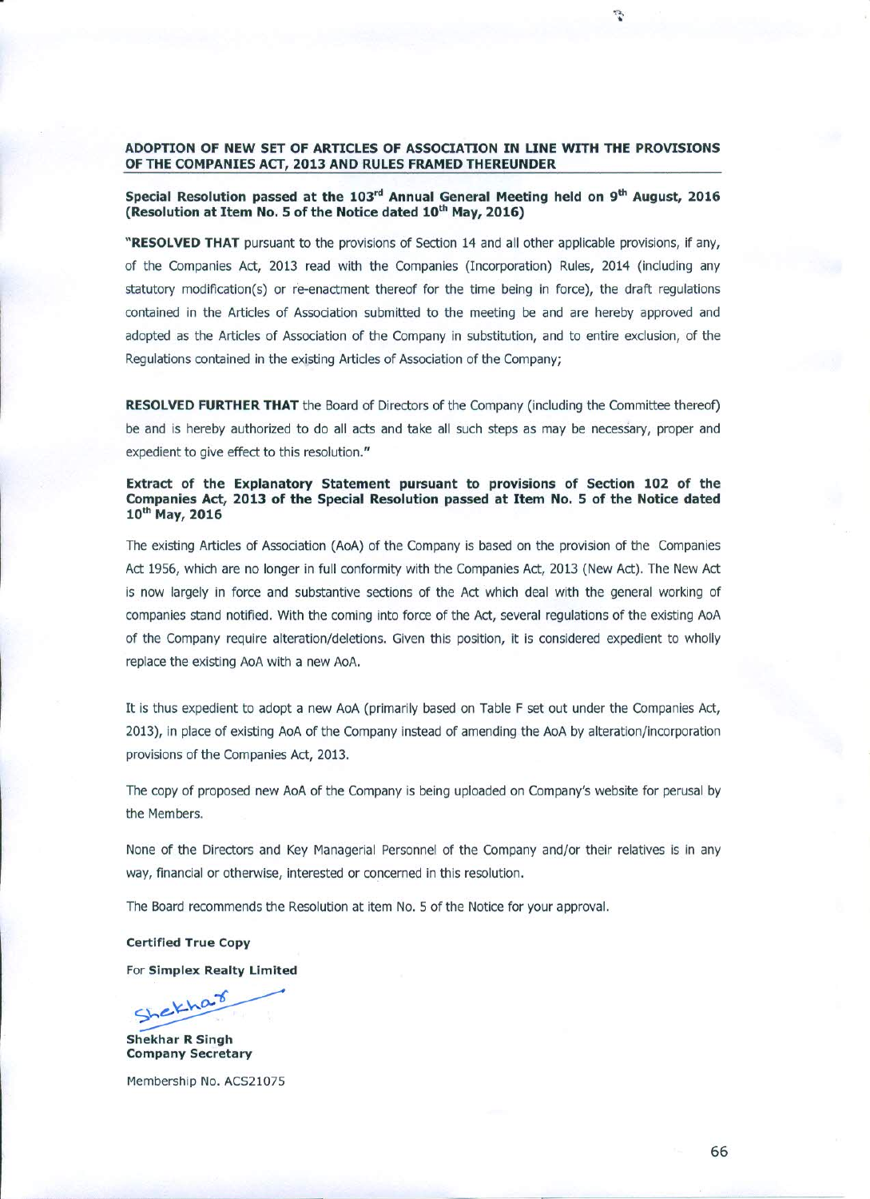## ADOPTION OF NEW SET OF ARTICLES OF ASSOCIATION IN LINE WITH THE PROVISIONS OF THE COMPANIES ACT, 2013 AND RULES FRAMED THEREUNDER

**Special Resolution passed at the 103rd Annual General Meeting held on 9th August, 2016 (Resolution at Item No. 5 of the Notice dated 10th May, 2016)**

"**RESOLVED THAT** pursuant to the provisions of Section 14 and all other applicable provisions, if any, of the Companies Act, 2013 read with the Companies (Incorporation) Rules, 2014 (including any statutory modification(s) or re-enactment thereof for the time being in force), the draft regulations contained in the Articles of Association submitted to the meeting be and are hereby approved and adopted as the Articles of Association of the Company in substitution, and to entire exclusion, of the Regulations contained in the existing Articles of Association of the Company;

**RESOLVED FURTHER THAT** the Board of Directors of the Company (including the Committee thereof) be and is hereby authorized to do all acts and take all such steps as may be necessary, proper and expedient to give effect to this resolution."

**Extract of the Explanatory Statement pursuant to provisions of Section 102 of the Companies Act, 2013 of the Special Resolution passed at Item No. 5 of the Notice dated 10th May, 2016**

The existing Articles of Association (AoA) of the Company is based on the provision of the Companies Act 1956, which are no longer in full conformity with the Companies Act, 2013 (New Act). The New Act is now largely in force and substantive sections of the Act which deal with the general working of companies stand notified. With the coming into force of the Act, several regulations of the existing AoA of the Company require alteration/deletions. Given this position, it is considered expedient to wholly replace the existing AoA with a new AoA.

It is thus expedient to adopt a new AoA (primarily based on Table F set out under the Companies Act, 2013), in place of existing AoA of the Company instead of amending the AoA by alteration/incorporation provisions of the Companies Act, 2013.

The copy of proposed new AoA of the Company is being uploaded on Company's website for perusal by the Members.

None of the Directors and Key Managerial Personnel of the Company and/or their relatives is in any way, financial or otherwise, interested or concerned in this resolution.

The Board recommends the Resolution at item No. 5 of the Notice for your approval.

**Certified True Copy**

For **Simplex Realty Limited**

Shekhar

**Shekhar R Singh**
**Company Secretary**

Membership No. ACS21075